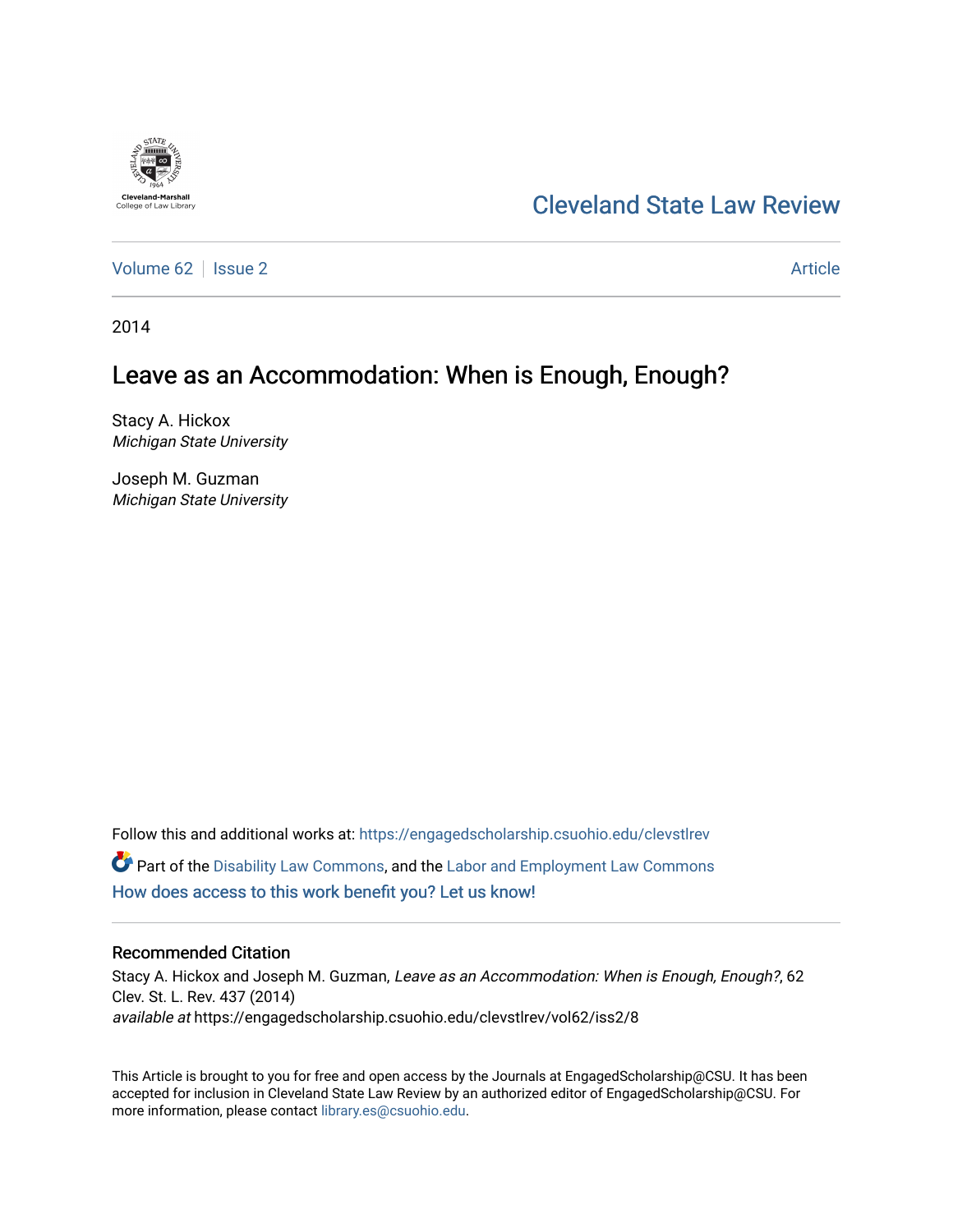Cleveland State Law Review

Volume 62 | Issue 2 Article

2014

# Leave as an Accommodation: When is Enough, Enough?

Stacy A. Hickox
*Michigan State University*

Joseph M. Guzman
*Michigan State University*

Follow this and additional works at: https://engagedscholarship.csuohio.edu/clevstlrev

Part of the Disability Law Commons, and the Labor and Employment Law Commons

How does access to this work benefit you? Let us know!

## Recommended Citation

Stacy A. Hickox and Joseph M. Guzman, *Leave as an Accommodation: When is Enough, Enough?*, 62 Clev. St. L. Rev. 437 (2014)
*available at* https://engagedscholarship.csuohio.edu/clevstlrev/vol62/iss2/8

This Article is brought to you for free and open access by the Journals at EngagedScholarship@CSU. It has been accepted for inclusion in Cleveland State Law Review by an authorized editor of EngagedScholarship@CSU. For more information, please contact library.es@csuohio.edu.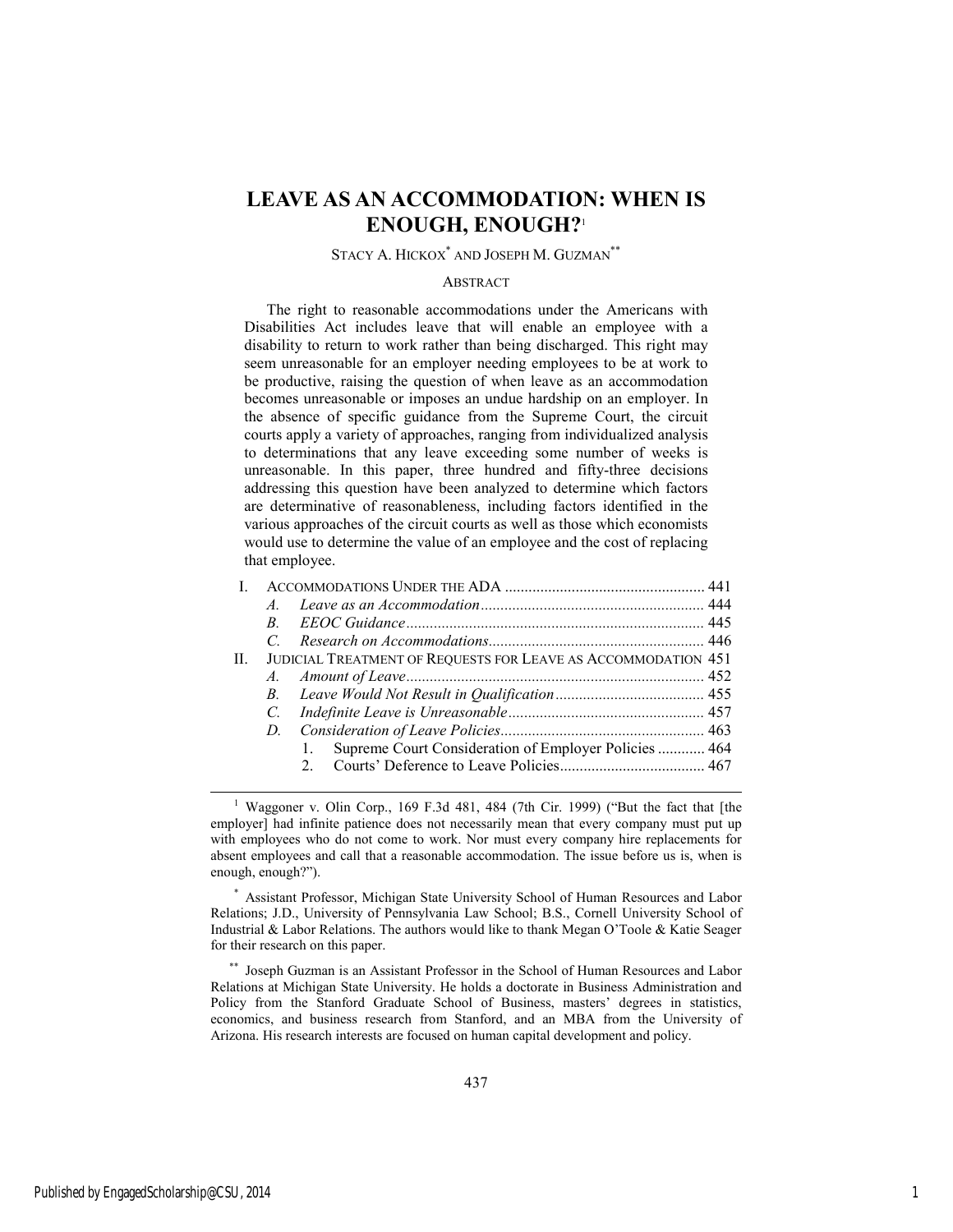# LEAVE AS AN ACCOMMODATION: WHEN IS ENOUGH, ENOUGH?[1]

STACY A. HICKOX[*] AND JOSEPH M. GUZMAN[**]

## ABSTRACT

The right to reasonable accommodations under the Americans with Disabilities Act includes leave that will enable an employee with a disability to return to work rather than being discharged. This right may seem unreasonable for an employer needing employees to be at work to be productive, raising the question of when leave as an accommodation becomes unreasonable or imposes an undue hardship on an employer. In the absence of specific guidance from the Supreme Court, the circuit courts apply a variety of approaches, ranging from individualized analysis to determinations that any leave exceeding some number of weeks is unreasonable. In this paper, three hundred and fifty-three decisions addressing this question have been analyzed to determine which factors are determinative of reasonableness, including factors identified in the various approaches of the circuit courts as well as those which economists would use to determine the value of an employee and the cost of replacing that employee.

- I. ACCOMMODATIONS UNDER THE ADA .................................................. 441
  - A. *Leave as an Accommodation* ........................................................ 444
  - B. *EEOC Guidance* .......................................................................... 445
  - C. *Research on Accommodations* ...................................................... 446
- II. JUDICIAL TREATMENT OF REQUESTS FOR LEAVE AS ACCOMMODATION 451
  - A. *Amount of Leave* .......................................................................... 452
  - B. *Leave Would Not Result in Qualification* ..................................... 455
  - C. *Indefinite Leave is Unreasonable* ................................................. 457
  - D. *Consideration of Leave Policies* ................................................... 463
    1. Supreme Court Consideration of Employer Policies ............ 464
    2. Courts' Deference to Leave Policies ..................................... 467

---

[1] Waggoner v. Olin Corp., 169 F.3d 481, 484 (7th Cir. 1999) ("But the fact that [the employer] had infinite patience does not necessarily mean that every company must put up with employees who do not come to work. Nor must every company hire replacements for absent employees and call that a reasonable accommodation. The issue before us is, when is enough, enough?").

[*] Assistant Professor, Michigan State University School of Human Resources and Labor Relations; J.D., University of Pennsylvania Law School; B.S., Cornell University School of Industrial & Labor Relations. The authors would like to thank Megan O'Toole & Katie Seager for their research on this paper.

[**] Joseph Guzman is an Assistant Professor in the School of Human Resources and Labor Relations at Michigan State University. He holds a doctorate in Business Administration and Policy from the Stanford Graduate School of Business, masters' degrees in statistics, economics, and business research from Stanford, and an MBA from the University of Arizona. His research interests are focused on human capital development and policy.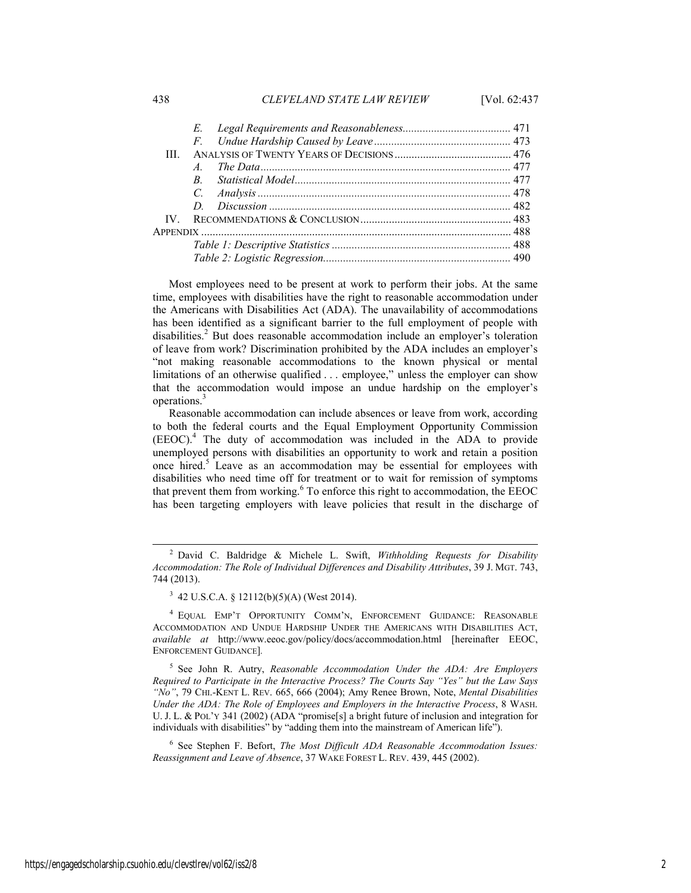| | | | |
|---|---|---|---|
| | E. | *Legal Requirements and Reasonableness* | 471 |
| | F. | *Undue Hardship Caused by Leave* | 473 |
| III. | | ANALYSIS OF TWENTY YEARS OF DECISIONS | 476 |
| | A. | *The Data* | 477 |
| | B. | *Statistical Model* | 477 |
| | C. | *Analysis* | 478 |
| | D. | *Discussion* | 482 |
| IV. | | RECOMMENDATIONS & CONCLUSION | 483 |
| APPENDIX | | | 488 |
| | | *Table 1: Descriptive Statistics* | 488 |
| | | *Table 2: Logistic Regression* | 490 |

Most employees need to be present at work to perform their jobs. At the same time, employees with disabilities have the right to reasonable accommodation under the Americans with Disabilities Act (ADA). The unavailability of accommodations has been identified as a significant barrier to the full employment of people with disabilities.[2] But does reasonable accommodation include an employer's toleration of leave from work? Discrimination prohibited by the ADA includes an employer's "not making reasonable accommodations to the known physical or mental limitations of an otherwise qualified . . . employee," unless the employer can show that the accommodation would impose an undue hardship on the employer's operations.[3]

Reasonable accommodation can include absences or leave from work, according to both the federal courts and the Equal Employment Opportunity Commission (EEOC).[4] The duty of accommodation was included in the ADA to provide unemployed persons with disabilities an opportunity to work and retain a position once hired.[5] Leave as an accommodation may be essential for employees with disabilities who need time off for treatment or to wait for remission of symptoms that prevent them from working.[6] To enforce this right to accommodation, the EEOC has been targeting employers with leave policies that result in the discharge of

---

[2] David C. Baldridge & Michele L. Swift, *Withholding Requests for Disability Accommodation: The Role of Individual Differences and Disability Attributes*, 39 J. MGT. 743, 744 (2013).

[3] 42 U.S.C.A. § 12112(b)(5)(A) (West 2014).

[4] EQUAL EMP'T OPPORTUNITY COMM'N, ENFORCEMENT GUIDANCE: REASONABLE ACCOMMODATION AND UNDUE HARDSHIP UNDER THE AMERICANS WITH DISABILITIES ACT, *available at* http://www.eeoc.gov/policy/docs/accommodation.html [hereinafter EEOC, ENFORCEMENT GUIDANCE].

[5] See John R. Autry, *Reasonable Accommodation Under the ADA: Are Employers Required to Participate in the Interactive Process? The Courts Say "Yes" but the Law Says "No"*, 79 CHI.-KENT L. REV. 665, 666 (2004); Amy Renee Brown, Note, *Mental Disabilities Under the ADA: The Role of Employees and Employers in the Interactive Process*, 8 WASH. U. J. L. & POL'Y 341 (2002) (ADA "promise[s] a bright future of inclusion and integration for individuals with disabilities" by "adding them into the mainstream of American life").

[6] See Stephen F. Befort, *The Most Difficult ADA Reasonable Accommodation Issues: Reassignment and Leave of Absence*, 37 WAKE FOREST L. REV. 439, 445 (2002).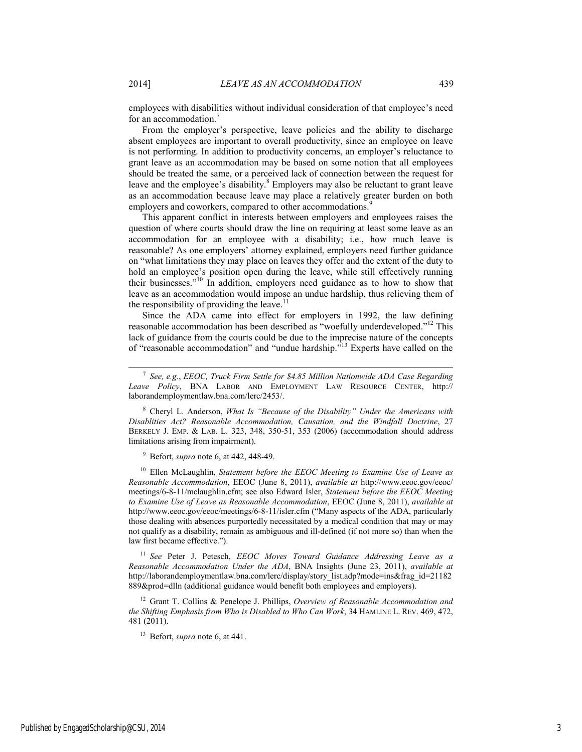employees with disabilities without individual consideration of that employee's need for an accommodation.[7]

From the employer's perspective, leave policies and the ability to discharge absent employees are important to overall productivity, since an employee on leave is not performing. In addition to productivity concerns, an employer's reluctance to grant leave as an accommodation may be based on some notion that all employees should be treated the same, or a perceived lack of connection between the request for leave and the employee's disability.[8] Employers may also be reluctant to grant leave as an accommodation because leave may place a relatively greater burden on both employers and coworkers, compared to other accommodations.[9]

This apparent conflict in interests between employers and employees raises the question of where courts should draw the line on requiring at least some leave as an accommodation for an employee with a disability; i.e., how much leave is reasonable? As one employers' attorney explained, employers need further guidance on "what limitations they may place on leaves they offer and the extent of the duty to hold an employee's position open during the leave, while still effectively running their businesses."[10] In addition, employers need guidance as to how to show that leave as an accommodation would impose an undue hardship, thus relieving them of the responsibility of providing the leave.[11]

Since the ADA came into effect for employers in 1992, the law defining reasonable accommodation has been described as "woefully underdeveloped."[12] This lack of guidance from the courts could be due to the imprecise nature of the concepts of "reasonable accommodation" and "undue hardship."[13] Experts have called on the

---

[7] *See, e.g.*, *EEOC, Truck Firm Settle for $4.85 Million Nationwide ADA Case Regarding Leave Policy*, BNA LABOR AND EMPLOYMENT LAW RESOURCE CENTER, http://laborandemploymentlaw.bna.com/lerc/2453/.

[8] Cheryl L. Anderson, *What Is "Because of the Disability" Under the Americans with Disablities Act? Reasonable Accommodation, Causation, and the Windfall Doctrine*, 27 BERKELY J. EMP. & LAB. L. 323, 348, 350-51, 353 (2006) (accommodation should address limitations arising from impairment).

[9] Befort, *supra* note 6, at 442, 448-49.

[10] Ellen McLaughlin, *Statement before the EEOC Meeting to Examine Use of Leave as Reasonable Accommodation*, EEOC (June 8, 2011), *available at* http://www.eeoc.gov/eeoc/meetings/6-8-11/mclaughlin.cfm; see also Edward Isler, *Statement before the EEOC Meeting to Examine Use of Leave as Reasonable Accommodation*, EEOC (June 8, 2011), *available at* http://www.eeoc.gov/eeoc/meetings/6-8-11/isler.cfm ("Many aspects of the ADA, particularly those dealing with absences purportedly necessitated by a medical condition that may or may not qualify as a disability, remain as ambiguous and ill-defined (if not more so) than when the law first became effective.").

[11] *See* Peter J. Petesch, *EEOC Moves Toward Guidance Addressing Leave as a Reasonable Accommodation Under the ADA*, BNA Insights (June 23, 2011), *available at* http://laborandemploymentlaw.bna.com/lerc/display/story_list.adp?mode=ins&frag_id=21182889&prod=dlln (additional guidance would benefit both employees and employers).

[12] Grant T. Collins & Penelope J. Phillips, *Overview of Reasonable Accommodation and the Shifting Emphasis from Who is Disabled to Who Can Work*, 34 HAMLINE L. REV. 469, 472, 481 (2011).

[13] Befort, *supra* note 6, at 441.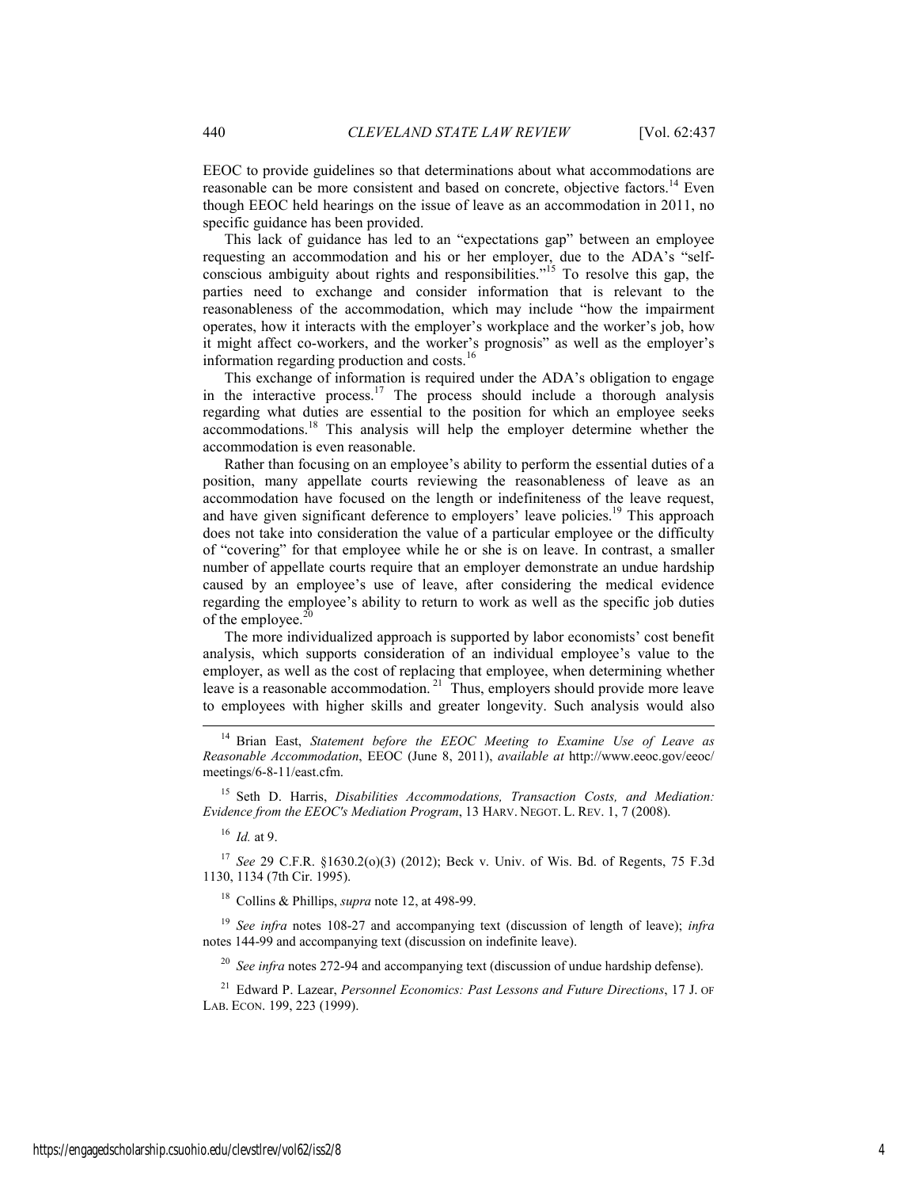EEOC to provide guidelines so that determinations about what accommodations are reasonable can be more consistent and based on concrete, objective factors.[14] Even though EEOC held hearings on the issue of leave as an accommodation in 2011, no specific guidance has been provided.

This lack of guidance has led to an "expectations gap" between an employee requesting an accommodation and his or her employer, due to the ADA's "self-conscious ambiguity about rights and responsibilities."[15] To resolve this gap, the parties need to exchange and consider information that is relevant to the reasonableness of the accommodation, which may include "how the impairment operates, how it interacts with the employer's workplace and the worker's job, how it might affect co-workers, and the worker's prognosis" as well as the employer's information regarding production and costs.[16]

This exchange of information is required under the ADA's obligation to engage in the interactive process.[17] The process should include a thorough analysis regarding what duties are essential to the position for which an employee seeks accommodations.[18] This analysis will help the employer determine whether the accommodation is even reasonable.

Rather than focusing on an employee's ability to perform the essential duties of a position, many appellate courts reviewing the reasonableness of leave as an accommodation have focused on the length or indefiniteness of the leave request, and have given significant deference to employers' leave policies.[19] This approach does not take into consideration the value of a particular employee or the difficulty of "covering" for that employee while he or she is on leave. In contrast, a smaller number of appellate courts require that an employer demonstrate an undue hardship caused by an employee's use of leave, after considering the medical evidence regarding the employee's ability to return to work as well as the specific job duties of the employee.[20]

The more individualized approach is supported by labor economists' cost benefit analysis, which supports consideration of an individual employee's value to the employer, as well as the cost of replacing that employee, when determining whether leave is a reasonable accommodation.[21] Thus, employers should provide more leave to employees with higher skills and greater longevity. Such analysis would also

---

[14] Brian East, *Statement before the EEOC Meeting to Examine Use of Leave as Reasonable Accommodation*, EEOC (June 8, 2011), *available at* http://www.eeoc.gov/eeoc/meetings/6-8-11/east.cfm.

[15] Seth D. Harris, *Disabilities Accommodations, Transaction Costs, and Mediation: Evidence from the EEOC's Mediation Program*, 13 HARV. NEGOT. L. REV. 1, 7 (2008).

[16] *Id.* at 9.

[17] *See* 29 C.F.R. §1630.2(o)(3) (2012); Beck v. Univ. of Wis. Bd. of Regents, 75 F.3d 1130, 1134 (7th Cir. 1995).

[18] Collins & Phillips, *supra* note 12, at 498-99.

[19] *See infra* notes 108-27 and accompanying text (discussion of length of leave); *infra* notes 144-99 and accompanying text (discussion on indefinite leave).

[20] *See infra* notes 272-94 and accompanying text (discussion of undue hardship defense).

[21] Edward P. Lazear, *Personnel Economics: Past Lessons and Future Directions*, 17 J. OF LAB. ECON. 199, 223 (1999).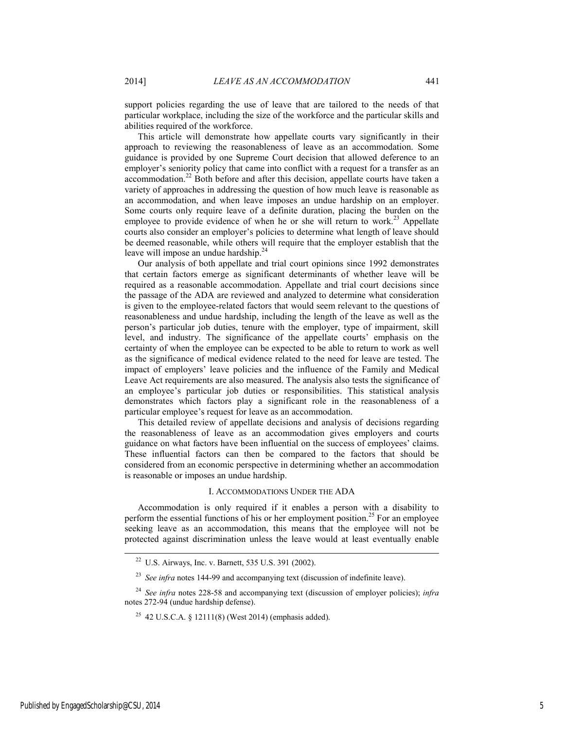support policies regarding the use of leave that are tailored to the needs of that particular workplace, including the size of the workforce and the particular skills and abilities required of the workforce.

This article will demonstrate how appellate courts vary significantly in their approach to reviewing the reasonableness of leave as an accommodation. Some guidance is provided by one Supreme Court decision that allowed deference to an employer's seniority policy that came into conflict with a request for a transfer as an accommodation.[22] Both before and after this decision, appellate courts have taken a variety of approaches in addressing the question of how much leave is reasonable as an accommodation, and when leave imposes an undue hardship on an employer. Some courts only require leave of a definite duration, placing the burden on the employee to provide evidence of when he or she will return to work.[23] Appellate courts also consider an employer's policies to determine what length of leave should be deemed reasonable, while others will require that the employer establish that the leave will impose an undue hardship.[24]

Our analysis of both appellate and trial court opinions since 1992 demonstrates that certain factors emerge as significant determinants of whether leave will be required as a reasonable accommodation. Appellate and trial court decisions since the passage of the ADA are reviewed and analyzed to determine what consideration is given to the employee-related factors that would seem relevant to the questions of reasonableness and undue hardship, including the length of the leave as well as the person's particular job duties, tenure with the employer, type of impairment, skill level, and industry. The significance of the appellate courts' emphasis on the certainty of when the employee can be expected to be able to return to work as well as the significance of medical evidence related to the need for leave are tested. The impact of employers' leave policies and the influence of the Family and Medical Leave Act requirements are also measured. The analysis also tests the significance of an employee's particular job duties or responsibilities. This statistical analysis demonstrates which factors play a significant role in the reasonableness of a particular employee's request for leave as an accommodation.

This detailed review of appellate decisions and analysis of decisions regarding the reasonableness of leave as an accommodation gives employers and courts guidance on what factors have been influential on the success of employees' claims. These influential factors can then be compared to the factors that should be considered from an economic perspective in determining whether an accommodation is reasonable or imposes an undue hardship.

## I. ACCOMMODATIONS UNDER THE ADA

Accommodation is only required if it enables a person with a disability to perform the essential functions of his or her employment position.[25] For an employee seeking leave as an accommodation, this means that the employee will not be protected against discrimination unless the leave would at least eventually enable

---

[22] U.S. Airways, Inc. v. Barnett, 535 U.S. 391 (2002).

[23] *See infra* notes 144-99 and accompanying text (discussion of indefinite leave).

[24] *See infra* notes 228-58 and accompanying text (discussion of employer policies); *infra* notes 272-94 (undue hardship defense).

[25] 42 U.S.C.A. § 12111(8) (West 2014) (emphasis added).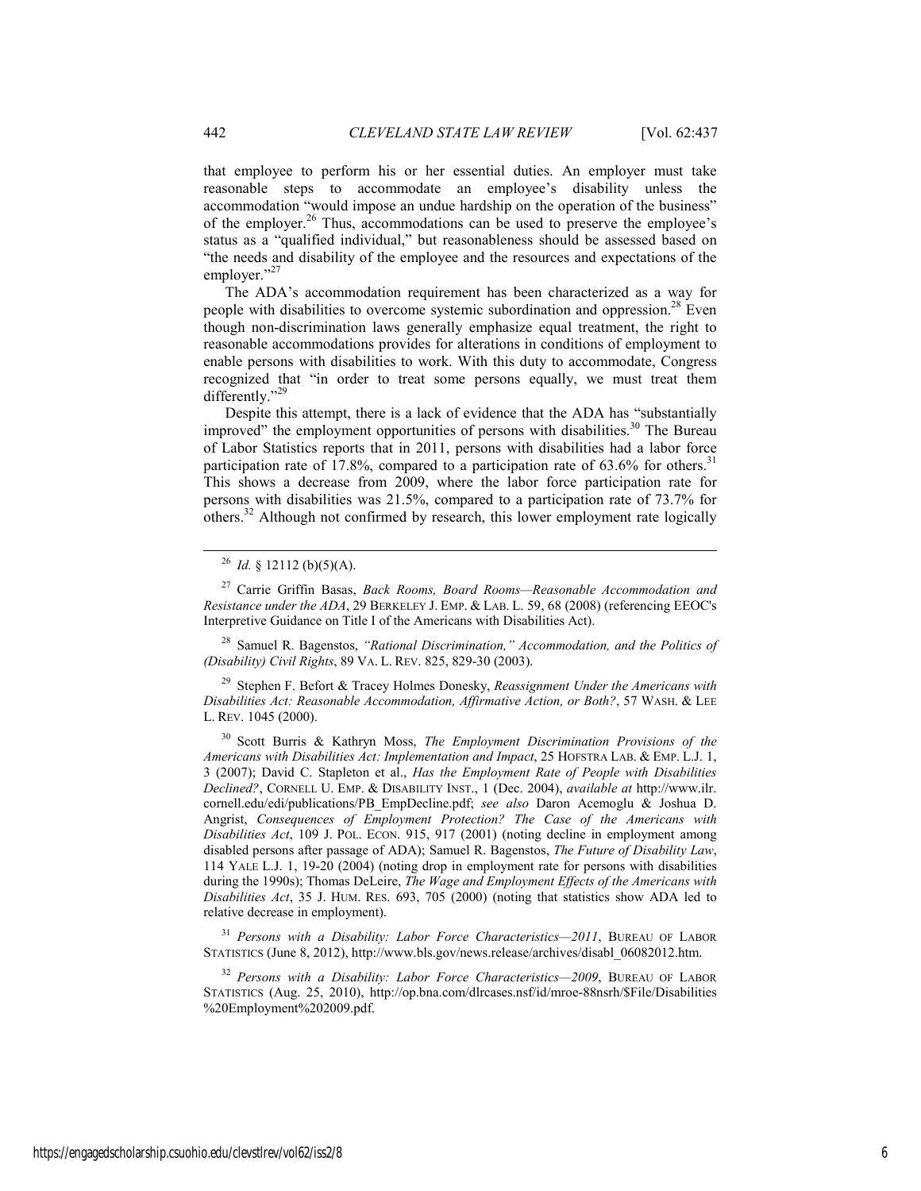that employee to perform his or her essential duties. An employer must take reasonable steps to accommodate an employee's disability unless the accommodation "would impose an undue hardship on the operation of the business" of the employer.[26] Thus, accommodations can be used to preserve the employee's status as a "qualified individual," but reasonableness should be assessed based on "the needs and disability of the employee and the resources and expectations of the employer."[27]

The ADA's accommodation requirement has been characterized as a way for people with disabilities to overcome systemic subordination and oppression.[28] Even though non-discrimination laws generally emphasize equal treatment, the right to reasonable accommodations provides for alterations in conditions of employment to enable persons with disabilities to work. With this duty to accommodate, Congress recognized that "in order to treat some persons equally, we must treat them differently."[29]

Despite this attempt, there is a lack of evidence that the ADA has "substantially improved" the employment opportunities of persons with disabilities.[30] The Bureau of Labor Statistics reports that in 2011, persons with disabilities had a labor force participation rate of 17.8%, compared to a participation rate of 63.6% for others.[31] This shows a decrease from 2009, where the labor force participation rate for persons with disabilities was 21.5%, compared to a participation rate of 73.7% for others.[32] Although not confirmed by research, this lower employment rate logically

---

[26] *Id.* § 12112 (b)(5)(A).

[27] Carrie Griffin Basas, *Back Rooms, Board Rooms—Reasonable Accommodation and Resistance under the ADA*, 29 BERKELEY J. EMP. & LAB. L. 59, 68 (2008) (referencing EEOC's Interpretive Guidance on Title I of the Americans with Disabilities Act).

[28] Samuel R. Bagenstos, *"Rational Discrimination," Accommodation, and the Politics of (Disability) Civil Rights*, 89 VA. L. REV. 825, 829-30 (2003).

[29] Stephen F. Befort & Tracey Holmes Donesky, *Reassignment Under the Americans with Disabilities Act: Reasonable Accommodation, Affirmative Action, or Both?*, 57 WASH. & LEE L. REV. 1045 (2000).

[30] Scott Burris & Kathryn Moss, *The Employment Discrimination Provisions of the Americans with Disabilities Act: Implementation and Impact*, 25 HOFSTRA LAB. & EMP. L.J. 1, 3 (2007); David C. Stapleton et al., *Has the Employment Rate of People with Disabilities Declined?*, CORNELL U. EMP. & DISABILITY INST., 1 (Dec. 2004), *available at* http://www.ilr.cornell.edu/edi/publications/PB_EmpDecline.pdf; *see also* Daron Acemoglu & Joshua D. Angrist, *Consequences of Employment Protection? The Case of the Americans with Disabilities Act*, 109 J. POL. ECON. 915, 917 (2001) (noting decline in employment among disabled persons after passage of ADA); Samuel R. Bagenstos, *The Future of Disability Law*, 114 YALE L.J. 1, 19-20 (2004) (noting drop in employment rate for persons with disabilities during the 1990s); Thomas DeLeire, *The Wage and Employment Effects of the Americans with Disabilities Act*, 35 J. HUM. RES. 693, 705 (2000) (noting that statistics show ADA led to relative decrease in employment).

[31] *Persons with a Disability: Labor Force Characteristics—2011*, BUREAU OF LABOR STATISTICS (June 8, 2012), http://www.bls.gov/news.release/archives/disabl_06082012.htm.

[32] *Persons with a Disability: Labor Force Characteristics—2009*, BUREAU OF LABOR STATISTICS (Aug. 25, 2010), http://op.bna.com/dlrcases.nsf/id/mroe-88nsrh/$File/Disabilities%20Employment%202009.pdf.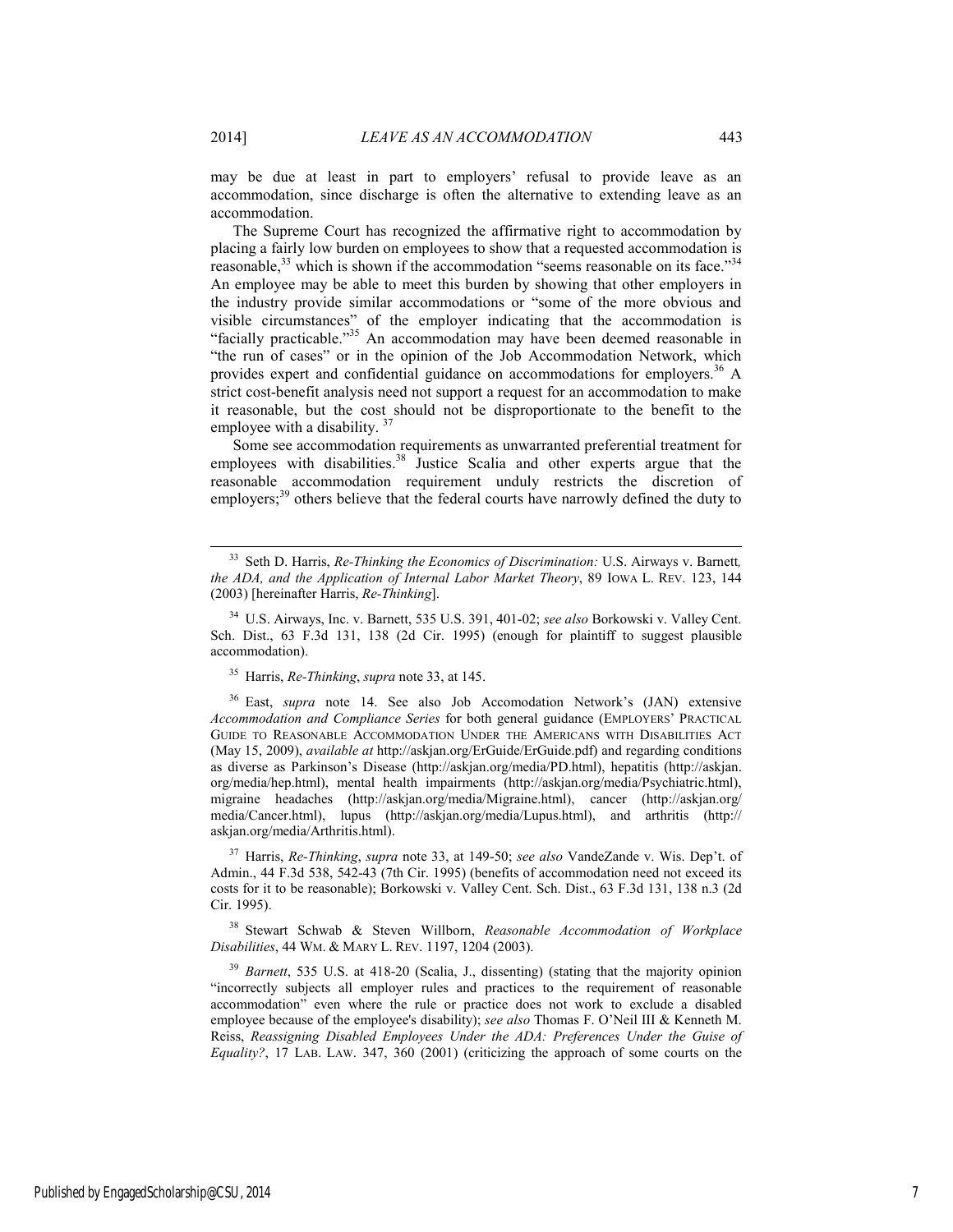may be due at least in part to employers' refusal to provide leave as an accommodation, since discharge is often the alternative to extending leave as an accommodation.

The Supreme Court has recognized the affirmative right to accommodation by placing a fairly low burden on employees to show that a requested accommodation is reasonable,[33] which is shown if the accommodation "seems reasonable on its face."[34] An employee may be able to meet this burden by showing that other employers in the industry provide similar accommodations or "some of the more obvious and visible circumstances" of the employer indicating that the accommodation is "facially practicable."[35] An accommodation may have been deemed reasonable in "the run of cases" or in the opinion of the Job Accommodation Network, which provides expert and confidential guidance on accommodations for employers.[36] A strict cost-benefit analysis need not support a request for an accommodation to make it reasonable, but the cost should not be disproportionate to the benefit to the employee with a disability.[37]

Some see accommodation requirements as unwarranted preferential treatment for employees with disabilities.[38] Justice Scalia and other experts argue that the reasonable accommodation requirement unduly restricts the discretion of employers;[39] others believe that the federal courts have narrowly defined the duty to

---

[33] Seth D. Harris, *Re-Thinking the Economics of Discrimination:* U.S. Airways v. Barnett*, the ADA, and the Application of Internal Labor Market Theory*, 89 IOWA L. REV. 123, 144 (2003) [hereinafter Harris, *Re-Thinking*].

[34] U.S. Airways, Inc. v. Barnett, 535 U.S. 391, 401-02; *see also* Borkowski v. Valley Cent. Sch. Dist., 63 F.3d 131, 138 (2d Cir. 1995) (enough for plaintiff to suggest plausible accommodation).

[35] Harris, *Re-Thinking*, *supra* note 33, at 145.

[36] East, *supra* note 14. See also Job Accomodation Network's (JAN) extensive *Accommodation and Compliance Series* for both general guidance (EMPLOYERS' PRACTICAL GUIDE TO REASONABLE ACCOMMODATION UNDER THE AMERICANS WITH DISABILITIES ACT (May 15, 2009), *available at* http://askjan.org/ErGuide/ErGuide.pdf) and regarding conditions as diverse as Parkinson's Disease (http://askjan.org/media/PD.html), hepatitis (http://askjan.org/media/hep.html), mental health impairments (http://askjan.org/media/Psychiatric.html), migraine headaches (http://askjan.org/media/Migraine.html), cancer (http://askjan.org/media/Cancer.html), lupus (http://askjan.org/media/Lupus.html), and arthritis (http://askjan.org/media/Arthritis.html).

[37] Harris, *Re-Thinking*, *supra* note 33, at 149-50; *see also* VandeZande v. Wis. Dep't. of Admin., 44 F.3d 538, 542-43 (7th Cir. 1995) (benefits of accommodation need not exceed its costs for it to be reasonable); Borkowski v. Valley Cent. Sch. Dist., 63 F.3d 131, 138 n.3 (2d Cir. 1995).

[38] Stewart Schwab & Steven Willborn, *Reasonable Accommodation of Workplace Disabilities*, 44 WM. & MARY L. REV. 1197, 1204 (2003).

[39] *Barnett*, 535 U.S. at 418-20 (Scalia, J., dissenting) (stating that the majority opinion "incorrectly subjects all employer rules and practices to the requirement of reasonable accommodation" even where the rule or practice does not work to exclude a disabled employee because of the employee's disability); *see also* Thomas F. O'Neil III & Kenneth M. Reiss, *Reassigning Disabled Employees Under the ADA: Preferences Under the Guise of Equality?*, 17 LAB. LAW. 347, 360 (2001) (criticizing the approach of some courts on the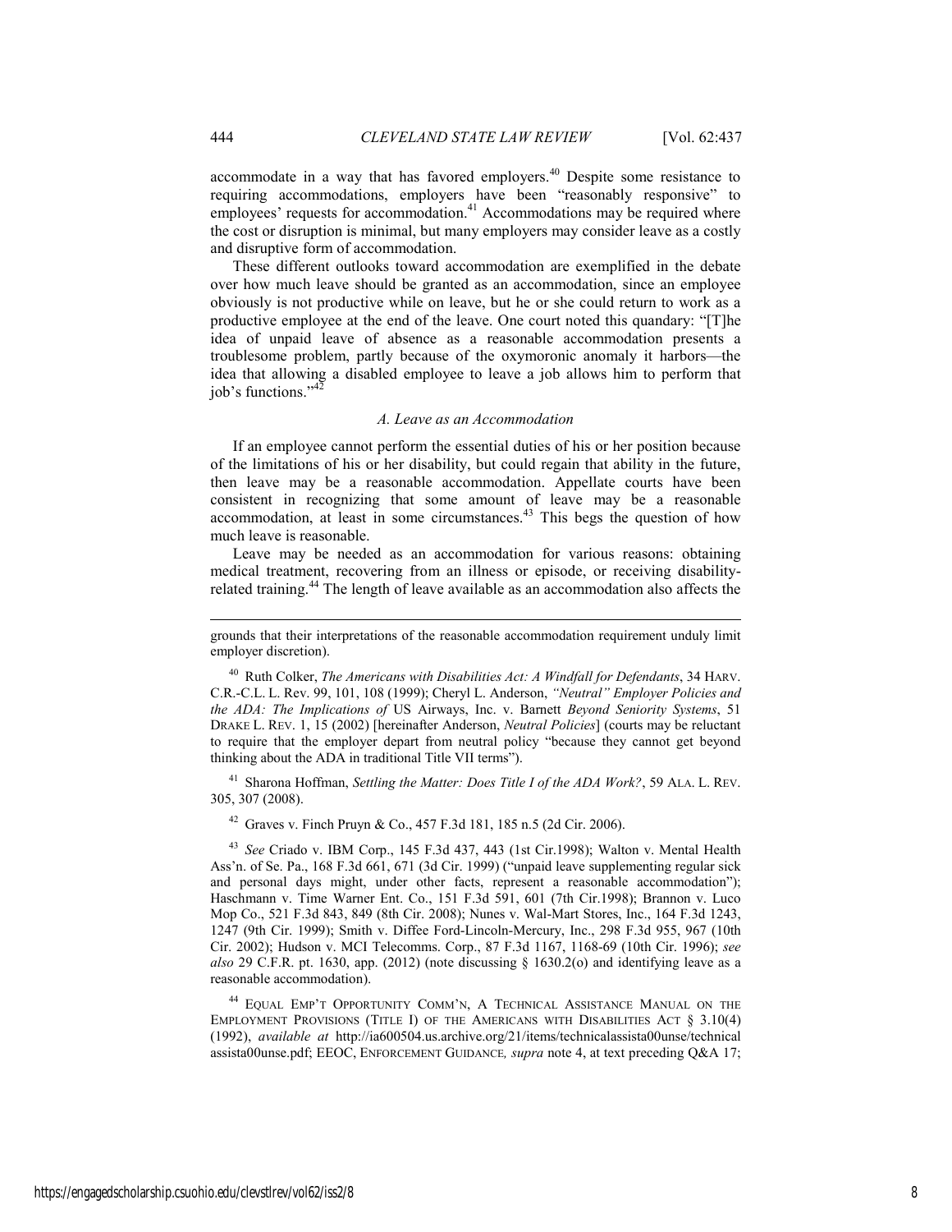accommodate in a way that has favored employers.[40] Despite some resistance to requiring accommodations, employers have been "reasonably responsive" to employees' requests for accommodation.[41] Accommodations may be required where the cost or disruption is minimal, but many employers may consider leave as a costly and disruptive form of accommodation.

These different outlooks toward accommodation are exemplified in the debate over how much leave should be granted as an accommodation, since an employee obviously is not productive while on leave, but he or she could return to work as a productive employee at the end of the leave. One court noted this quandary: "[T]he idea of unpaid leave of absence as a reasonable accommodation presents a troublesome problem, partly because of the oxymoronic anomaly it harbors—the idea that allowing a disabled employee to leave a job allows him to perform that job's functions."[42]

### *A. Leave as an Accommodation*

If an employee cannot perform the essential duties of his or her position because of the limitations of his or her disability, but could regain that ability in the future, then leave may be a reasonable accommodation. Appellate courts have been consistent in recognizing that some amount of leave may be a reasonable accommodation, at least in some circumstances.[43] This begs the question of how much leave is reasonable.

Leave may be needed as an accommodation for various reasons: obtaining medical treatment, recovering from an illness or episode, or receiving disability-related training.[44] The length of leave available as an accommodation also affects the

---

grounds that their interpretations of the reasonable accommodation requirement unduly limit employer discretion).

[40] Ruth Colker, *The Americans with Disabilities Act: A Windfall for Defendants*, 34 HARV. C.R.-C.L. L. Rev. 99, 101, 108 (1999); Cheryl L. Anderson, *"Neutral" Employer Policies and the ADA: The Implications of* US Airways, Inc. v. Barnett *Beyond Seniority Systems*, 51 DRAKE L. REV. 1, 15 (2002) [hereinafter Anderson, *Neutral Policies*] (courts may be reluctant to require that the employer depart from neutral policy "because they cannot get beyond thinking about the ADA in traditional Title VII terms").

[41] Sharona Hoffman, *Settling the Matter: Does Title I of the ADA Work?*, 59 ALA. L. REV. 305, 307 (2008).

[42] Graves v. Finch Pruyn & Co., 457 F.3d 181, 185 n.5 (2d Cir. 2006).

[43] *See* Criado v. IBM Corp., 145 F.3d 437, 443 (1st Cir.1998); Walton v. Mental Health Ass'n. of Se. Pa., 168 F.3d 661, 671 (3d Cir. 1999) ("unpaid leave supplementing regular sick and personal days might, under other facts, represent a reasonable accommodation"); Haschmann v. Time Warner Ent. Co., 151 F.3d 591, 601 (7th Cir.1998); Brannon v. Luco Mop Co., 521 F.3d 843, 849 (8th Cir. 2008); Nunes v. Wal-Mart Stores, Inc., 164 F.3d 1243, 1247 (9th Cir. 1999); Smith v. Diffee Ford-Lincoln-Mercury, Inc., 298 F.3d 955, 967 (10th Cir. 2002); Hudson v. MCI Telecomms. Corp., 87 F.3d 1167, 1168-69 (10th Cir. 1996); *see also* 29 C.F.R. pt. 1630, app. (2012) (note discussing § 1630.2(o) and identifying leave as a reasonable accommodation).

[44] EQUAL EMP'T OPPORTUNITY COMM'N, A TECHNICAL ASSISTANCE MANUAL ON THE EMPLOYMENT PROVISIONS (TITLE I) OF THE AMERICANS WITH DISABILITIES ACT § 3.10(4) (1992), *available at* http://ia600504.us.archive.org/21/items/technicalassista00unse/technicalassista00unse.pdf; EEOC, ENFORCEMENT GUIDANCE*, supra* note 4, at text preceding Q&A 17;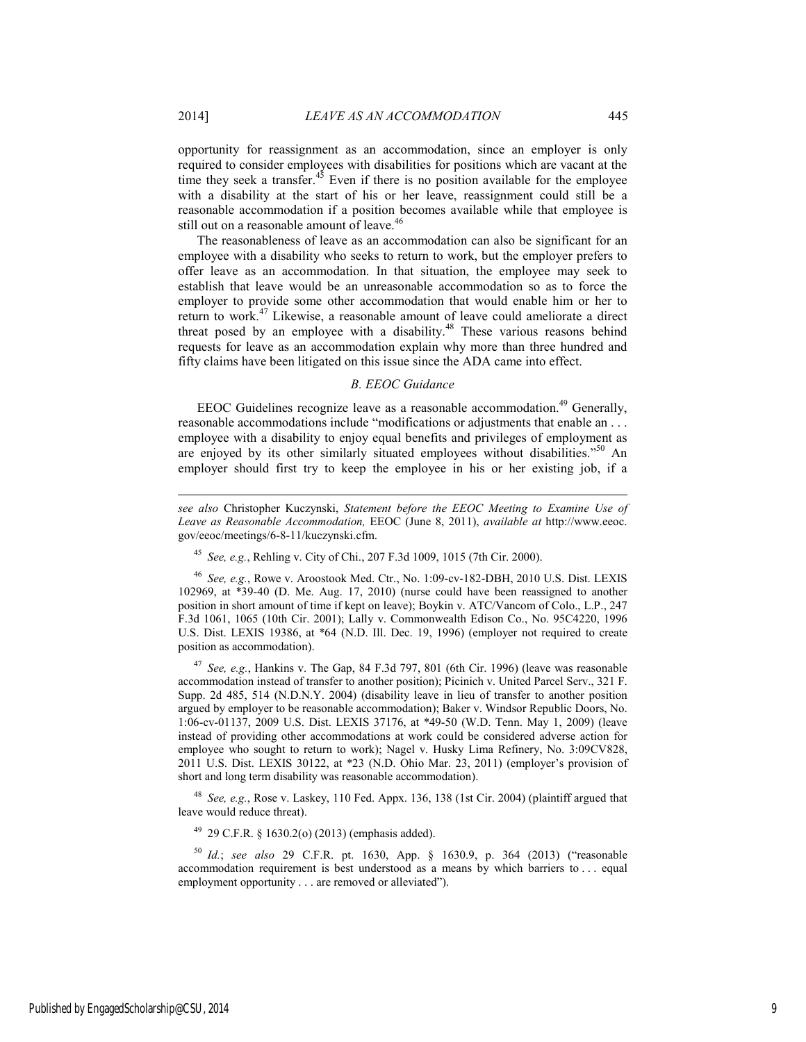opportunity for reassignment as an accommodation, since an employer is only required to consider employees with disabilities for positions which are vacant at the time they seek a transfer.[45] Even if there is no position available for the employee with a disability at the start of his or her leave, reassignment could still be a reasonable accommodation if a position becomes available while that employee is still out on a reasonable amount of leave.[46]

The reasonableness of leave as an accommodation can also be significant for an employee with a disability who seeks to return to work, but the employer prefers to offer leave as an accommodation. In that situation, the employee may seek to establish that leave would be an unreasonable accommodation so as to force the employer to provide some other accommodation that would enable him or her to return to work.[47] Likewise, a reasonable amount of leave could ameliorate a direct threat posed by an employee with a disability.[48] These various reasons behind requests for leave as an accommodation explain why more than three hundred and fifty claims have been litigated on this issue since the ADA came into effect.

### *B. EEOC Guidance*

EEOC Guidelines recognize leave as a reasonable accommodation.[49] Generally, reasonable accommodations include "modifications or adjustments that enable an . . . employee with a disability to enjoy equal benefits and privileges of employment as are enjoyed by its other similarly situated employees without disabilities."[50] An employer should first try to keep the employee in his or her existing job, if a

---

*see also* Christopher Kuczynski, *Statement before the EEOC Meeting to Examine Use of Leave as Reasonable Accommodation,* EEOC (June 8, 2011), *available at* http://www.eeoc.gov/eeoc/meetings/6-8-11/kuczynski.cfm.

[45] *See, e.g.*, Rehling v. City of Chi., 207 F.3d 1009, 1015 (7th Cir. 2000).

[46] *See, e.g.*, Rowe v. Aroostook Med. Ctr., No. 1:09-cv-182-DBH, 2010 U.S. Dist. LEXIS 102969, at *39-40 (D. Me. Aug. 17, 2010) (nurse could have been reassigned to another position in short amount of time if kept on leave); Boykin v. ATC/Vancom of Colo., L.P., 247 F.3d 1061, 1065 (10th Cir. 2001); Lally v. Commonwealth Edison Co., No. 95C4220, 1996 U.S. Dist. LEXIS 19386, at *64 (N.D. Ill. Dec. 19, 1996) (employer not required to create position as accommodation).

[47] *See, e.g.*, Hankins v. The Gap, 84 F.3d 797, 801 (6th Cir. 1996) (leave was reasonable accommodation instead of transfer to another position); Picinich v. United Parcel Serv., 321 F. Supp. 2d 485, 514 (N.D.N.Y. 2004) (disability leave in lieu of transfer to another position argued by employer to be reasonable accommodation); Baker v. Windsor Republic Doors, No. 1:06-cv-01137, 2009 U.S. Dist. LEXIS 37176, at *49-50 (W.D. Tenn. May 1, 2009) (leave instead of providing other accommodations at work could be considered adverse action for employee who sought to return to work); Nagel v. Husky Lima Refinery, No. 3:09CV828, 2011 U.S. Dist. LEXIS 30122, at *23 (N.D. Ohio Mar. 23, 2011) (employer's provision of short and long term disability was reasonable accommodation).

[48] *See, e.g.*, Rose v. Laskey, 110 Fed. Appx. 136, 138 (1st Cir. 2004) (plaintiff argued that leave would reduce threat).

[49] 29 C.F.R. § 1630.2(o) (2013) (emphasis added).

[50] *Id.*; *see also* 29 C.F.R. pt. 1630, App. § 1630.9, p. 364 (2013) ("reasonable accommodation requirement is best understood as a means by which barriers to . . . equal employment opportunity . . . are removed or alleviated").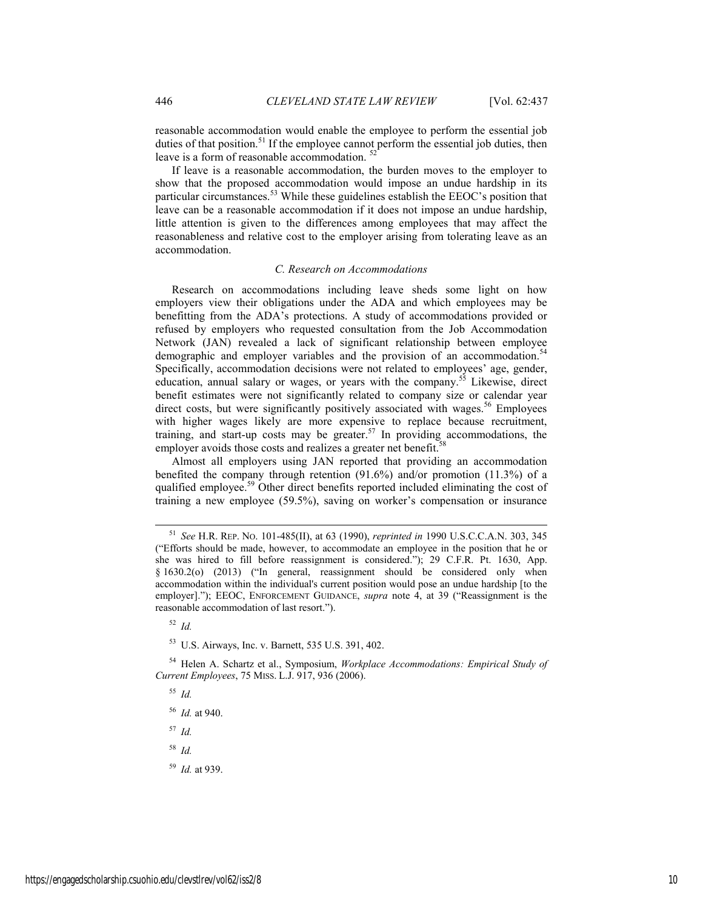reasonable accommodation would enable the employee to perform the essential job duties of that position.[51] If the employee cannot perform the essential job duties, then leave is a form of reasonable accommodation. [52]

If leave is a reasonable accommodation, the burden moves to the employer to show that the proposed accommodation would impose an undue hardship in its particular circumstances.[53] While these guidelines establish the EEOC's position that leave can be a reasonable accommodation if it does not impose an undue hardship, little attention is given to the differences among employees that may affect the reasonableness and relative cost to the employer arising from tolerating leave as an accommodation.

### *C. Research on Accommodations*

Research on accommodations including leave sheds some light on how employers view their obligations under the ADA and which employees may be benefitting from the ADA's protections. A study of accommodations provided or refused by employers who requested consultation from the Job Accommodation Network (JAN) revealed a lack of significant relationship between employee demographic and employer variables and the provision of an accommodation.[54] Specifically, accommodation decisions were not related to employees' age, gender, education, annual salary or wages, or years with the company.[55] Likewise, direct benefit estimates were not significantly related to company size or calendar year direct costs, but were significantly positively associated with wages.[56] Employees with higher wages likely are more expensive to replace because recruitment, training, and start-up costs may be greater.[57] In providing accommodations, the employer avoids those costs and realizes a greater net benefit.[58]

Almost all employers using JAN reported that providing an accommodation benefited the company through retention (91.6%) and/or promotion (11.3%) of a qualified employee.[59] Other direct benefits reported included eliminating the cost of training a new employee (59.5%), saving on worker's compensation or insurance

---

[51] *See* H.R. REP. NO. 101-485(II), at 63 (1990), *reprinted in* 1990 U.S.C.C.A.N. 303, 345 ("Efforts should be made, however, to accommodate an employee in the position that he or she was hired to fill before reassignment is considered."); 29 C.F.R. Pt. 1630, App. § 1630.2(o) (2013) ("In general, reassignment should be considered only when accommodation within the individual's current position would pose an undue hardship [to the employer]."); EEOC, ENFORCEMENT GUIDANCE, *supra* note 4, at 39 ("Reassignment is the reasonable accommodation of last resort.").

[52] *Id.*

[53] U.S. Airways, Inc. v. Barnett, 535 U.S. 391, 402.

[54] Helen A. Schartz et al., Symposium, *Workplace Accommodations: Empirical Study of Current Employees*, 75 MISS. L.J. 917, 936 (2006).

[55] *Id.*

[56] *Id.* at 940.

[57] *Id.*

[58] *Id.*

[59] *Id.* at 939.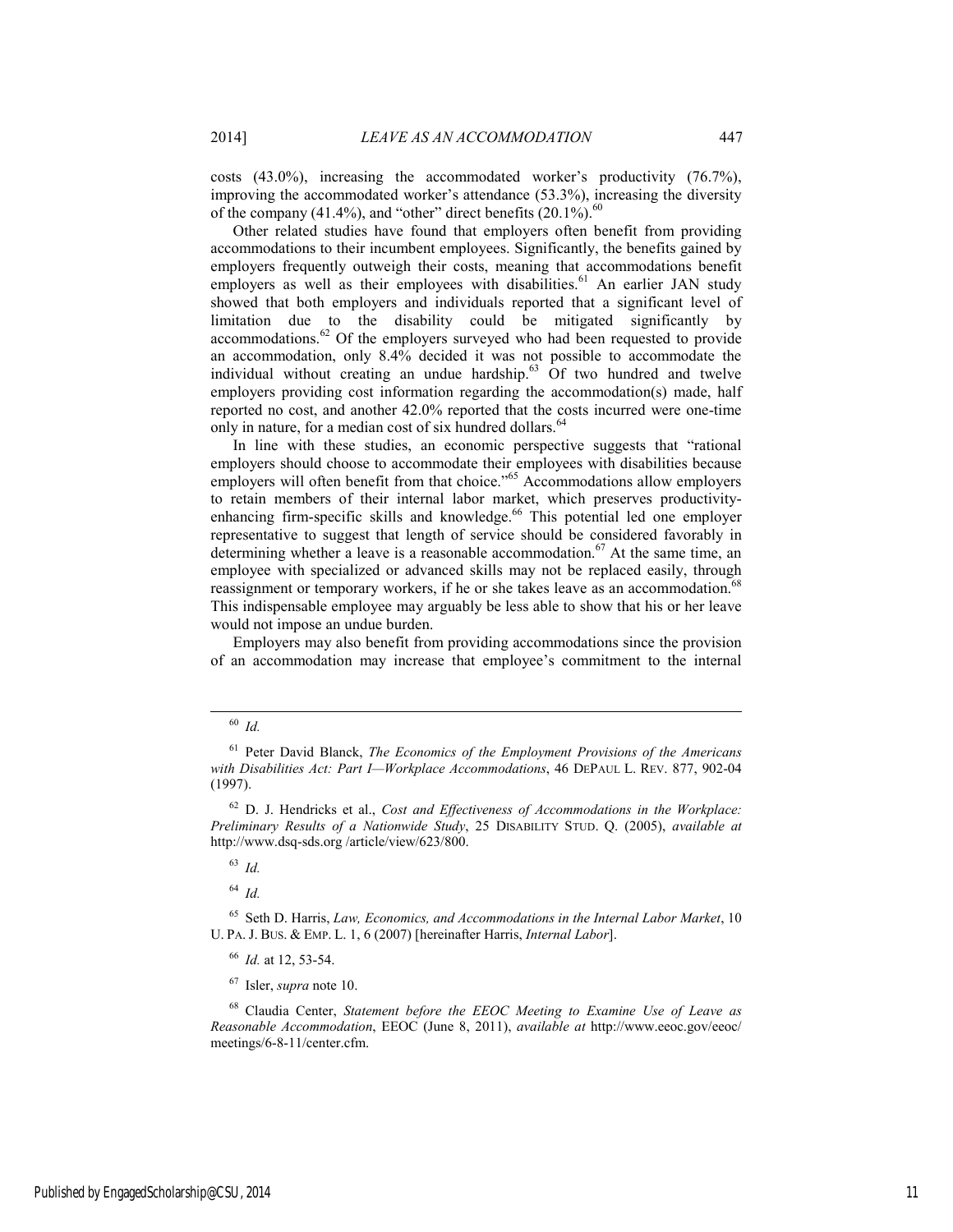costs (43.0%), increasing the accommodated worker's productivity (76.7%), improving the accommodated worker's attendance (53.3%), increasing the diversity of the company (41.4%), and "other" direct benefits (20.1%).[60]

Other related studies have found that employers often benefit from providing accommodations to their incumbent employees. Significantly, the benefits gained by employers frequently outweigh their costs, meaning that accommodations benefit employers as well as their employees with disabilities.[61] An earlier JAN study showed that both employers and individuals reported that a significant level of limitation due to the disability could be mitigated significantly by accommodations.[62] Of the employers surveyed who had been requested to provide an accommodation, only 8.4% decided it was not possible to accommodate the individual without creating an undue hardship.[63] Of two hundred and twelve employers providing cost information regarding the accommodation(s) made, half reported no cost, and another 42.0% reported that the costs incurred were one-time only in nature, for a median cost of six hundred dollars.[64]

In line with these studies, an economic perspective suggests that "rational employers should choose to accommodate their employees with disabilities because employers will often benefit from that choice."[65] Accommodations allow employers to retain members of their internal labor market, which preserves productivity-enhancing firm-specific skills and knowledge.[66] This potential led one employer representative to suggest that length of service should be considered favorably in determining whether a leave is a reasonable accommodation.[67] At the same time, an employee with specialized or advanced skills may not be replaced easily, through reassignment or temporary workers, if he or she takes leave as an accommodation.[68] This indispensable employee may arguably be less able to show that his or her leave would not impose an undue burden.

Employers may also benefit from providing accommodations since the provision of an accommodation may increase that employee's commitment to the internal

---

[60] *Id.*

[61] Peter David Blanck, *The Economics of the Employment Provisions of the Americans with Disabilities Act: Part I—Workplace Accommodations*, 46 DEPAUL L. REV. 877, 902-04 (1997).

[62] D. J. Hendricks et al., *Cost and Effectiveness of Accommodations in the Workplace: Preliminary Results of a Nationwide Study*, 25 DISABILITY STUD. Q. (2005), *available at* http://www.dsq-sds.org /article/view/623/800.

[63] *Id.*

[64] *Id.*

[65] Seth D. Harris, *Law, Economics, and Accommodations in the Internal Labor Market*, 10 U. PA. J. BUS. & EMP. L. 1, 6 (2007) [hereinafter Harris, *Internal Labor*].

[66] *Id.* at 12, 53-54.

[67] Isler, *supra* note 10.

[68] Claudia Center, *Statement before the EEOC Meeting to Examine Use of Leave as Reasonable Accommodation*, EEOC (June 8, 2011), *available at* http://www.eeoc.gov/eeoc/meetings/6-8-11/center.cfm.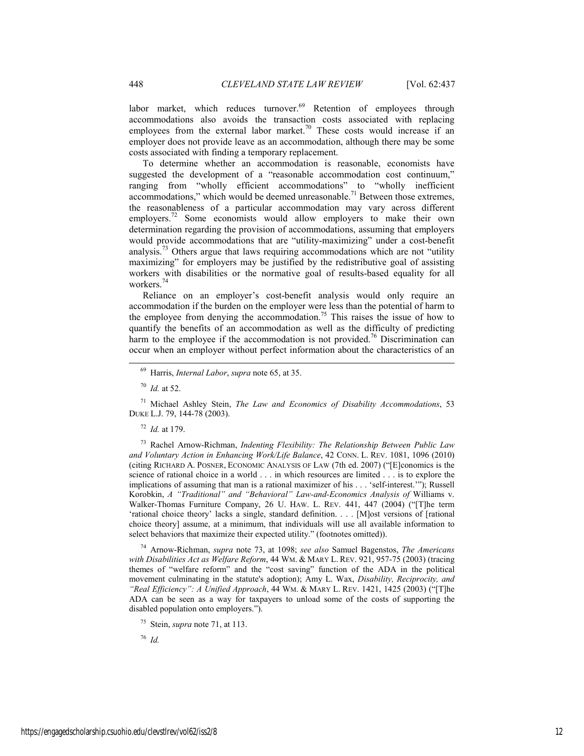labor market, which reduces turnover.[69] Retention of employees through accommodations also avoids the transaction costs associated with replacing employees from the external labor market.[70] These costs would increase if an employer does not provide leave as an accommodation, although there may be some costs associated with finding a temporary replacement.

To determine whether an accommodation is reasonable, economists have suggested the development of a "reasonable accommodation cost continuum," ranging from "wholly efficient accommodations" to "wholly inefficient accommodations," which would be deemed unreasonable.[71] Between those extremes, the reasonableness of a particular accommodation may vary across different employers.[72] Some economists would allow employers to make their own determination regarding the provision of accommodations, assuming that employers would provide accommodations that are "utility-maximizing" under a cost-benefit analysis.[73] Others argue that laws requiring accommodations which are not "utility maximizing" for employers may be justified by the redistributive goal of assisting workers with disabilities or the normative goal of results-based equality for all workers.[74]

Reliance on an employer's cost-benefit analysis would only require an accommodation if the burden on the employer were less than the potential of harm to the employee from denying the accommodation.[75] This raises the issue of how to quantify the benefits of an accommodation as well as the difficulty of predicting harm to the employee if the accommodation is not provided.[76] Discrimination can occur when an employer without perfect information about the characteristics of an

---

[69] Harris, *Internal Labor*, *supra* note 65, at 35.

[70] *Id.* at 52.

[71] Michael Ashley Stein, *The Law and Economics of Disability Accommodations*, 53 DUKE L.J. 79, 144-78 (2003).

[72] *Id.* at 179.

[73] Rachel Arnow-Richman, *Indenting Flexibility: The Relationship Between Public Law and Voluntary Action in Enhancing Work/Life Balance*, 42 CONN. L. REV. 1081, 1096 (2010) (citing RICHARD A. POSNER, ECONOMIC ANALYSIS OF LAW (7th ed. 2007) ("[E]conomics is the science of rational choice in a world . . . in which resources are limited . . . is to explore the implications of assuming that man is a rational maximizer of his . . . 'self-interest.'"); Russell Korobkin, *A "Traditional" and "Behavioral" Law-and-Economics Analysis of* Williams v. Walker-Thomas Furniture Company, 26 U. HAW. L. REV. 441, 447 (2004) ("[T]he term 'rational choice theory' lacks a single, standard definition. . . . [M]ost versions of [rational choice theory] assume, at a minimum, that individuals will use all available information to select behaviors that maximize their expected utility." (footnotes omitted)).

[74] Arnow-Richman, *supra* note 73, at 1098; *see also* Samuel Bagenstos, *The Americans with Disabilities Act as Welfare Reform*, 44 WM. & MARY L. REV. 921, 957-75 (2003) (tracing themes of "welfare reform" and the "cost saving" function of the ADA in the political movement culminating in the statute's adoption); Amy L. Wax, *Disability, Reciprocity, and "Real Efficiency": A Unified Approach*, 44 WM. & MARY L. REV. 1421, 1425 (2003) ("[T]he ADA can be seen as a way for taxpayers to unload some of the costs of supporting the disabled population onto employers.").

[75] Stein, *supra* note 71, at 113.

[76] *Id.*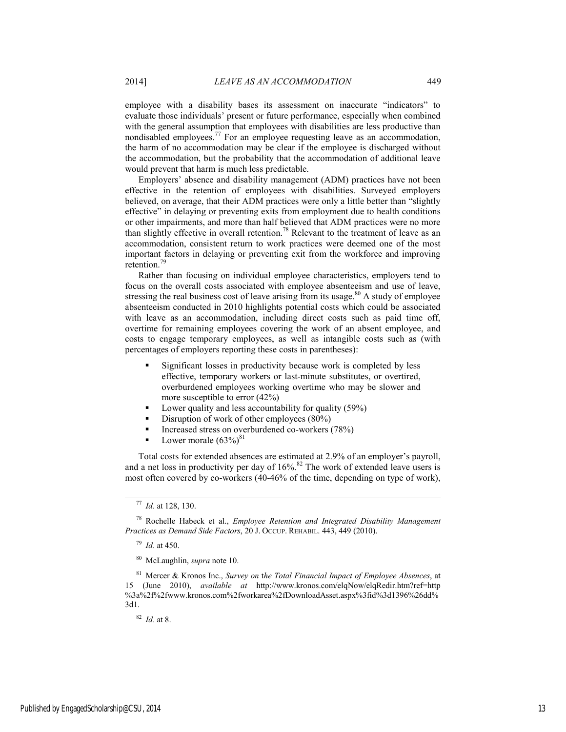employee with a disability bases its assessment on inaccurate "indicators" to evaluate those individuals' present or future performance, especially when combined with the general assumption that employees with disabilities are less productive than nondisabled employees.[77] For an employee requesting leave as an accommodation, the harm of no accommodation may be clear if the employee is discharged without the accommodation, but the probability that the accommodation of additional leave would prevent that harm is much less predictable.

Employers' absence and disability management (ADM) practices have not been effective in the retention of employees with disabilities. Surveyed employers believed, on average, that their ADM practices were only a little better than "slightly effective" in delaying or preventing exits from employment due to health conditions or other impairments, and more than half believed that ADM practices were no more than slightly effective in overall retention.[78] Relevant to the treatment of leave as an accommodation, consistent return to work practices were deemed one of the most important factors in delaying or preventing exit from the workforce and improving retention.[79]

Rather than focusing on individual employee characteristics, employers tend to focus on the overall costs associated with employee absenteeism and use of leave, stressing the real business cost of leave arising from its usage.[80] A study of employee absenteeism conducted in 2010 highlights potential costs which could be associated with leave as an accommodation, including direct costs such as paid time off, overtime for remaining employees covering the work of an absent employee, and costs to engage temporary employees, as well as intangible costs such as (with percentages of employers reporting these costs in parentheses):

- Significant losses in productivity because work is completed by less effective, temporary workers or last-minute substitutes, or overtired, overburdened employees working overtime who may be slower and more susceptible to error (42%)
- Lower quality and less accountability for quality (59%)
- Disruption of work of other employees (80%)
- Increased stress on overburdened co-workers (78%)
- Lower morale (63%)[81]

Total costs for extended absences are estimated at 2.9% of an employer's payroll, and a net loss in productivity per day of 16%.[82] The work of extended leave users is most often covered by co-workers (40-46% of the time, depending on type of work),

---

[77] *Id.* at 128, 130.

[78] Rochelle Habeck et al., *Employee Retention and Integrated Disability Management Practices as Demand Side Factors*, 20 J. OCCUP. REHABIL. 443, 449 (2010).

[79] *Id.* at 450.

[80] McLaughlin, *supra* note 10.

[81] Mercer & Kronos Inc., *Survey on the Total Financial Impact of Employee Absences*, at 15 (June 2010), *available at* http://www.kronos.com/elqNow/elqRedir.htm?ref=http%3a%2f%2fwww.kronos.com%2fworkarea%2fDownloadAsset.aspx%3fid%3d1396%26dd%3d1.

[82] *Id.* at 8.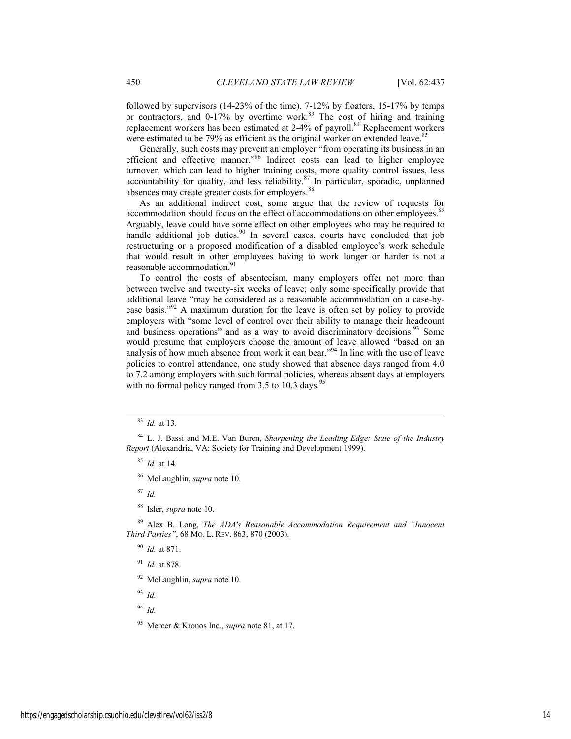followed by supervisors (14-23% of the time), 7-12% by floaters, 15-17% by temps or contractors, and 0-17% by overtime work.[83] The cost of hiring and training replacement workers has been estimated at 2-4% of payroll.[84] Replacement workers were estimated to be 79% as efficient as the original worker on extended leave.[85]

Generally, such costs may prevent an employer "from operating its business in an efficient and effective manner."[86] Indirect costs can lead to higher employee turnover, which can lead to higher training costs, more quality control issues, less accountability for quality, and less reliability.[87] In particular, sporadic, unplanned absences may create greater costs for employers.[88]

As an additional indirect cost, some argue that the review of requests for accommodation should focus on the effect of accommodations on other employees.[89] Arguably, leave could have some effect on other employees who may be required to handle additional job duties.[90] In several cases, courts have concluded that job restructuring or a proposed modification of a disabled employee's work schedule that would result in other employees having to work longer or harder is not a reasonable accommodation.[91]

To control the costs of absenteeism, many employers offer not more than between twelve and twenty-six weeks of leave; only some specifically provide that additional leave "may be considered as a reasonable accommodation on a case-by-case basis."[92] A maximum duration for the leave is often set by policy to provide employers with "some level of control over their ability to manage their headcount and business operations" and as a way to avoid discriminatory decisions.[93] Some would presume that employers choose the amount of leave allowed "based on an analysis of how much absence from work it can bear."[94] In line with the use of leave policies to control attendance, one study showed that absence days ranged from 4.0 to 7.2 among employers with such formal policies, whereas absent days at employers with no formal policy ranged from 3.5 to 10.3 days.[95]

---

[83] *Id.* at 13.

[84] L. J. Bassi and M.E. Van Buren, *Sharpening the Leading Edge: State of the Industry Report* (Alexandria, VA: Society for Training and Development 1999).

[85] *Id.* at 14.

[86] McLaughlin, *supra* note 10.

[87] *Id.*

[88] Isler, *supra* note 10.

[89] Alex B. Long, *The ADA's Reasonable Accommodation Requirement and "Innocent Third Parties"*, 68 MO. L. REV. 863, 870 (2003).

[90] *Id.* at 871.

[91] *Id.* at 878.

[92] McLaughlin, *supra* note 10.

[93] *Id.*

[94] *Id.*

[95] Mercer & Kronos Inc., *supra* note 81, at 17.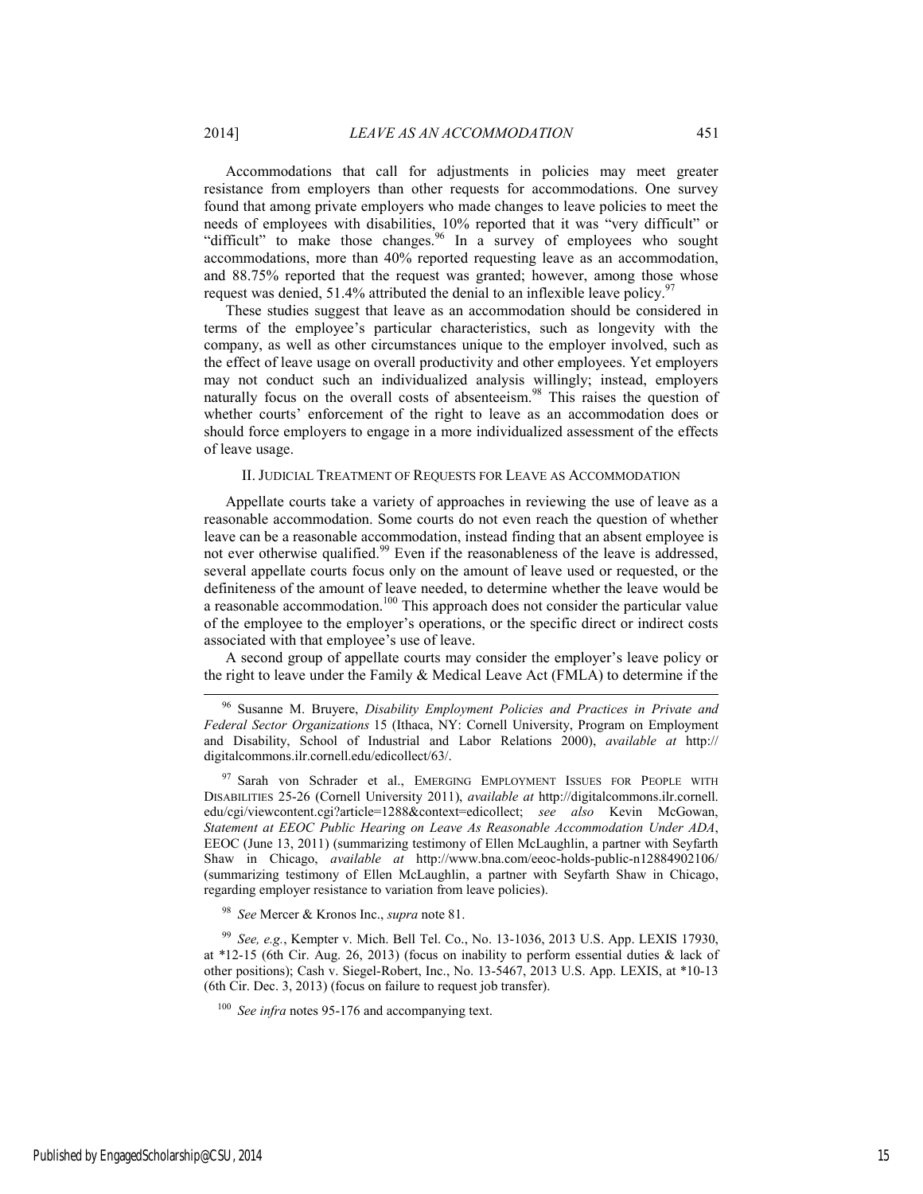Accommodations that call for adjustments in policies may meet greater resistance from employers than other requests for accommodations. One survey found that among private employers who made changes to leave policies to meet the needs of employees with disabilities, 10% reported that it was "very difficult" or "difficult" to make those changes.[96] In a survey of employees who sought accommodations, more than 40% reported requesting leave as an accommodation, and 88.75% reported that the request was granted; however, among those whose request was denied, 51.4% attributed the denial to an inflexible leave policy.[97]

These studies suggest that leave as an accommodation should be considered in terms of the employee's particular characteristics, such as longevity with the company, as well as other circumstances unique to the employer involved, such as the effect of leave usage on overall productivity and other employees. Yet employers may not conduct such an individualized analysis willingly; instead, employers naturally focus on the overall costs of absenteeism.[98] This raises the question of whether courts' enforcement of the right to leave as an accommodation does or should force employers to engage in a more individualized assessment of the effects of leave usage.

## II. Judicial Treatment of Requests for Leave as Accommodation

Appellate courts take a variety of approaches in reviewing the use of leave as a reasonable accommodation. Some courts do not even reach the question of whether leave can be a reasonable accommodation, instead finding that an absent employee is not ever otherwise qualified.[99] Even if the reasonableness of the leave is addressed, several appellate courts focus only on the amount of leave used or requested, or the definiteness of the amount of leave needed, to determine whether the leave would be a reasonable accommodation.[100] This approach does not consider the particular value of the employee to the employer's operations, or the specific direct or indirect costs associated with that employee's use of leave.

A second group of appellate courts may consider the employer's leave policy or the right to leave under the Family & Medical Leave Act (FMLA) to determine if the

---

[96] Susanne M. Bruyere, *Disability Employment Policies and Practices in Private and Federal Sector Organizations* 15 (Ithaca, NY: Cornell University, Program on Employment and Disability, School of Industrial and Labor Relations 2000), *available at* http://digitalcommons.ilr.cornell.edu/edicollect/63/.

[97] Sarah von Schrader et al., Emerging Employment Issues for People with Disabilities 25-26 (Cornell University 2011), *available at* http://digitalcommons.ilr.cornell.edu/cgi/viewcontent.cgi?article=1288&context=edicollect; *see also* Kevin McGowan, *Statement at EEOC Public Hearing on Leave As Reasonable Accommodation Under ADA*, EEOC (June 13, 2011) (summarizing testimony of Ellen McLaughlin, a partner with Seyfarth Shaw in Chicago, *available at* http://www.bna.com/eeoc-holds-public-n12884902106/ (summarizing testimony of Ellen McLaughlin, a partner with Seyfarth Shaw in Chicago, regarding employer resistance to variation from leave policies).

[98] *See* Mercer & Kronos Inc., *supra* note 81.

[99] *See, e.g.*, Kempter v. Mich. Bell Tel. Co., No. 13-1036, 2013 U.S. App. LEXIS 17930, at *12-15 (6th Cir. Aug. 26, 2013) (focus on inability to perform essential duties & lack of other positions); Cash v. Siegel-Robert, Inc., No. 13-5467, 2013 U.S. App. LEXIS, at *10-13 (6th Cir. Dec. 3, 2013) (focus on failure to request job transfer).

[100] *See infra* notes 95-176 and accompanying text.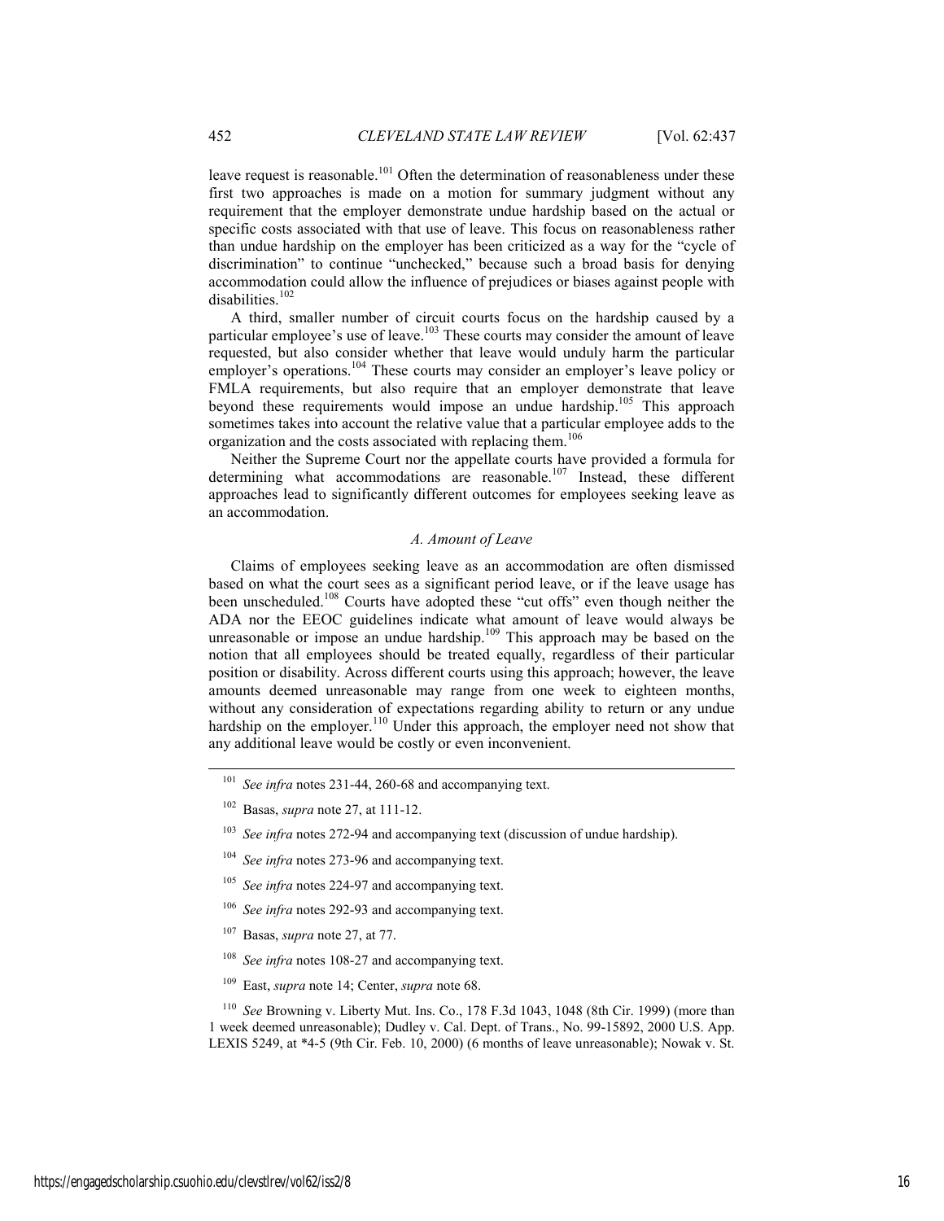leave request is reasonable.[101] Often the determination of reasonableness under these first two approaches is made on a motion for summary judgment without any requirement that the employer demonstrate undue hardship based on the actual or specific costs associated with that use of leave. This focus on reasonableness rather than undue hardship on the employer has been criticized as a way for the "cycle of discrimination" to continue "unchecked," because such a broad basis for denying accommodation could allow the influence of prejudices or biases against people with disabilities.[102]

A third, smaller number of circuit courts focus on the hardship caused by a particular employee's use of leave.[103] These courts may consider the amount of leave requested, but also consider whether that leave would unduly harm the particular employer's operations.[104] These courts may consider an employer's leave policy or FMLA requirements, but also require that an employer demonstrate that leave beyond these requirements would impose an undue hardship.[105] This approach sometimes takes into account the relative value that a particular employee adds to the organization and the costs associated with replacing them.[106]

Neither the Supreme Court nor the appellate courts have provided a formula for determining what accommodations are reasonable.[107] Instead, these different approaches lead to significantly different outcomes for employees seeking leave as an accommodation.

### *A. Amount of Leave*

Claims of employees seeking leave as an accommodation are often dismissed based on what the court sees as a significant period leave, or if the leave usage has been unscheduled.[108] Courts have adopted these "cut offs" even though neither the ADA nor the EEOC guidelines indicate what amount of leave would always be unreasonable or impose an undue hardship.[109] This approach may be based on the notion that all employees should be treated equally, regardless of their particular position or disability. Across different courts using this approach; however, the leave amounts deemed unreasonable may range from one week to eighteen months, without any consideration of expectations regarding ability to return or any undue hardship on the employer.[110] Under this approach, the employer need not show that any additional leave would be costly or even inconvenient.

---

[101] *See infra* notes 231-44, 260-68 and accompanying text.

[102] Basas, *supra* note 27, at 111-12.

[103] *See infra* notes 272-94 and accompanying text (discussion of undue hardship).

[104] *See infra* notes 273-96 and accompanying text.

[105] *See infra* notes 224-97 and accompanying text.

[106] *See infra* notes 292-93 and accompanying text.

[107] Basas, *supra* note 27, at 77.

[108] *See infra* notes 108-27 and accompanying text.

[109] East, *supra* note 14; Center, *supra* note 68.

[110] *See* Browning v. Liberty Mut. Ins. Co., 178 F.3d 1043, 1048 (8th Cir. 1999) (more than 1 week deemed unreasonable); Dudley v. Cal. Dept. of Trans., No. 99-15892, 2000 U.S. App. LEXIS 5249, at *4-5 (9th Cir. Feb. 10, 2000) (6 months of leave unreasonable); Nowak v. St.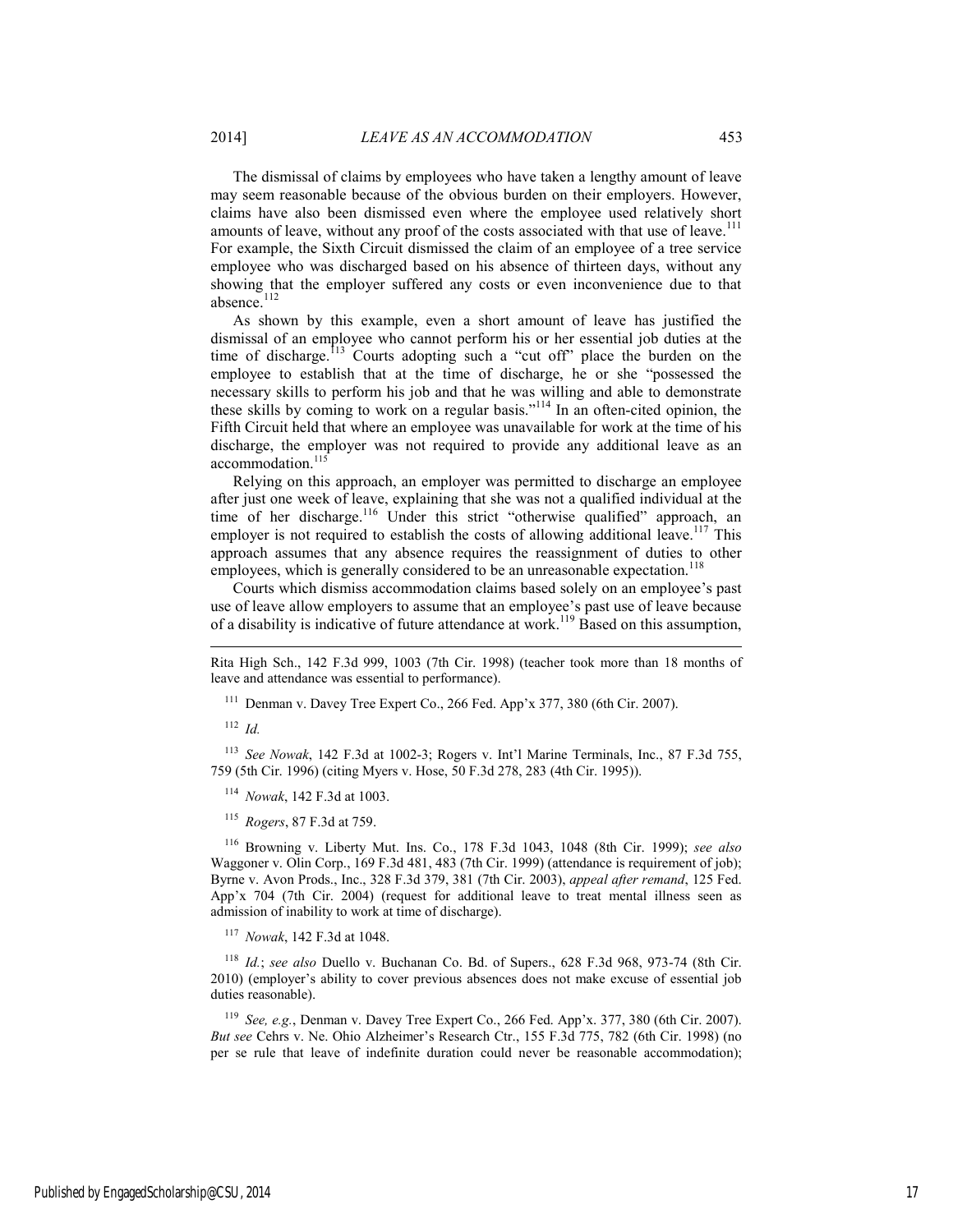The dismissal of claims by employees who have taken a lengthy amount of leave may seem reasonable because of the obvious burden on their employers. However, claims have also been dismissed even where the employee used relatively short amounts of leave, without any proof of the costs associated with that use of leave.[111] For example, the Sixth Circuit dismissed the claim of an employee of a tree service employee who was discharged based on his absence of thirteen days, without any showing that the employer suffered any costs or even inconvenience due to that absence.[112]

As shown by this example, even a short amount of leave has justified the dismissal of an employee who cannot perform his or her essential job duties at the time of discharge.[113] Courts adopting such a "cut off" place the burden on the employee to establish that at the time of discharge, he or she "possessed the necessary skills to perform his job and that he was willing and able to demonstrate these skills by coming to work on a regular basis."[114] In an often-cited opinion, the Fifth Circuit held that where an employee was unavailable for work at the time of his discharge, the employer was not required to provide any additional leave as an accommodation.[115]

Relying on this approach, an employer was permitted to discharge an employee after just one week of leave, explaining that she was not a qualified individual at the time of her discharge.[116] Under this strict "otherwise qualified" approach, an employer is not required to establish the costs of allowing additional leave.[117] This approach assumes that any absence requires the reassignment of duties to other employees, which is generally considered to be an unreasonable expectation.[118]

Courts which dismiss accommodation claims based solely on an employee's past use of leave allow employers to assume that an employee's past use of leave because of a disability is indicative of future attendance at work.[119] Based on this assumption,

---

Rita High Sch., 142 F.3d 999, 1003 (7th Cir. 1998) (teacher took more than 18 months of leave and attendance was essential to performance).

[111] Denman v. Davey Tree Expert Co., 266 Fed. App'x 377, 380 (6th Cir. 2007).

[112] *Id.*

[113] *See Nowak*, 142 F.3d at 1002-3; Rogers v. Int'l Marine Terminals, Inc., 87 F.3d 755, 759 (5th Cir. 1996) (citing Myers v. Hose, 50 F.3d 278, 283 (4th Cir. 1995)).

[114] *Nowak*, 142 F.3d at 1003.

[115] *Rogers*, 87 F.3d at 759.

[116] Browning v. Liberty Mut. Ins. Co., 178 F.3d 1043, 1048 (8th Cir. 1999); *see also* Waggoner v. Olin Corp., 169 F.3d 481, 483 (7th Cir. 1999) (attendance is requirement of job); Byrne v. Avon Prods., Inc., 328 F.3d 379, 381 (7th Cir. 2003), *appeal after remand*, 125 Fed. App'x 704 (7th Cir. 2004) (request for additional leave to treat mental illness seen as admission of inability to work at time of discharge).

[117] *Nowak*, 142 F.3d at 1048.

[118] *Id.*; *see also* Duello v. Buchanan Co. Bd. of Supers., 628 F.3d 968, 973-74 (8th Cir. 2010) (employer's ability to cover previous absences does not make excuse of essential job duties reasonable).

[119] *See, e.g.*, Denman v. Davey Tree Expert Co., 266 Fed. App'x. 377, 380 (6th Cir. 2007). *But see* Cehrs v. Ne. Ohio Alzheimer's Research Ctr., 155 F.3d 775, 782 (6th Cir. 1998) (no per se rule that leave of indefinite duration could never be reasonable accommodation);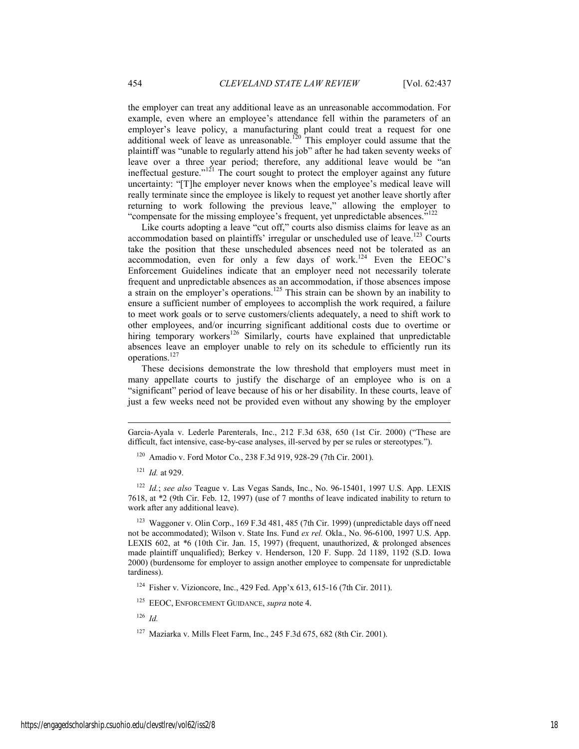the employer can treat any additional leave as an unreasonable accommodation. For example, even where an employee's attendance fell within the parameters of an employer's leave policy, a manufacturing plant could treat a request for one additional week of leave as unreasonable.[120] This employer could assume that the plaintiff was "unable to regularly attend his job" after he had taken seventy weeks of leave over a three year period; therefore, any additional leave would be "an ineffectual gesture."[121] The court sought to protect the employer against any future uncertainty: "[T]he employer never knows when the employee's medical leave will really terminate since the employee is likely to request yet another leave shortly after returning to work following the previous leave," allowing the employer to "compensate for the missing employee's frequent, yet unpredictable absences."[122]

Like courts adopting a leave "cut off," courts also dismiss claims for leave as an accommodation based on plaintiffs' irregular or unscheduled use of leave.[123] Courts take the position that these unscheduled absences need not be tolerated as an accommodation, even for only a few days of work.[124] Even the EEOC's Enforcement Guidelines indicate that an employer need not necessarily tolerate frequent and unpredictable absences as an accommodation, if those absences impose a strain on the employer's operations.[125] This strain can be shown by an inability to ensure a sufficient number of employees to accomplish the work required, a failure to meet work goals or to serve customers/clients adequately, a need to shift work to other employees, and/or incurring significant additional costs due to overtime or hiring temporary workers[126] Similarly, courts have explained that unpredictable absences leave an employer unable to rely on its schedule to efficiently run its operations.[127]

These decisions demonstrate the low threshold that employers must meet in many appellate courts to justify the discharge of an employee who is on a "significant" period of leave because of his or her disability. In these courts, leave of just a few weeks need not be provided even without any showing by the employer

---

Garcia-Ayala v. Lederle Parenterals, Inc., 212 F.3d 638, 650 (1st Cir. 2000) ("These are difficult, fact intensive, case-by-case analyses, ill-served by per se rules or stereotypes.").

[120] Amadio v. Ford Motor Co., 238 F.3d 919, 928-29 (7th Cir. 2001).

[121] *Id.* at 929.

[122] *Id.*; *see also* Teague v. Las Vegas Sands, Inc., No. 96-15401, 1997 U.S. App. LEXIS 7618, at *2 (9th Cir. Feb. 12, 1997) (use of 7 months of leave indicated inability to return to work after any additional leave).

[123] Waggoner v. Olin Corp., 169 F.3d 481, 485 (7th Cir. 1999) (unpredictable days off need not be accommodated); Wilson v. State Ins. Fund *ex rel.* Okla., No. 96-6100, 1997 U.S. App. LEXIS 602, at *6 (10th Cir. Jan. 15, 1997) (frequent, unauthorized, & prolonged absences made plaintiff unqualified); Berkey v. Henderson, 120 F. Supp. 2d 1189, 1192 (S.D. Iowa 2000) (burdensome for employer to assign another employee to compensate for unpredictable tardiness).

[124] Fisher v. Vizioncore, Inc., 429 Fed. App'x 613, 615-16 (7th Cir. 2011).

[125] EEOC, ENFORCEMENT GUIDANCE, *supra* note 4.

[126] *Id.*

[127] Maziarka v. Mills Fleet Farm, Inc., 245 F.3d 675, 682 (8th Cir. 2001).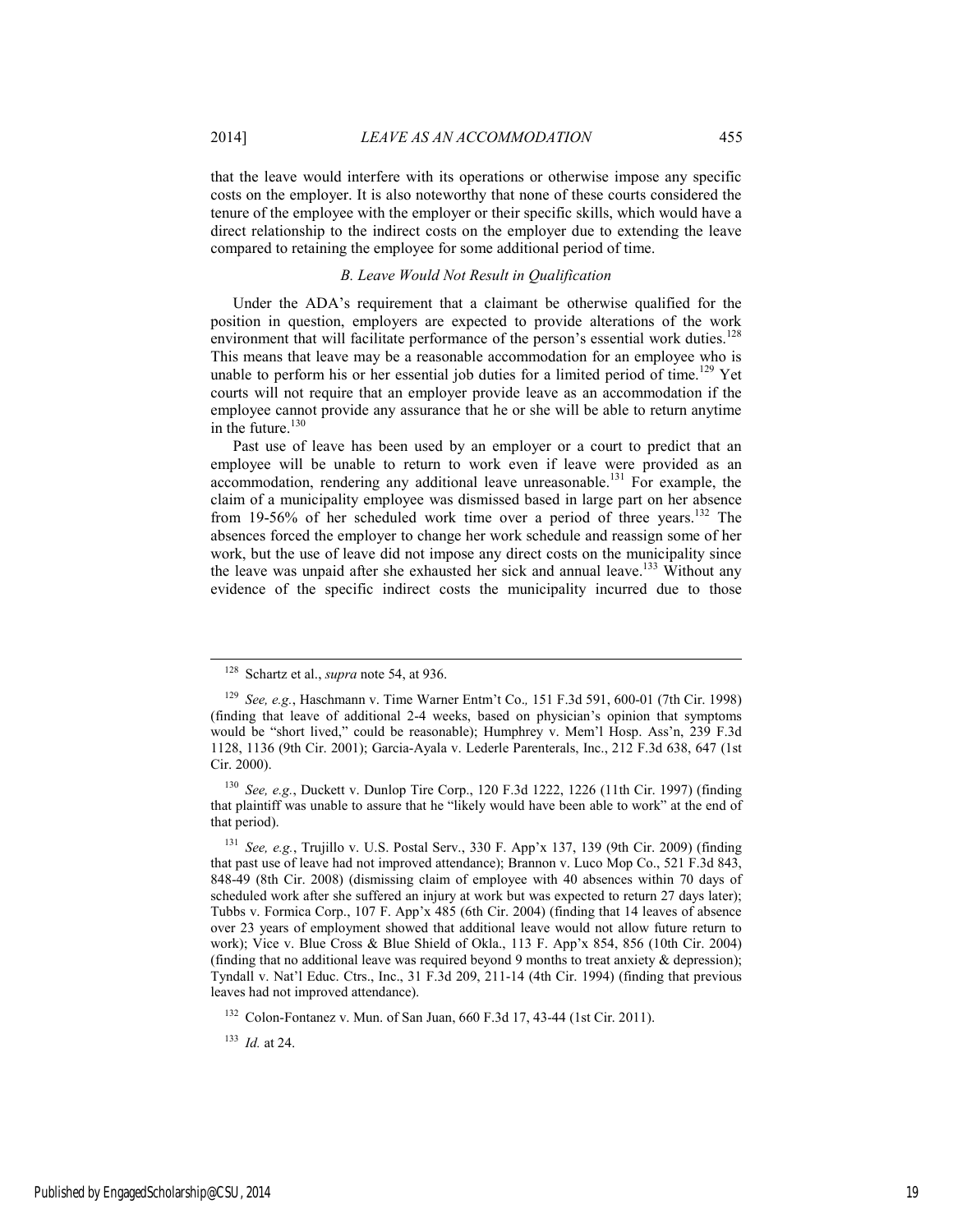that the leave would interfere with its operations or otherwise impose any specific costs on the employer. It is also noteworthy that none of these courts considered the tenure of the employee with the employer or their specific skills, which would have a direct relationship to the indirect costs on the employer due to extending the leave compared to retaining the employee for some additional period of time.

### *B. Leave Would Not Result in Qualification*

Under the ADA's requirement that a claimant be otherwise qualified for the position in question, employers are expected to provide alterations of the work environment that will facilitate performance of the person's essential work duties.[128] This means that leave may be a reasonable accommodation for an employee who is unable to perform his or her essential job duties for a limited period of time.[129] Yet courts will not require that an employer provide leave as an accommodation if the employee cannot provide any assurance that he or she will be able to return anytime in the future.[130]

Past use of leave has been used by an employer or a court to predict that an employee will be unable to return to work even if leave were provided as an accommodation, rendering any additional leave unreasonable.[131] For example, the claim of a municipality employee was dismissed based in large part on her absence from 19-56% of her scheduled work time over a period of three years.[132] The absences forced the employer to change her work schedule and reassign some of her work, but the use of leave did not impose any direct costs on the municipality since the leave was unpaid after she exhausted her sick and annual leave.[133] Without any evidence of the specific indirect costs the municipality incurred due to those

---

[128] Schartz et al., *supra* note 54, at 936.

[129] *See, e.g.*, Haschmann v. Time Warner Entm't Co., 151 F.3d 591, 600-01 (7th Cir. 1998) (finding that leave of additional 2-4 weeks, based on physician's opinion that symptoms would be "short lived," could be reasonable); Humphrey v. Mem'l Hosp. Ass'n, 239 F.3d 1128, 1136 (9th Cir. 2001); Garcia-Ayala v. Lederle Parenterals, Inc., 212 F.3d 638, 647 (1st Cir. 2000).

[130] *See, e.g.*, Duckett v. Dunlop Tire Corp., 120 F.3d 1222, 1226 (11th Cir. 1997) (finding that plaintiff was unable to assure that he "likely would have been able to work" at the end of that period).

[131] *See, e.g.*, Trujillo v. U.S. Postal Serv., 330 F. App'x 137, 139 (9th Cir. 2009) (finding that past use of leave had not improved attendance); Brannon v. Luco Mop Co., 521 F.3d 843, 848-49 (8th Cir. 2008) (dismissing claim of employee with 40 absences within 70 days of scheduled work after she suffered an injury at work but was expected to return 27 days later); Tubbs v. Formica Corp., 107 F. App'x 485 (6th Cir. 2004) (finding that 14 leaves of absence over 23 years of employment showed that additional leave would not allow future return to work); Vice v. Blue Cross & Blue Shield of Okla., 113 F. App'x 854, 856 (10th Cir. 2004) (finding that no additional leave was required beyond 9 months to treat anxiety & depression); Tyndall v. Nat'l Educ. Ctrs., Inc., 31 F.3d 209, 211-14 (4th Cir. 1994) (finding that previous leaves had not improved attendance).

[132] Colon-Fontanez v. Mun. of San Juan, 660 F.3d 17, 43-44 (1st Cir. 2011).

[133] *Id.* at 24.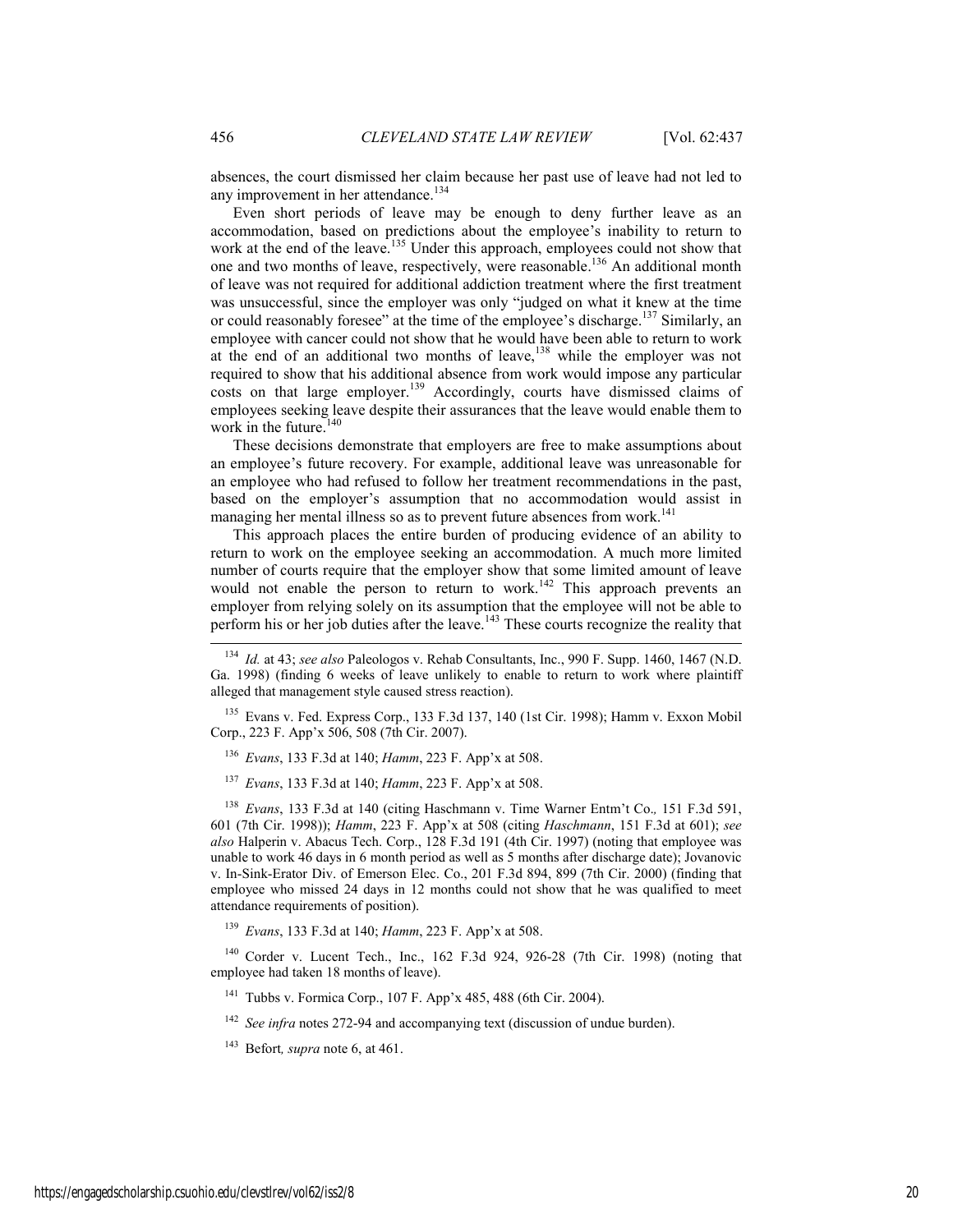absences, the court dismissed her claim because her past use of leave had not led to any improvement in her attendance.[134]

Even short periods of leave may be enough to deny further leave as an accommodation, based on predictions about the employee's inability to return to work at the end of the leave.[135] Under this approach, employees could not show that one and two months of leave, respectively, were reasonable.[136] An additional month of leave was not required for additional addiction treatment where the first treatment was unsuccessful, since the employer was only "judged on what it knew at the time or could reasonably foresee" at the time of the employee's discharge.[137] Similarly, an employee with cancer could not show that he would have been able to return to work at the end of an additional two months of leave,[138] while the employer was not required to show that his additional absence from work would impose any particular costs on that large employer.[139] Accordingly, courts have dismissed claims of employees seeking leave despite their assurances that the leave would enable them to work in the future.[140]

These decisions demonstrate that employers are free to make assumptions about an employee's future recovery. For example, additional leave was unreasonable for an employee who had refused to follow her treatment recommendations in the past, based on the employer's assumption that no accommodation would assist in managing her mental illness so as to prevent future absences from work.[141]

This approach places the entire burden of producing evidence of an ability to return to work on the employee seeking an accommodation. A much more limited number of courts require that the employer show that some limited amount of leave would not enable the person to return to work.[142] This approach prevents an employer from relying solely on its assumption that the employee will not be able to perform his or her job duties after the leave.[143] These courts recognize the reality that

---

[134] *Id.* at 43; *see also* Paleologos v. Rehab Consultants, Inc., 990 F. Supp. 1460, 1467 (N.D. Ga. 1998) (finding 6 weeks of leave unlikely to enable to return to work where plaintiff alleged that management style caused stress reaction).

[135] Evans v. Fed. Express Corp., 133 F.3d 137, 140 (1st Cir. 1998); Hamm v. Exxon Mobil Corp., 223 F. App'x 506, 508 (7th Cir. 2007).

[136] *Evans*, 133 F.3d at 140; *Hamm*, 223 F. App'x at 508.

[137] *Evans*, 133 F.3d at 140; *Hamm*, 223 F. App'x at 508.

[138] *Evans*, 133 F.3d at 140 (citing Haschmann v. Time Warner Entm't Co., 151 F.3d 591, 601 (7th Cir. 1998)); *Hamm*, 223 F. App'x at 508 (citing *Haschmann*, 151 F.3d at 601); *see also* Halperin v. Abacus Tech. Corp., 128 F.3d 191 (4th Cir. 1997) (noting that employee was unable to work 46 days in 6 month period as well as 5 months after discharge date); Jovanovic v. In-Sink-Erator Div. of Emerson Elec. Co., 201 F.3d 894, 899 (7th Cir. 2000) (finding that employee who missed 24 days in 12 months could not show that he was qualified to meet attendance requirements of position).

[139] *Evans*, 133 F.3d at 140; *Hamm*, 223 F. App'x at 508.

[140] Corder v. Lucent Tech., Inc., 162 F.3d 924, 926-28 (7th Cir. 1998) (noting that employee had taken 18 months of leave).

[141] Tubbs v. Formica Corp., 107 F. App'x 485, 488 (6th Cir. 2004).

[142] *See infra* notes 272-94 and accompanying text (discussion of undue burden).

[143] Befort*, supra* note 6, at 461.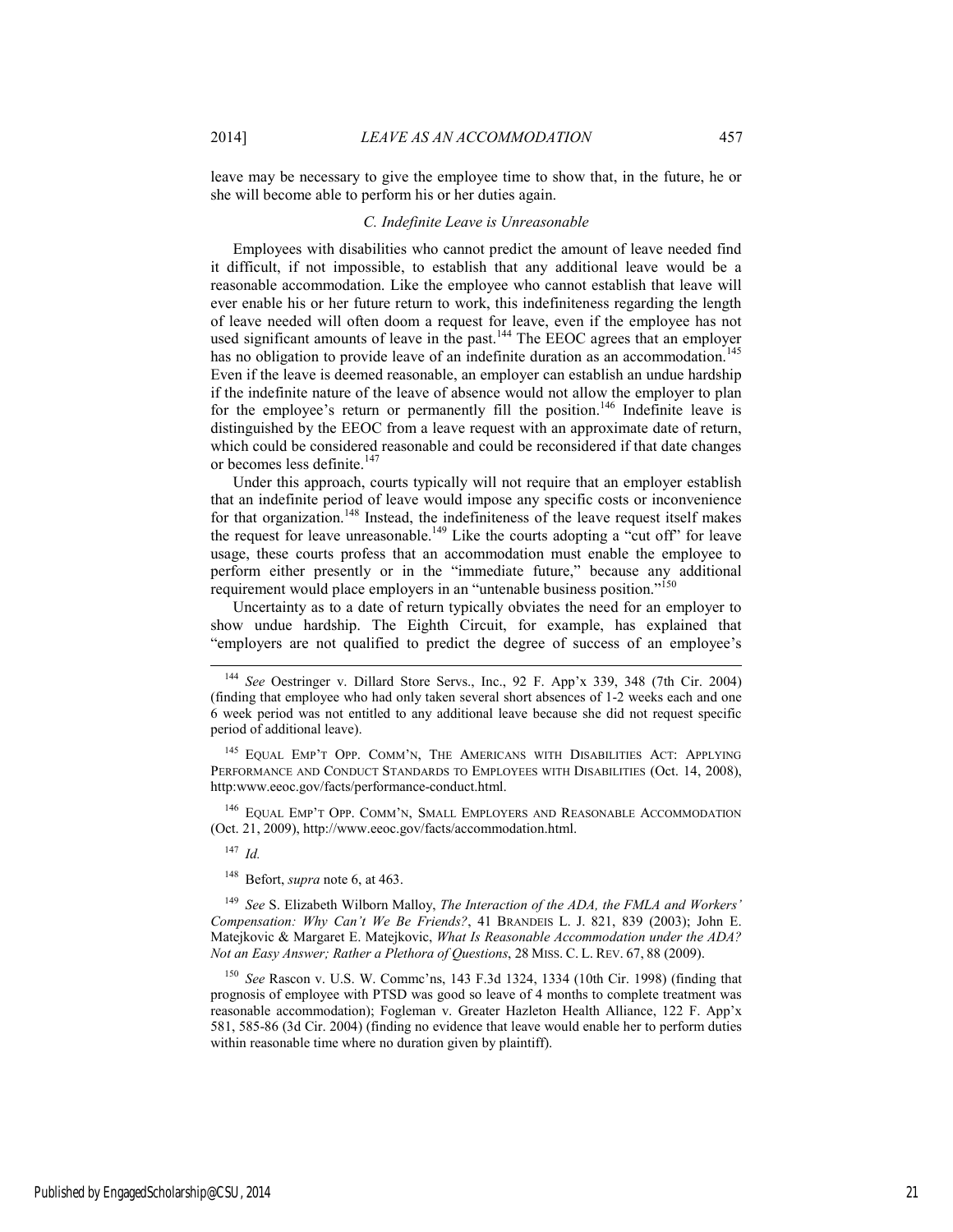leave may be necessary to give the employee time to show that, in the future, he or she will become able to perform his or her duties again.

### *C. Indefinite Leave is Unreasonable*

Employees with disabilities who cannot predict the amount of leave needed find it difficult, if not impossible, to establish that any additional leave would be a reasonable accommodation. Like the employee who cannot establish that leave will ever enable his or her future return to work, this indefiniteness regarding the length of leave needed will often doom a request for leave, even if the employee has not used significant amounts of leave in the past.[144] The EEOC agrees that an employer has no obligation to provide leave of an indefinite duration as an accommodation.[145] Even if the leave is deemed reasonable, an employer can establish an undue hardship if the indefinite nature of the leave of absence would not allow the employer to plan for the employee's return or permanently fill the position.[146] Indefinite leave is distinguished by the EEOC from a leave request with an approximate date of return, which could be considered reasonable and could be reconsidered if that date changes or becomes less definite.[147]

Under this approach, courts typically will not require that an employer establish that an indefinite period of leave would impose any specific costs or inconvenience for that organization.[148] Instead, the indefiniteness of the leave request itself makes the request for leave unreasonable.[149] Like the courts adopting a "cut off" for leave usage, these courts profess that an accommodation must enable the employee to perform either presently or in the "immediate future," because any additional requirement would place employers in an "untenable business position."[150]

Uncertainty as to a date of return typically obviates the need for an employer to show undue hardship. The Eighth Circuit, for example, has explained that "employers are not qualified to predict the degree of success of an employee's

---

[144] *See* Oestringer v. Dillard Store Servs., Inc., 92 F. App'x 339, 348 (7th Cir. 2004) (finding that employee who had only taken several short absences of 1-2 weeks each and one 6 week period was not entitled to any additional leave because she did not request specific period of additional leave).

[145] EQUAL EMP'T OPP. COMM'N, THE AMERICANS WITH DISABILITIES ACT: APPLYING PERFORMANCE AND CONDUCT STANDARDS TO EMPLOYEES WITH DISABILITIES (Oct. 14, 2008), http:www.eeoc.gov/facts/performance-conduct.html.

[146] EQUAL EMP'T OPP. COMM'N, SMALL EMPLOYERS AND REASONABLE ACCOMMODATION (Oct. 21, 2009), http://www.eeoc.gov/facts/accommodation.html.

[147] *Id.*

[148] Befort, *supra* note 6, at 463.

[149] *See* S. Elizabeth Wilborn Malloy, *The Interaction of the ADA, the FMLA and Workers' Compensation: Why Can't We Be Friends?*, 41 BRANDEIS L. J. 821, 839 (2003); John E. Matejkovic & Margaret E. Matejkovic, *What Is Reasonable Accommodation under the ADA? Not an Easy Answer; Rather a Plethora of Questions*, 28 MISS. C. L. REV. 67, 88 (2009).

[150] *See* Rascon v. U.S. W. Commc'ns, 143 F.3d 1324, 1334 (10th Cir. 1998) (finding that prognosis of employee with PTSD was good so leave of 4 months to complete treatment was reasonable accommodation); Fogleman v. Greater Hazleton Health Alliance, 122 F. App'x 581, 585-86 (3d Cir. 2004) (finding no evidence that leave would enable her to perform duties within reasonable time where no duration given by plaintiff).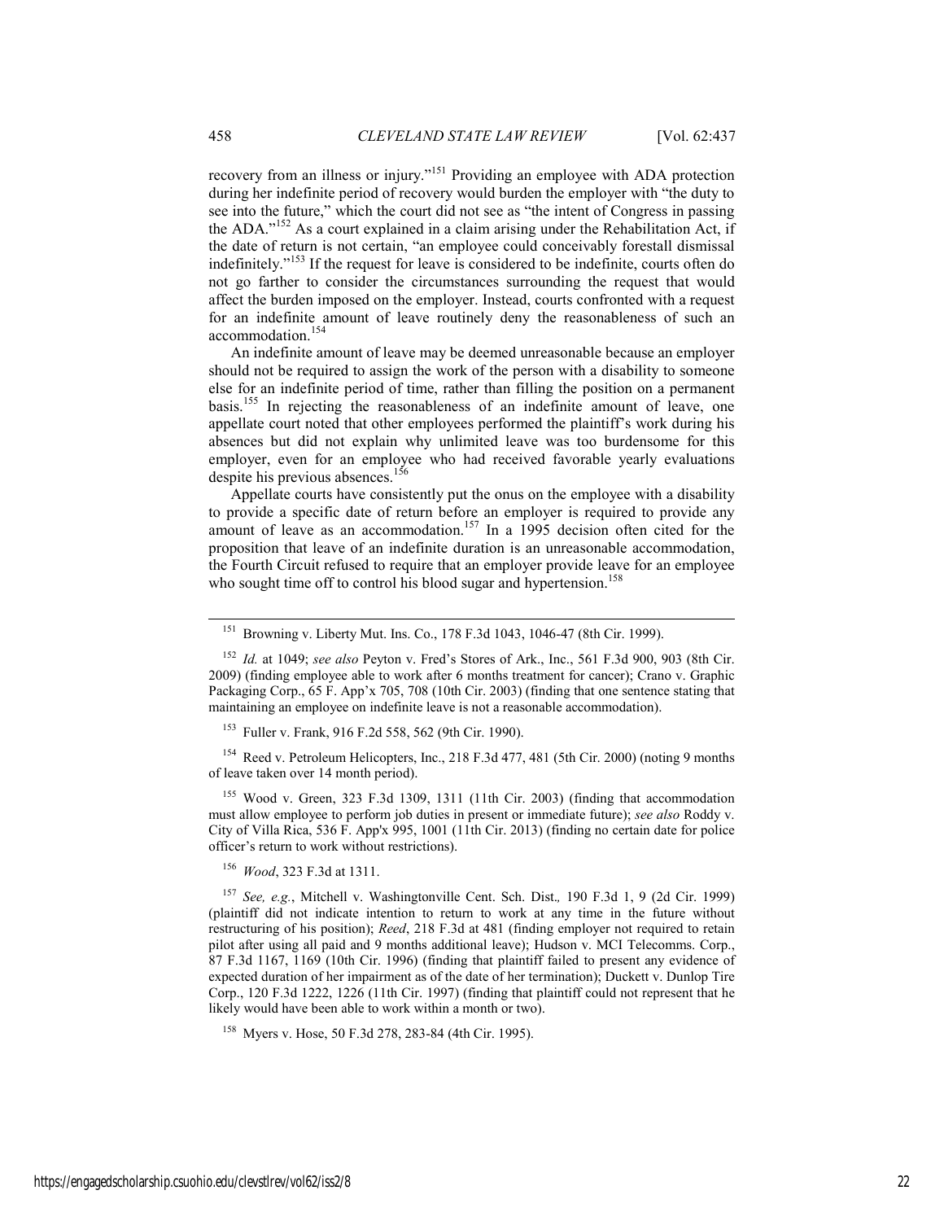recovery from an illness or injury."[151] Providing an employee with ADA protection during her indefinite period of recovery would burden the employer with "the duty to see into the future," which the court did not see as "the intent of Congress in passing the ADA."[152] As a court explained in a claim arising under the Rehabilitation Act, if the date of return is not certain, "an employee could conceivably forestall dismissal indefinitely."[153] If the request for leave is considered to be indefinite, courts often do not go farther to consider the circumstances surrounding the request that would affect the burden imposed on the employer. Instead, courts confronted with a request for an indefinite amount of leave routinely deny the reasonableness of such an accommodation.[154]

An indefinite amount of leave may be deemed unreasonable because an employer should not be required to assign the work of the person with a disability to someone else for an indefinite period of time, rather than filling the position on a permanent basis.[155] In rejecting the reasonableness of an indefinite amount of leave, one appellate court noted that other employees performed the plaintiff's work during his absences but did not explain why unlimited leave was too burdensome for this employer, even for an employee who had received favorable yearly evaluations despite his previous absences.[156]

Appellate courts have consistently put the onus on the employee with a disability to provide a specific date of return before an employer is required to provide any amount of leave as an accommodation.[157] In a 1995 decision often cited for the proposition that leave of an indefinite duration is an unreasonable accommodation, the Fourth Circuit refused to require that an employer provide leave for an employee who sought time off to control his blood sugar and hypertension.[158]

---

[151] Browning v. Liberty Mut. Ins. Co., 178 F.3d 1043, 1046-47 (8th Cir. 1999).

[152] *Id.* at 1049; *see also* Peyton v. Fred's Stores of Ark., Inc., 561 F.3d 900, 903 (8th Cir. 2009) (finding employee able to work after 6 months treatment for cancer); Crano v. Graphic Packaging Corp., 65 F. App'x 705, 708 (10th Cir. 2003) (finding that one sentence stating that maintaining an employee on indefinite leave is not a reasonable accommodation).

[153] Fuller v. Frank, 916 F.2d 558, 562 (9th Cir. 1990).

[154] Reed v. Petroleum Helicopters, Inc., 218 F.3d 477, 481 (5th Cir. 2000) (noting 9 months of leave taken over 14 month period).

[155] Wood v. Green, 323 F.3d 1309, 1311 (11th Cir. 2003) (finding that accommodation must allow employee to perform job duties in present or immediate future); *see also* Roddy v. City of Villa Rica, 536 F. App'x 995, 1001 (11th Cir. 2013) (finding no certain date for police officer's return to work without restrictions).

[156] *Wood*, 323 F.3d at 1311.

[157] *See, e.g.*, Mitchell v. Washingtonville Cent. Sch. Dist., 190 F.3d 1, 9 (2d Cir. 1999) (plaintiff did not indicate intention to return to work at any time in the future without restructuring of his position); *Reed*, 218 F.3d at 481 (finding employer not required to retain pilot after using all paid and 9 months additional leave); Hudson v. MCI Telecomms. Corp., 87 F.3d 1167, 1169 (10th Cir. 1996) (finding that plaintiff failed to present any evidence of expected duration of her impairment as of the date of her termination); Duckett v. Dunlop Tire Corp., 120 F.3d 1222, 1226 (11th Cir. 1997) (finding that plaintiff could not represent that he likely would have been able to work within a month or two).

[158] Myers v. Hose, 50 F.3d 278, 283-84 (4th Cir. 1995).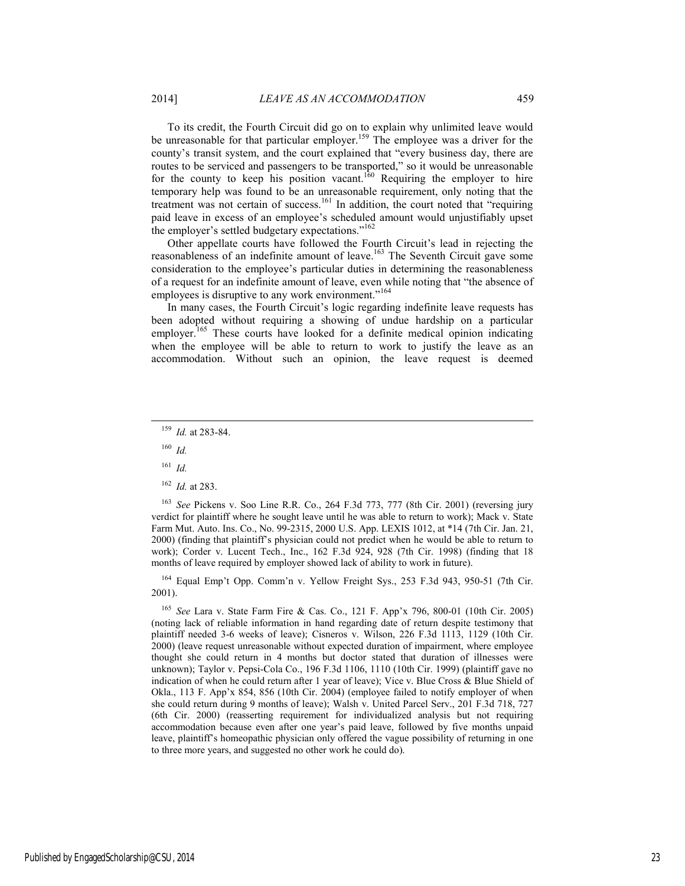To its credit, the Fourth Circuit did go on to explain why unlimited leave would be unreasonable for that particular employer.[159] The employee was a driver for the county's transit system, and the court explained that "every business day, there are routes to be serviced and passengers to be transported," so it would be unreasonable for the county to keep his position vacant.[160] Requiring the employer to hire temporary help was found to be an unreasonable requirement, only noting that the treatment was not certain of success.[161] In addition, the court noted that "requiring paid leave in excess of an employee's scheduled amount would unjustifiably upset the employer's settled budgetary expectations."[162]

Other appellate courts have followed the Fourth Circuit's lead in rejecting the reasonableness of an indefinite amount of leave.[163] The Seventh Circuit gave some consideration to the employee's particular duties in determining the reasonableness of a request for an indefinite amount of leave, even while noting that "the absence of employees is disruptive to any work environment."[164]

In many cases, the Fourth Circuit's logic regarding indefinite leave requests has been adopted without requiring a showing of undue hardship on a particular employer.[165] These courts have looked for a definite medical opinion indicating when the employee will be able to return to work to justify the leave as an accommodation. Without such an opinion, the leave request is deemed

---

[159] *Id.* at 283-84.

[160] *Id.*

[161] *Id.*

[162] *Id.* at 283.

[163] *See* Pickens v. Soo Line R.R. Co., 264 F.3d 773, 777 (8th Cir. 2001) (reversing jury verdict for plaintiff where he sought leave until he was able to return to work); Mack v. State Farm Mut. Auto. Ins. Co., No. 99-2315, 2000 U.S. App. LEXIS 1012, at *14 (7th Cir. Jan. 21, 2000) (finding that plaintiff's physician could not predict when he would be able to return to work); Corder v. Lucent Tech., Inc., 162 F.3d 924, 928 (7th Cir. 1998) (finding that 18 months of leave required by employer showed lack of ability to work in future).

[164] Equal Emp't Opp. Comm'n v. Yellow Freight Sys., 253 F.3d 943, 950-51 (7th Cir. 2001).

[165] *See* Lara v. State Farm Fire & Cas. Co., 121 F. App'x 796, 800-01 (10th Cir. 2005) (noting lack of reliable information in hand regarding date of return despite testimony that plaintiff needed 3-6 weeks of leave); Cisneros v. Wilson, 226 F.3d 1113, 1129 (10th Cir. 2000) (leave request unreasonable without expected duration of impairment, where employee thought she could return in 4 months but doctor stated that duration of illnesses were unknown); Taylor v. Pepsi-Cola Co., 196 F.3d 1106, 1110 (10th Cir. 1999) (plaintiff gave no indication of when he could return after 1 year of leave); Vice v. Blue Cross & Blue Shield of Okla., 113 F. App'x 854, 856 (10th Cir. 2004) (employee failed to notify employer of when she could return during 9 months of leave); Walsh v. United Parcel Serv., 201 F.3d 718, 727 (6th Cir. 2000) (reasserting requirement for individualized analysis but not requiring accommodation because even after one year's paid leave, followed by five months unpaid leave, plaintiff's homeopathic physician only offered the vague possibility of returning in one to three more years, and suggested no other work he could do).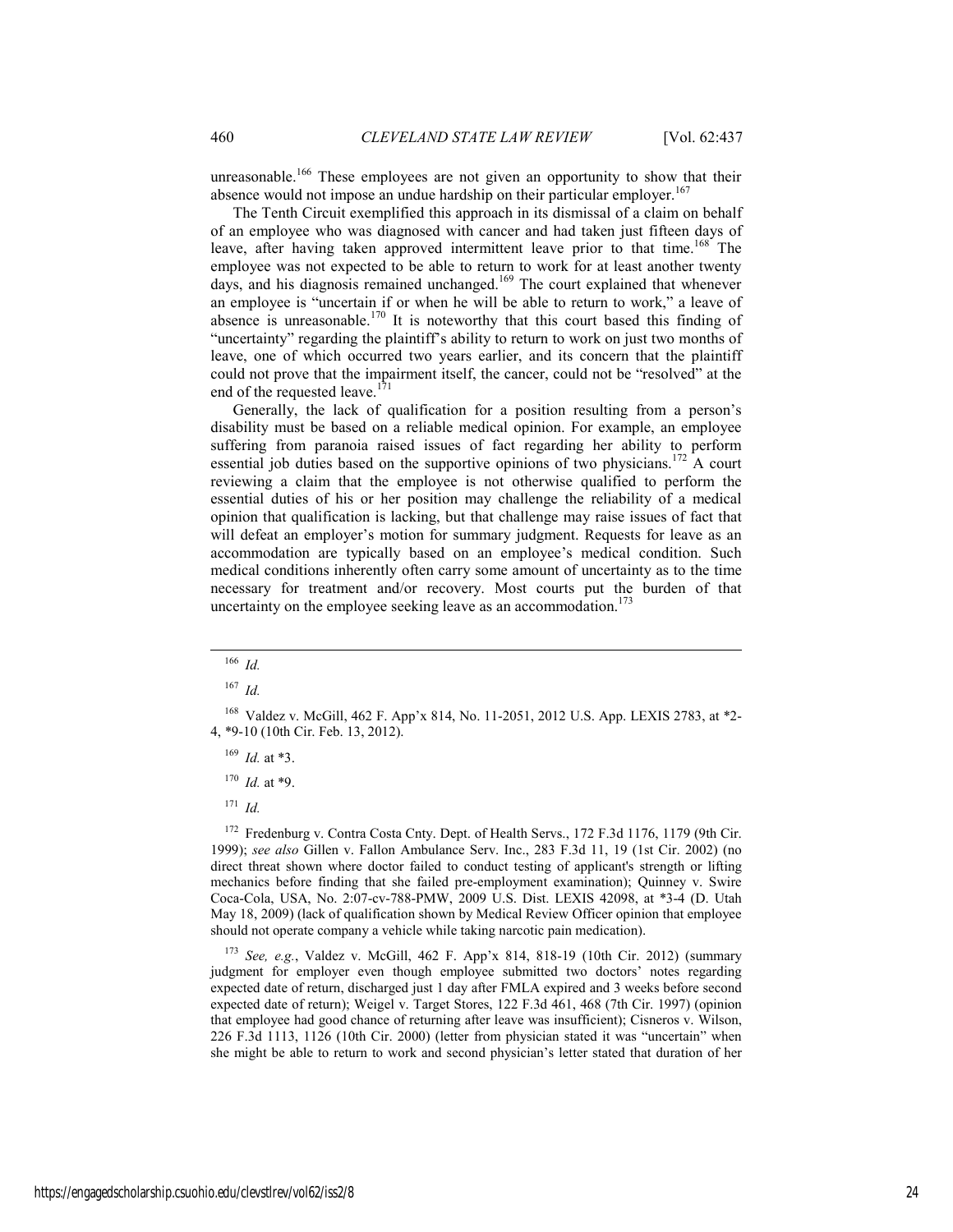unreasonable.[166] These employees are not given an opportunity to show that their absence would not impose an undue hardship on their particular employer.[167]

The Tenth Circuit exemplified this approach in its dismissal of a claim on behalf of an employee who was diagnosed with cancer and had taken just fifteen days of leave, after having taken approved intermittent leave prior to that time.[168] The employee was not expected to be able to return to work for at least another twenty days, and his diagnosis remained unchanged.[169] The court explained that whenever an employee is "uncertain if or when he will be able to return to work," a leave of absence is unreasonable.[170] It is noteworthy that this court based this finding of "uncertainty" regarding the plaintiff's ability to return to work on just two months of leave, one of which occurred two years earlier, and its concern that the plaintiff could not prove that the impairment itself, the cancer, could not be "resolved" at the end of the requested leave.[171]

Generally, the lack of qualification for a position resulting from a person's disability must be based on a reliable medical opinion. For example, an employee suffering from paranoia raised issues of fact regarding her ability to perform essential job duties based on the supportive opinions of two physicians.[172] A court reviewing a claim that the employee is not otherwise qualified to perform the essential duties of his or her position may challenge the reliability of a medical opinion that qualification is lacking, but that challenge may raise issues of fact that will defeat an employer's motion for summary judgment. Requests for leave as an accommodation are typically based on an employee's medical condition. Such medical conditions inherently often carry some amount of uncertainty as to the time necessary for treatment and/or recovery. Most courts put the burden of that uncertainty on the employee seeking leave as an accommodation.[173]

---

[166] *Id.*

[167] *Id.*

[168] Valdez v. McGill, 462 F. App'x 814, No. 11-2051, 2012 U.S. App. LEXIS 2783, at *2-4, *9-10 (10th Cir. Feb. 13, 2012).

[169] *Id.* at *3.

[170] *Id.* at *9.

[171] *Id.*

[172] Fredenburg v. Contra Costa Cnty. Dept. of Health Servs., 172 F.3d 1176, 1179 (9th Cir. 1999); *see also* Gillen v. Fallon Ambulance Serv. Inc., 283 F.3d 11, 19 (1st Cir. 2002) (no direct threat shown where doctor failed to conduct testing of applicant's strength or lifting mechanics before finding that she failed pre-employment examination); Quinney v. Swire Coca-Cola, USA, No. 2:07-cv-788-PMW, 2009 U.S. Dist. LEXIS 42098, at *3-4 (D. Utah May 18, 2009) (lack of qualification shown by Medical Review Officer opinion that employee should not operate company a vehicle while taking narcotic pain medication).

[173] *See, e.g.*, Valdez v. McGill, 462 F. App'x 814, 818-19 (10th Cir. 2012) (summary judgment for employer even though employee submitted two doctors' notes regarding expected date of return, discharged just 1 day after FMLA expired and 3 weeks before second expected date of return); Weigel v. Target Stores, 122 F.3d 461, 468 (7th Cir. 1997) (opinion that employee had good chance of returning after leave was insufficient); Cisneros v. Wilson, 226 F.3d 1113, 1126 (10th Cir. 2000) (letter from physician stated it was "uncertain" when she might be able to return to work and second physician's letter stated that duration of her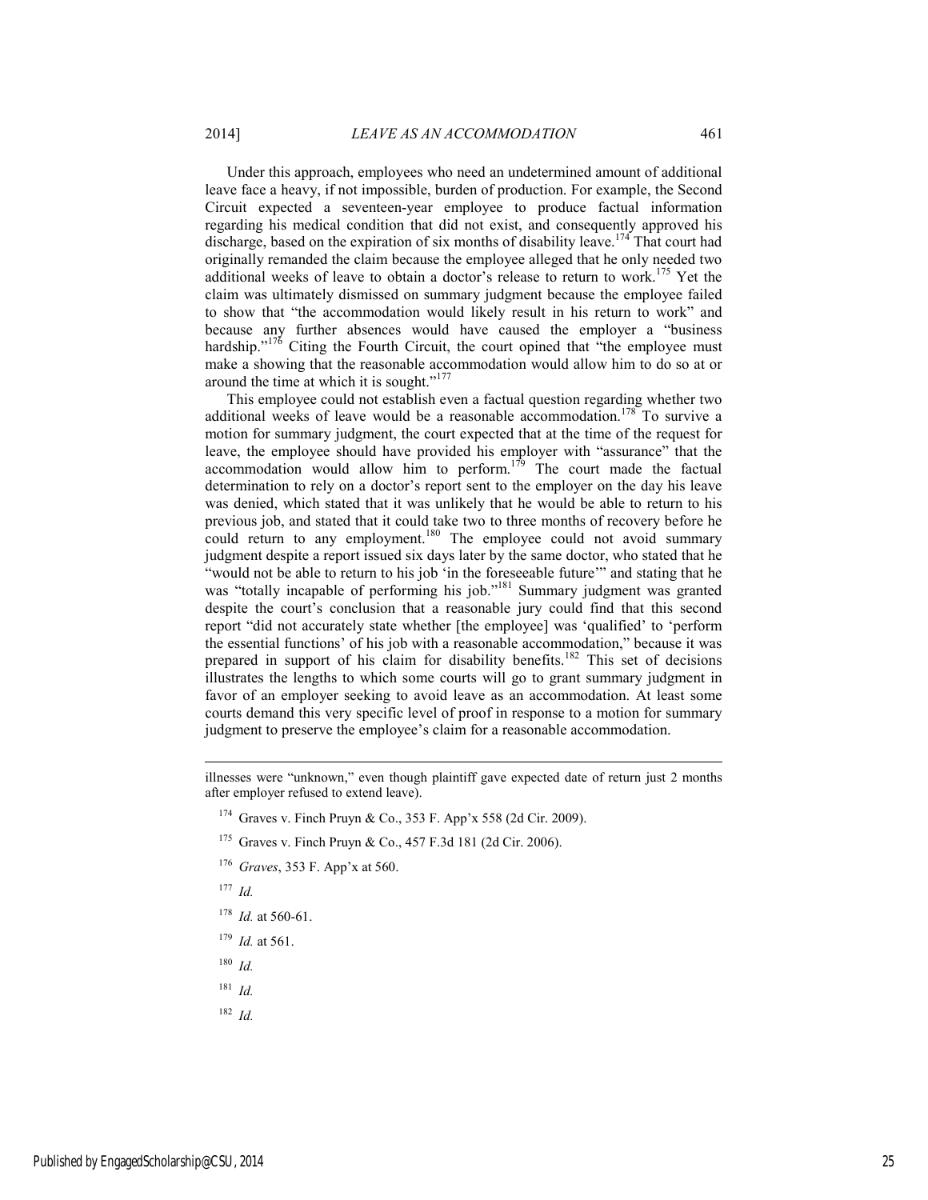Under this approach, employees who need an undetermined amount of additional leave face a heavy, if not impossible, burden of production. For example, the Second Circuit expected a seventeen-year employee to produce factual information regarding his medical condition that did not exist, and consequently approved his discharge, based on the expiration of six months of disability leave.[174] That court had originally remanded the claim because the employee alleged that he only needed two additional weeks of leave to obtain a doctor's release to return to work.[175] Yet the claim was ultimately dismissed on summary judgment because the employee failed to show that "the accommodation would likely result in his return to work" and because any further absences would have caused the employer a "business hardship."[176] Citing the Fourth Circuit, the court opined that "the employee must make a showing that the reasonable accommodation would allow him to do so at or around the time at which it is sought."[177]

This employee could not establish even a factual question regarding whether two additional weeks of leave would be a reasonable accommodation.[178] To survive a motion for summary judgment, the court expected that at the time of the request for leave, the employee should have provided his employer with "assurance" that the accommodation would allow him to perform.[179] The court made the factual determination to rely on a doctor's report sent to the employer on the day his leave was denied, which stated that it was unlikely that he would be able to return to his previous job, and stated that it could take two to three months of recovery before he could return to any employment.[180] The employee could not avoid summary judgment despite a report issued six days later by the same doctor, who stated that he "would not be able to return to his job 'in the foreseeable future'" and stating that he was "totally incapable of performing his job."[181] Summary judgment was granted despite the court's conclusion that a reasonable jury could find that this second report "did not accurately state whether [the employee] was 'qualified' to 'perform the essential functions' of his job with a reasonable accommodation," because it was prepared in support of his claim for disability benefits.[182] This set of decisions illustrates the lengths to which some courts will go to grant summary judgment in favor of an employer seeking to avoid leave as an accommodation. At least some courts demand this very specific level of proof in response to a motion for summary judgment to preserve the employee's claim for a reasonable accommodation.

---

illnesses were "unknown," even though plaintiff gave expected date of return just 2 months after employer refused to extend leave).

[174] Graves v. Finch Pruyn & Co., 353 F. App'x 558 (2d Cir. 2009).

[175] Graves v. Finch Pruyn & Co., 457 F.3d 181 (2d Cir. 2006).

[176] *Graves*, 353 F. App'x at 560.

[177] *Id.*

[178] *Id.* at 560-61.

[179] *Id.* at 561.

[180] *Id.*

[181] *Id.*

[182] *Id.*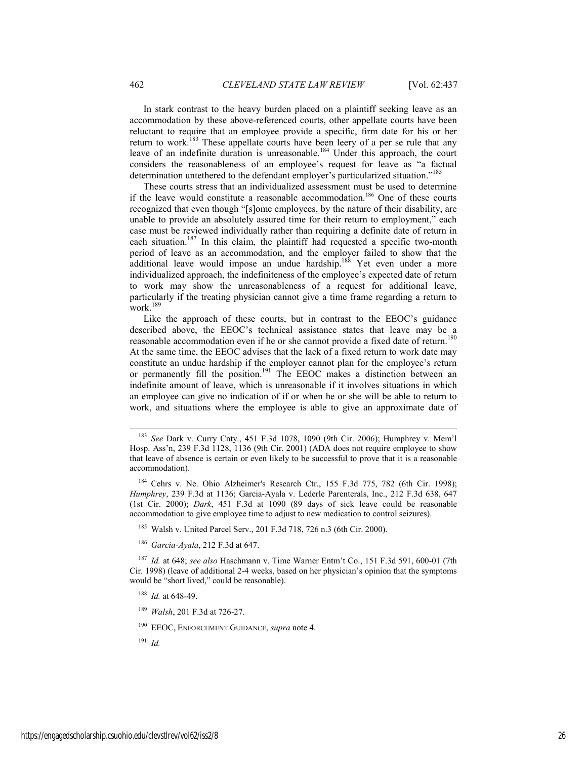In stark contrast to the heavy burden placed on a plaintiff seeking leave as an accommodation by these above-referenced courts, other appellate courts have been reluctant to require that an employee provide a specific, firm date for his or her return to work.[183] These appellate courts have been leery of a per se rule that any leave of an indefinite duration is unreasonable.[184] Under this approach, the court considers the reasonableness of an employee's request for leave as "a factual determination untethered to the defendant employer's particularized situation."[185]

These courts stress that an individualized assessment must be used to determine if the leave would constitute a reasonable accommodation.[186] One of these courts recognized that even though "[s]ome employees, by the nature of their disability, are unable to provide an absolutely assured time for their return to employment," each case must be reviewed individually rather than requiring a definite date of return in each situation.[187] In this claim, the plaintiff had requested a specific two-month period of leave as an accommodation, and the employer failed to show that the additional leave would impose an undue hardship.[188] Yet even under a more individualized approach, the indefiniteness of the employee's expected date of return to work may show the unreasonableness of a request for additional leave, particularly if the treating physician cannot give a time frame regarding a return to work.[189]

Like the approach of these courts, but in contrast to the EEOC's guidance described above, the EEOC's technical assistance states that leave may be a reasonable accommodation even if he or she cannot provide a fixed date of return.[190] At the same time, the EEOC advises that the lack of a fixed return to work date may constitute an undue hardship if the employer cannot plan for the employee's return or permanently fill the position.[191] The EEOC makes a distinction between an indefinite amount of leave, which is unreasonable if it involves situations in which an employee can give no indication of if or when he or she will be able to return to work, and situations where the employee is able to give an approximate date of

---

[183] *See* Dark v. Curry Cnty., 451 F.3d 1078, 1090 (9th Cir. 2006); Humphrey v. Mem'l Hosp. Ass'n, 239 F.3d 1128, 1136 (9th Cir. 2001) (ADA does not require employee to show that leave of absence is certain or even likely to be successful to prove that it is a reasonable accommodation).

[184] Cehrs v. Ne. Ohio Alzheimer's Research Ctr., 155 F.3d 775, 782 (6th Cir. 1998); *Humphrey*, 239 F.3d at 1136; Garcia-Ayala v. Lederle Parenterals, Inc., 212 F.3d 638, 647 (1st Cir. 2000); *Dark*, 451 F.3d at 1090 (89 days of sick leave could be reasonable accommodation to give employee time to adjust to new medication to control seizures).

[185] Walsh v. United Parcel Serv., 201 F.3d 718, 726 n.3 (6th Cir. 2000).

[186] *Garcia-Ayala*, 212 F.3d at 647.

[187] *Id.* at 648; *see also* Haschmann v. Time Warner Entm't Co., 151 F.3d 591, 600-01 (7th Cir. 1998) (leave of additional 2-4 weeks, based on her physician's opinion that the symptoms would be "short lived," could be reasonable).

[188] *Id.* at 648-49.

[189] *Walsh*, 201 F.3d at 726-27.

[190] EEOC, ENFORCEMENT GUIDANCE, *supra* note 4.

[191] *Id.*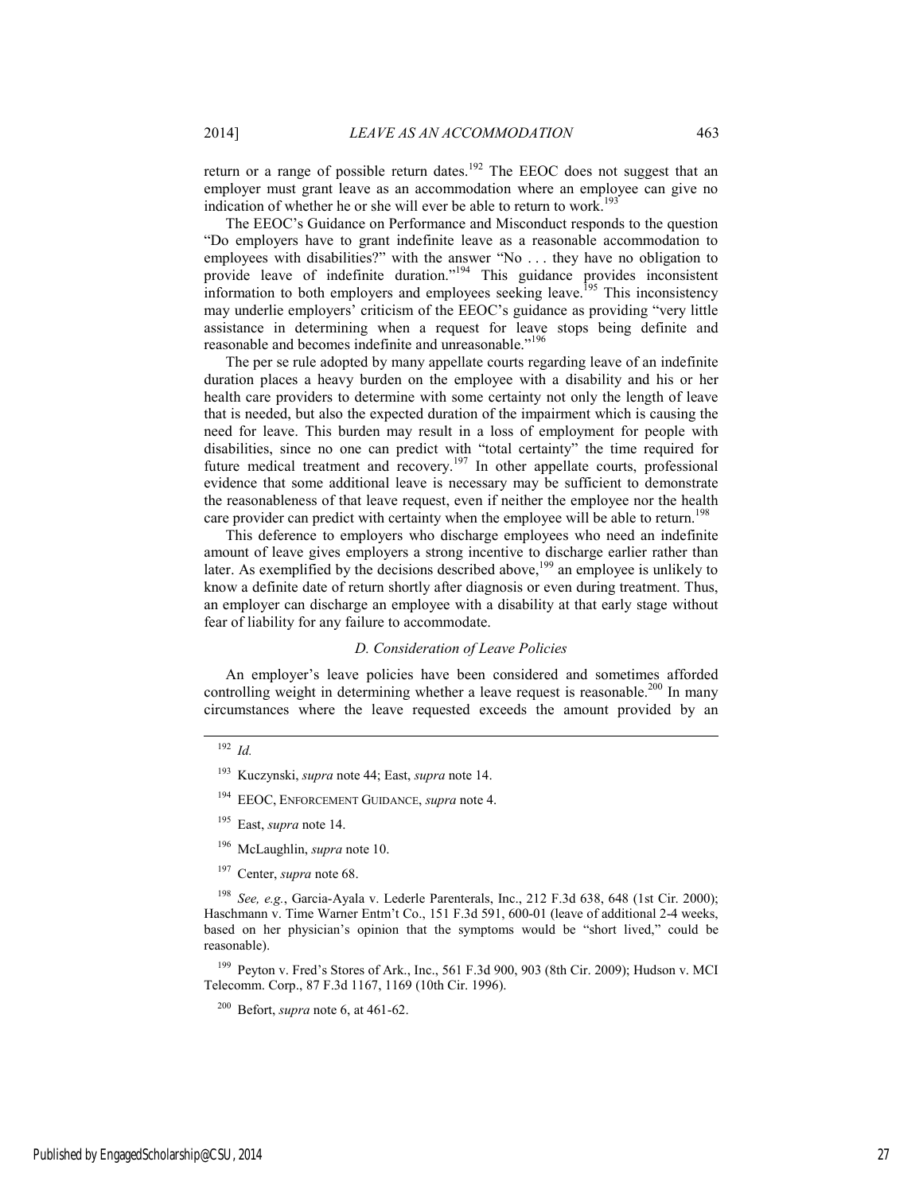return or a range of possible return dates.[192] The EEOC does not suggest that an employer must grant leave as an accommodation where an employee can give no indication of whether he or she will ever be able to return to work.[193]

The EEOC's Guidance on Performance and Misconduct responds to the question "Do employers have to grant indefinite leave as a reasonable accommodation to employees with disabilities?" with the answer "No . . . they have no obligation to provide leave of indefinite duration."[194] This guidance provides inconsistent information to both employers and employees seeking leave.[195] This inconsistency may underlie employers' criticism of the EEOC's guidance as providing "very little assistance in determining when a request for leave stops being definite and reasonable and becomes indefinite and unreasonable."[196]

The per se rule adopted by many appellate courts regarding leave of an indefinite duration places a heavy burden on the employee with a disability and his or her health care providers to determine with some certainty not only the length of leave that is needed, but also the expected duration of the impairment which is causing the need for leave. This burden may result in a loss of employment for people with disabilities, since no one can predict with "total certainty" the time required for future medical treatment and recovery.[197] In other appellate courts, professional evidence that some additional leave is necessary may be sufficient to demonstrate the reasonableness of that leave request, even if neither the employee nor the health care provider can predict with certainty when the employee will be able to return.[198]

This deference to employers who discharge employees who need an indefinite amount of leave gives employers a strong incentive to discharge earlier rather than later. As exemplified by the decisions described above,[199] an employee is unlikely to know a definite date of return shortly after diagnosis or even during treatment. Thus, an employer can discharge an employee with a disability at that early stage without fear of liability for any failure to accommodate.

### *D. Consideration of Leave Policies*

An employer's leave policies have been considered and sometimes afforded controlling weight in determining whether a leave request is reasonable.[200] In many circumstances where the leave requested exceeds the amount provided by an

---

[192] *Id.*

[193] Kuczynski, *supra* note 44; East, *supra* note 14.

[194] EEOC, ENFORCEMENT GUIDANCE, *supra* note 4.

[195] East, *supra* note 14.

[196] McLaughlin, *supra* note 10.

[197] Center, *supra* note 68.

[198] *See, e.g.*, Garcia-Ayala v. Lederle Parenterals, Inc., 212 F.3d 638, 648 (1st Cir. 2000); Haschmann v. Time Warner Entm't Co., 151 F.3d 591, 600-01 (leave of additional 2-4 weeks, based on her physician's opinion that the symptoms would be "short lived," could be reasonable).

[199] Peyton v. Fred's Stores of Ark., Inc., 561 F.3d 900, 903 (8th Cir. 2009); Hudson v. MCI Telecomm. Corp., 87 F.3d 1167, 1169 (10th Cir. 1996).

[200] Befort, *supra* note 6, at 461-62.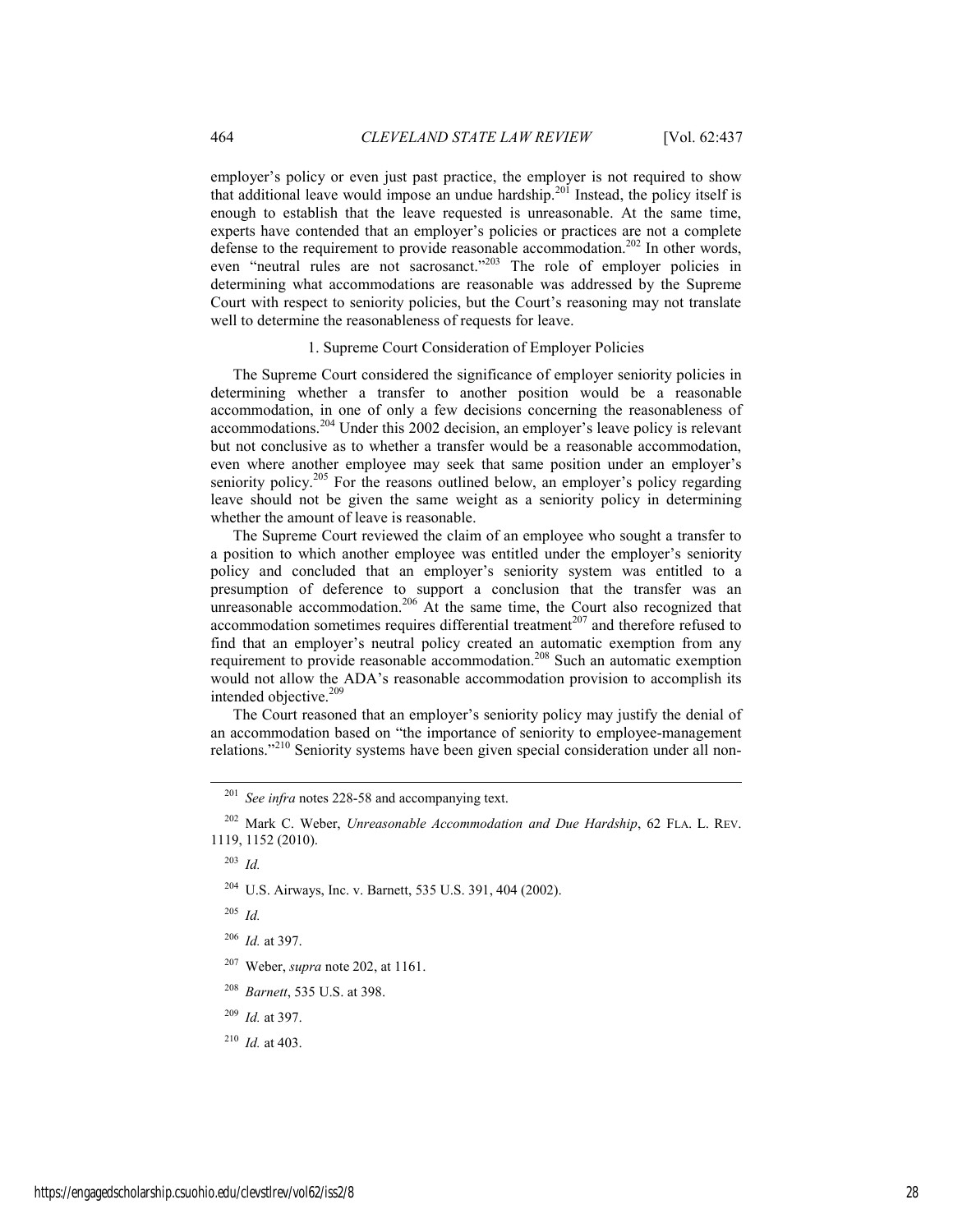employer's policy or even just past practice, the employer is not required to show that additional leave would impose an undue hardship.[201] Instead, the policy itself is enough to establish that the leave requested is unreasonable. At the same time, experts have contended that an employer's policies or practices are not a complete defense to the requirement to provide reasonable accommodation.[202] In other words, even "neutral rules are not sacrosanct."[203] The role of employer policies in determining what accommodations are reasonable was addressed by the Supreme Court with respect to seniority policies, but the Court's reasoning may not translate well to determine the reasonableness of requests for leave.

### 1. Supreme Court Consideration of Employer Policies

The Supreme Court considered the significance of employer seniority policies in determining whether a transfer to another position would be a reasonable accommodation, in one of only a few decisions concerning the reasonableness of accommodations.[204] Under this 2002 decision, an employer's leave policy is relevant but not conclusive as to whether a transfer would be a reasonable accommodation, even where another employee may seek that same position under an employer's seniority policy.[205] For the reasons outlined below, an employer's policy regarding leave should not be given the same weight as a seniority policy in determining whether the amount of leave is reasonable.

The Supreme Court reviewed the claim of an employee who sought a transfer to a position to which another employee was entitled under the employer's seniority policy and concluded that an employer's seniority system was entitled to a presumption of deference to support a conclusion that the transfer was an unreasonable accommodation.[206] At the same time, the Court also recognized that accommodation sometimes requires differential treatment[207] and therefore refused to find that an employer's neutral policy created an automatic exemption from any requirement to provide reasonable accommodation.[208] Such an automatic exemption would not allow the ADA's reasonable accommodation provision to accomplish its intended objective.[209]

The Court reasoned that an employer's seniority policy may justify the denial of an accommodation based on "the importance of seniority to employee-management relations."[210] Seniority systems have been given special consideration under all non-

---

[201] *See infra* notes 228-58 and accompanying text.

[202] Mark C. Weber, *Unreasonable Accommodation and Due Hardship*, 62 FLA. L. REV. 1119, 1152 (2010).

[203] *Id.*

[204] U.S. Airways, Inc. v. Barnett, 535 U.S. 391, 404 (2002).

[205] *Id.*

[206] *Id.* at 397.

[207] Weber, *supra* note 202, at 1161.

[208] *Barnett*, 535 U.S. at 398.

[209] *Id.* at 397.

[210] *Id.* at 403.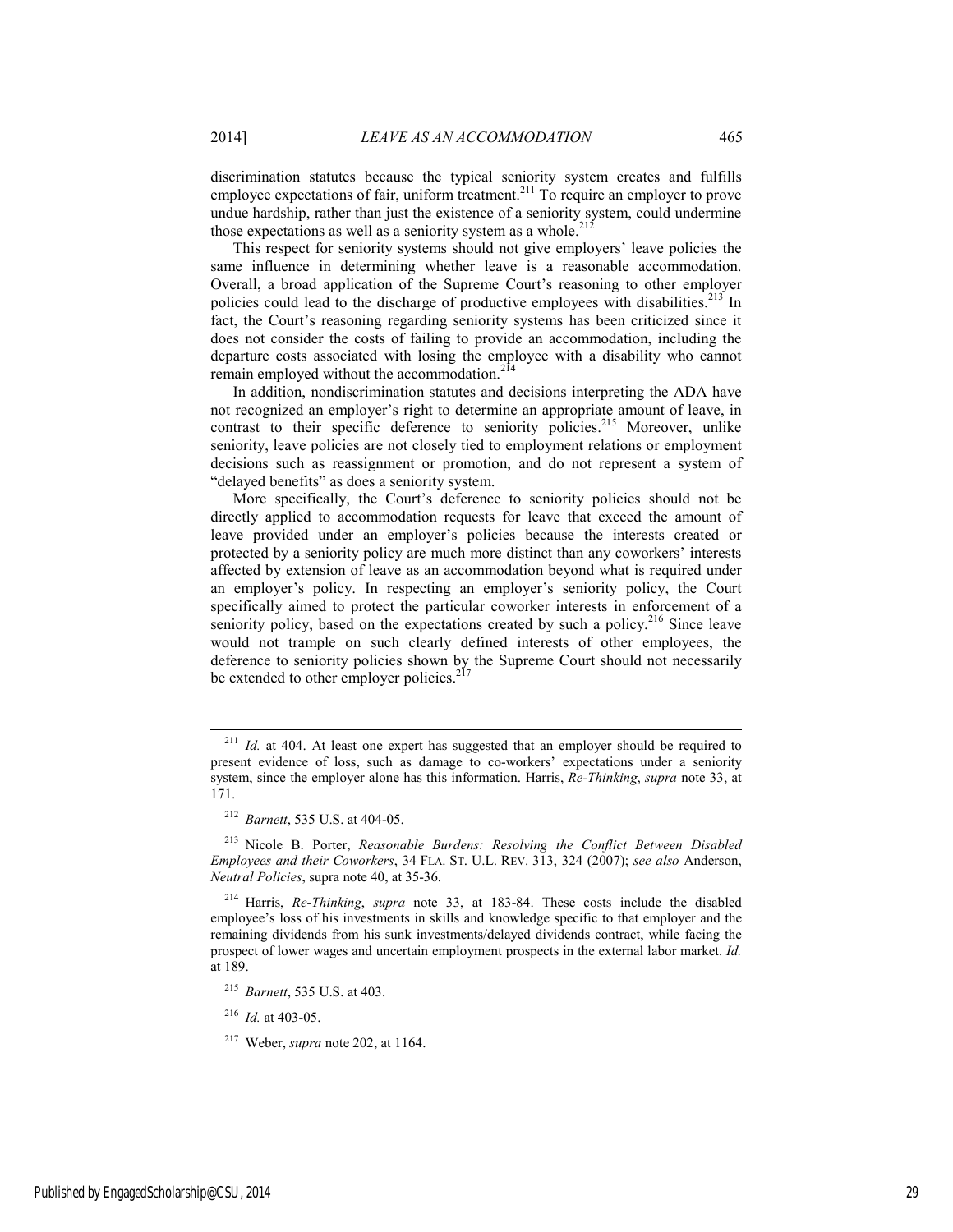discrimination statutes because the typical seniority system creates and fulfills employee expectations of fair, uniform treatment.[211] To require an employer to prove undue hardship, rather than just the existence of a seniority system, could undermine those expectations as well as a seniority system as a whole.[212]

This respect for seniority systems should not give employers' leave policies the same influence in determining whether leave is a reasonable accommodation. Overall, a broad application of the Supreme Court's reasoning to other employer policies could lead to the discharge of productive employees with disabilities.[213] In fact, the Court's reasoning regarding seniority systems has been criticized since it does not consider the costs of failing to provide an accommodation, including the departure costs associated with losing the employee with a disability who cannot remain employed without the accommodation.[214]

In addition, nondiscrimination statutes and decisions interpreting the ADA have not recognized an employer's right to determine an appropriate amount of leave, in contrast to their specific deference to seniority policies.[215] Moreover, unlike seniority, leave policies are not closely tied to employment relations or employment decisions such as reassignment or promotion, and do not represent a system of "delayed benefits" as does a seniority system.

More specifically, the Court's deference to seniority policies should not be directly applied to accommodation requests for leave that exceed the amount of leave provided under an employer's policies because the interests created or protected by a seniority policy are much more distinct than any coworkers' interests affected by extension of leave as an accommodation beyond what is required under an employer's policy. In respecting an employer's seniority policy, the Court specifically aimed to protect the particular coworker interests in enforcement of a seniority policy, based on the expectations created by such a policy.[216] Since leave would not trample on such clearly defined interests of other employees, the deference to seniority policies shown by the Supreme Court should not necessarily be extended to other employer policies.[217]

---

[211] *Id.* at 404. At least one expert has suggested that an employer should be required to present evidence of loss, such as damage to co-workers' expectations under a seniority system, since the employer alone has this information. Harris, *Re-Thinking*, *supra* note 33, at 171.

[212] *Barnett*, 535 U.S. at 404-05.

[213] Nicole B. Porter, *Reasonable Burdens: Resolving the Conflict Between Disabled Employees and their Coworkers*, 34 FLA. ST. U.L. REV. 313, 324 (2007); *see also* Anderson, *Neutral Policies*, supra note 40, at 35-36.

[214] Harris, *Re-Thinking*, *supra* note 33, at 183-84. These costs include the disabled employee's loss of his investments in skills and knowledge specific to that employer and the remaining dividends from his sunk investments/delayed dividends contract, while facing the prospect of lower wages and uncertain employment prospects in the external labor market. *Id.* at 189.

[215] *Barnett*, 535 U.S. at 403.

[216] *Id.* at 403-05.

[217] Weber, *supra* note 202, at 1164.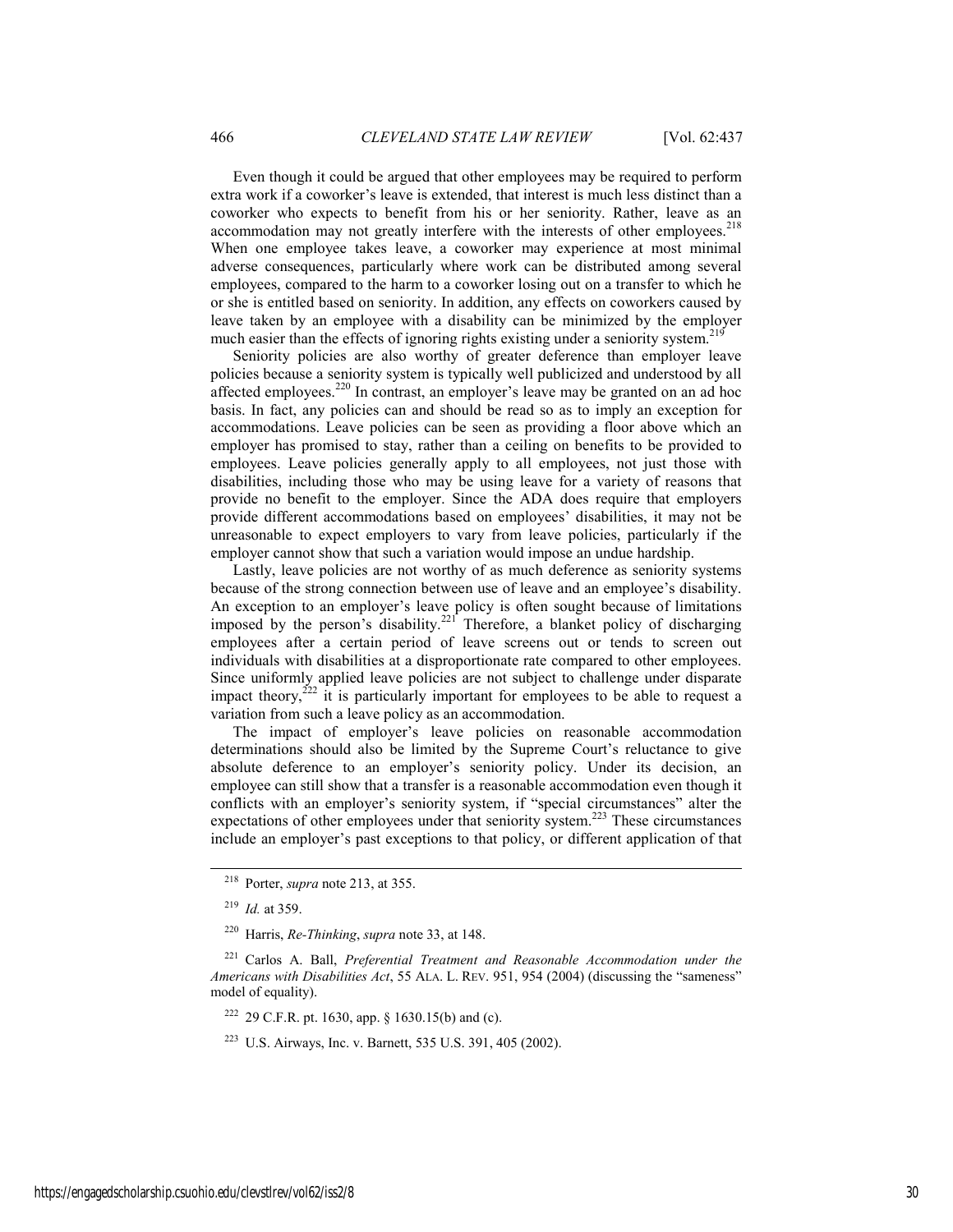Even though it could be argued that other employees may be required to perform extra work if a coworker's leave is extended, that interest is much less distinct than a coworker who expects to benefit from his or her seniority. Rather, leave as an accommodation may not greatly interfere with the interests of other employees.[218] When one employee takes leave, a coworker may experience at most minimal adverse consequences, particularly where work can be distributed among several employees, compared to the harm to a coworker losing out on a transfer to which he or she is entitled based on seniority. In addition, any effects on coworkers caused by leave taken by an employee with a disability can be minimized by the employer much easier than the effects of ignoring rights existing under a seniority system.[219]

Seniority policies are also worthy of greater deference than employer leave policies because a seniority system is typically well publicized and understood by all affected employees.[220] In contrast, an employer's leave may be granted on an ad hoc basis. In fact, any policies can and should be read so as to imply an exception for accommodations. Leave policies can be seen as providing a floor above which an employer has promised to stay, rather than a ceiling on benefits to be provided to employees. Leave policies generally apply to all employees, not just those with disabilities, including those who may be using leave for a variety of reasons that provide no benefit to the employer. Since the ADA does require that employers provide different accommodations based on employees' disabilities, it may not be unreasonable to expect employers to vary from leave policies, particularly if the employer cannot show that such a variation would impose an undue hardship.

Lastly, leave policies are not worthy of as much deference as seniority systems because of the strong connection between use of leave and an employee's disability. An exception to an employer's leave policy is often sought because of limitations imposed by the person's disability.[221] Therefore, a blanket policy of discharging employees after a certain period of leave screens out or tends to screen out individuals with disabilities at a disproportionate rate compared to other employees. Since uniformly applied leave policies are not subject to challenge under disparate impact theory,[222] it is particularly important for employees to be able to request a variation from such a leave policy as an accommodation.

The impact of employer's leave policies on reasonable accommodation determinations should also be limited by the Supreme Court's reluctance to give absolute deference to an employer's seniority policy. Under its decision, an employee can still show that a transfer is a reasonable accommodation even though it conflicts with an employer's seniority system, if "special circumstances" alter the expectations of other employees under that seniority system.[223] These circumstances include an employer's past exceptions to that policy, or different application of that

---

[218] Porter, *supra* note 213, at 355.

[219] *Id.* at 359.

[220] Harris, *Re-Thinking*, *supra* note 33, at 148.

[221] Carlos A. Ball, *Preferential Treatment and Reasonable Accommodation under the Americans with Disabilities Act*, 55 ALA. L. REV. 951, 954 (2004) (discussing the "sameness" model of equality).

[222] 29 C.F.R. pt. 1630, app. § 1630.15(b) and (c).

[223] U.S. Airways, Inc. v. Barnett, 535 U.S. 391, 405 (2002).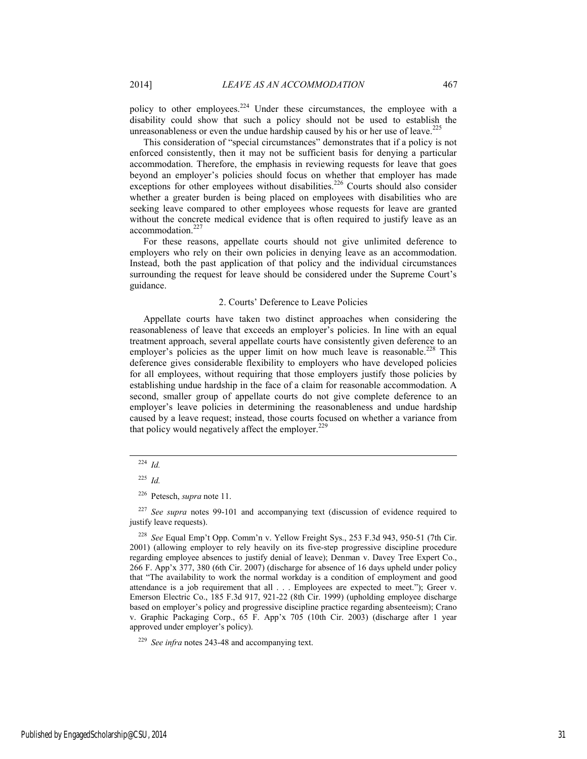policy to other employees.[224] Under these circumstances, the employee with a disability could show that such a policy should not be used to establish the unreasonableness or even the undue hardship caused by his or her use of leave.[225]

This consideration of "special circumstances" demonstrates that if a policy is not enforced consistently, then it may not be sufficient basis for denying a particular accommodation. Therefore, the emphasis in reviewing requests for leave that goes beyond an employer's policies should focus on whether that employer has made exceptions for other employees without disabilities.[226] Courts should also consider whether a greater burden is being placed on employees with disabilities who are seeking leave compared to other employees whose requests for leave are granted without the concrete medical evidence that is often required to justify leave as an accommodation.[227]

For these reasons, appellate courts should not give unlimited deference to employers who rely on their own policies in denying leave as an accommodation. Instead, both the past application of that policy and the individual circumstances surrounding the request for leave should be considered under the Supreme Court's guidance.

### 2. Courts' Deference to Leave Policies

Appellate courts have taken two distinct approaches when considering the reasonableness of leave that exceeds an employer's policies. In line with an equal treatment approach, several appellate courts have consistently given deference to an employer's policies as the upper limit on how much leave is reasonable.[228] This deference gives considerable flexibility to employers who have developed policies for all employees, without requiring that those employers justify those policies by establishing undue hardship in the face of a claim for reasonable accommodation. A second, smaller group of appellate courts do not give complete deference to an employer's leave policies in determining the reasonableness and undue hardship caused by a leave request; instead, those courts focused on whether a variance from that policy would negatively affect the employer.[229]

---

[224] *Id.*

[225] *Id.*

[226] Petesch, *supra* note 11.

[227] *See supra* notes 99-101 and accompanying text (discussion of evidence required to justify leave requests).

[228] *See* Equal Emp't Opp. Comm'n v. Yellow Freight Sys., 253 F.3d 943, 950-51 (7th Cir. 2001) (allowing employer to rely heavily on its five-step progressive discipline procedure regarding employee absences to justify denial of leave); Denman v. Davey Tree Expert Co., 266 F. App'x 377, 380 (6th Cir. 2007) (discharge for absence of 16 days upheld under policy that "The availability to work the normal workday is a condition of employment and good attendance is a job requirement that all . . . Employees are expected to meet."); Greer v. Emerson Electric Co., 185 F.3d 917, 921-22 (8th Cir. 1999) (upholding employee discharge based on employer's policy and progressive discipline practice regarding absenteeism); Crano v. Graphic Packaging Corp., 65 F. App'x 705 (10th Cir. 2003) (discharge after 1 year approved under employer's policy).

[229] *See infra* notes 243-48 and accompanying text.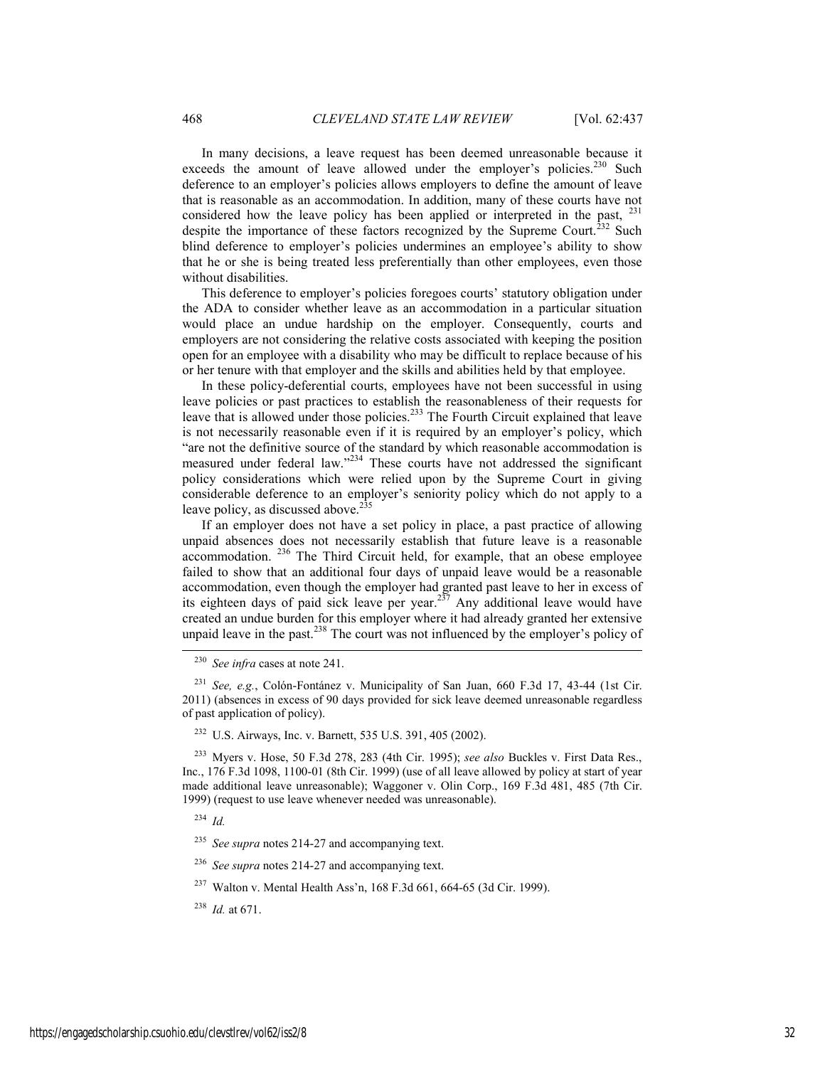In many decisions, a leave request has been deemed unreasonable because it exceeds the amount of leave allowed under the employer's policies.[230] Such deference to an employer's policies allows employers to define the amount of leave that is reasonable as an accommodation. In addition, many of these courts have not considered how the leave policy has been applied or interpreted in the past, [231] despite the importance of these factors recognized by the Supreme Court.[232] Such blind deference to employer's policies undermines an employee's ability to show that he or she is being treated less preferentially than other employees, even those without disabilities.

This deference to employer's policies foregoes courts' statutory obligation under the ADA to consider whether leave as an accommodation in a particular situation would place an undue hardship on the employer. Consequently, courts and employers are not considering the relative costs associated with keeping the position open for an employee with a disability who may be difficult to replace because of his or her tenure with that employer and the skills and abilities held by that employee.

In these policy-deferential courts, employees have not been successful in using leave policies or past practices to establish the reasonableness of their requests for leave that is allowed under those policies.[233] The Fourth Circuit explained that leave is not necessarily reasonable even if it is required by an employer's policy, which "are not the definitive source of the standard by which reasonable accommodation is measured under federal law."[234] These courts have not addressed the significant policy considerations which were relied upon by the Supreme Court in giving considerable deference to an employer's seniority policy which do not apply to a leave policy, as discussed above.[235]

If an employer does not have a set policy in place, a past practice of allowing unpaid absences does not necessarily establish that future leave is a reasonable accommodation. [236] The Third Circuit held, for example, that an obese employee failed to show that an additional four days of unpaid leave would be a reasonable accommodation, even though the employer had granted past leave to her in excess of its eighteen days of paid sick leave per year.[237] Any additional leave would have created an undue burden for this employer where it had already granted her extensive unpaid leave in the past.[238] The court was not influenced by the employer's policy of

---

[230] *See infra* cases at note 241.

[231] *See, e.g.*, Colón-Fontánez v. Municipality of San Juan, 660 F.3d 17, 43-44 (1st Cir. 2011) (absences in excess of 90 days provided for sick leave deemed unreasonable regardless of past application of policy).

[232] U.S. Airways, Inc. v. Barnett, 535 U.S. 391, 405 (2002).

[233] Myers v. Hose, 50 F.3d 278, 283 (4th Cir. 1995); *see also* Buckles v. First Data Res., Inc., 176 F.3d 1098, 1100-01 (8th Cir. 1999) (use of all leave allowed by policy at start of year made additional leave unreasonable); Waggoner v. Olin Corp., 169 F.3d 481, 485 (7th Cir. 1999) (request to use leave whenever needed was unreasonable).

[234] *Id.*

[235] *See supra* notes 214-27 and accompanying text.

[236] *See supra* notes 214-27 and accompanying text.

[237] Walton v. Mental Health Ass'n, 168 F.3d 661, 664-65 (3d Cir. 1999).

[238] *Id.* at 671.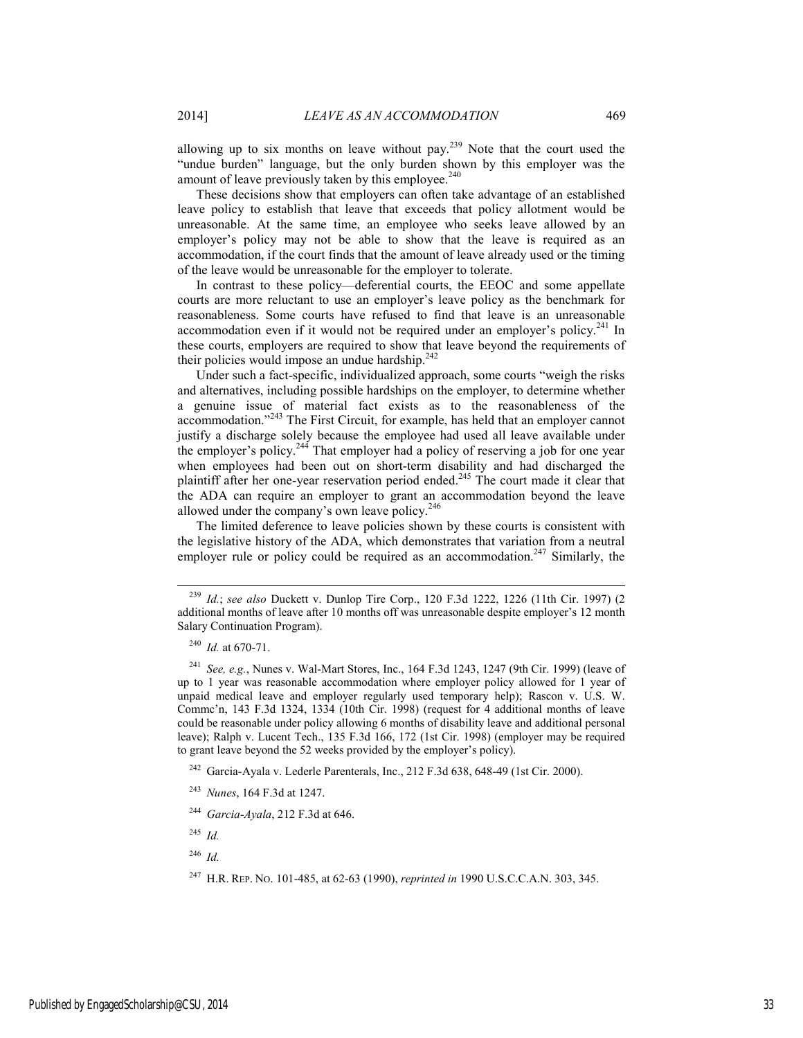allowing up to six months on leave without pay.[239] Note that the court used the "undue burden" language, but the only burden shown by this employer was the amount of leave previously taken by this employee.[240]

These decisions show that employers can often take advantage of an established leave policy to establish that leave that exceeds that policy allotment would be unreasonable. At the same time, an employee who seeks leave allowed by an employer's policy may not be able to show that the leave is required as an accommodation, if the court finds that the amount of leave already used or the timing of the leave would be unreasonable for the employer to tolerate.

In contrast to these policy—deferential courts, the EEOC and some appellate courts are more reluctant to use an employer's leave policy as the benchmark for reasonableness. Some courts have refused to find that leave is an unreasonable accommodation even if it would not be required under an employer's policy.[241] In these courts, employers are required to show that leave beyond the requirements of their policies would impose an undue hardship.[242]

Under such a fact-specific, individualized approach, some courts "weigh the risks and alternatives, including possible hardships on the employer, to determine whether a genuine issue of material fact exists as to the reasonableness of the accommodation."[243] The First Circuit, for example, has held that an employer cannot justify a discharge solely because the employee had used all leave available under the employer's policy.[244] That employer had a policy of reserving a job for one year when employees had been out on short-term disability and had discharged the plaintiff after her one-year reservation period ended.[245] The court made it clear that the ADA can require an employer to grant an accommodation beyond the leave allowed under the company's own leave policy.[246]

The limited deference to leave policies shown by these courts is consistent with the legislative history of the ADA, which demonstrates that variation from a neutral employer rule or policy could be required as an accommodation.[247] Similarly, the

---

[239] *Id.*; *see also* Duckett v. Dunlop Tire Corp., 120 F.3d 1222, 1226 (11th Cir. 1997) (2 additional months of leave after 10 months off was unreasonable despite employer's 12 month Salary Continuation Program).

[240] *Id.* at 670-71.

[241] *See, e.g.*, Nunes v. Wal-Mart Stores, Inc., 164 F.3d 1243, 1247 (9th Cir. 1999) (leave of up to 1 year was reasonable accommodation where employer policy allowed for 1 year of unpaid medical leave and employer regularly used temporary help); Rascon v. U.S. W. Commc'n, 143 F.3d 1324, 1334 (10th Cir. 1998) (request for 4 additional months of leave could be reasonable under policy allowing 6 months of disability leave and additional personal leave); Ralph v. Lucent Tech., 135 F.3d 166, 172 (1st Cir. 1998) (employer may be required to grant leave beyond the 52 weeks provided by the employer's policy).

[242] Garcia-Ayala v. Lederle Parenterals, Inc., 212 F.3d 638, 648-49 (1st Cir. 2000).

[243] *Nunes*, 164 F.3d at 1247.

[244] *Garcia-Ayala*, 212 F.3d at 646.

[245] *Id.*

[246] *Id.*

[247] H.R. REP. NO. 101-485, at 62-63 (1990), *reprinted in* 1990 U.S.C.C.A.N. 303, 345.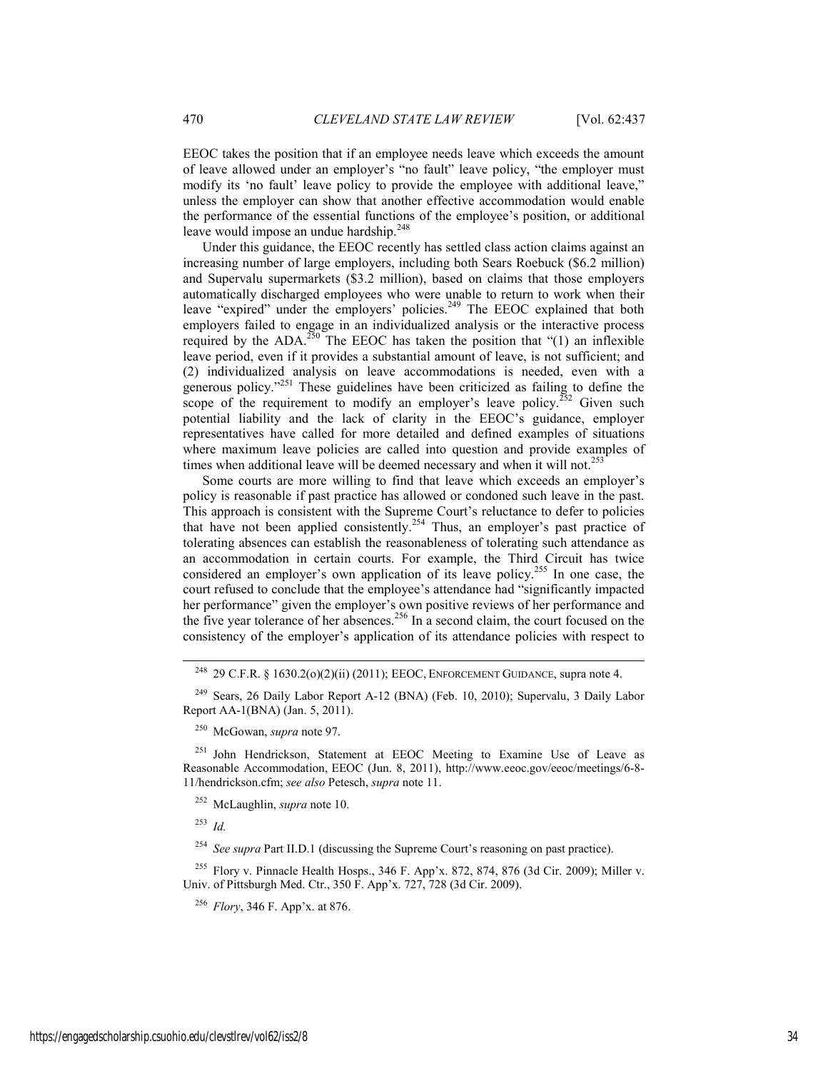EEOC takes the position that if an employee needs leave which exceeds the amount of leave allowed under an employer's "no fault" leave policy, "the employer must modify its 'no fault' leave policy to provide the employee with additional leave," unless the employer can show that another effective accommodation would enable the performance of the essential functions of the employee's position, or additional leave would impose an undue hardship.[248]

Under this guidance, the EEOC recently has settled class action claims against an increasing number of large employers, including both Sears Roebuck ($6.2 million) and Supervalu supermarkets ($3.2 million), based on claims that those employers automatically discharged employees who were unable to return to work when their leave "expired" under the employers' policies.[249] The EEOC explained that both employers failed to engage in an individualized analysis or the interactive process required by the ADA.[250] The EEOC has taken the position that "(1) an inflexible leave period, even if it provides a substantial amount of leave, is not sufficient; and (2) individualized analysis on leave accommodations is needed, even with a generous policy."[251] These guidelines have been criticized as failing to define the scope of the requirement to modify an employer's leave policy.[252] Given such potential liability and the lack of clarity in the EEOC's guidance, employer representatives have called for more detailed and defined examples of situations where maximum leave policies are called into question and provide examples of times when additional leave will be deemed necessary and when it will not.[253]

Some courts are more willing to find that leave which exceeds an employer's policy is reasonable if past practice has allowed or condoned such leave in the past. This approach is consistent with the Supreme Court's reluctance to defer to policies that have not been applied consistently.[254] Thus, an employer's past practice of tolerating absences can establish the reasonableness of tolerating such attendance as an accommodation in certain courts. For example, the Third Circuit has twice considered an employer's own application of its leave policy.[255] In one case, the court refused to conclude that the employee's attendance had "significantly impacted her performance" given the employer's own positive reviews of her performance and the five year tolerance of her absences.[256] In a second claim, the court focused on the consistency of the employer's application of its attendance policies with respect to

---

[248] 29 C.F.R. § 1630.2(o)(2)(ii) (2011); EEOC, ENFORCEMENT GUIDANCE, supra note 4.

[249] Sears, 26 Daily Labor Report A-12 (BNA) (Feb. 10, 2010); Supervalu, 3 Daily Labor Report AA-1(BNA) (Jan. 5, 2011).

[250] McGowan, *supra* note 97.

[251] John Hendrickson, Statement at EEOC Meeting to Examine Use of Leave as Reasonable Accommodation, EEOC (Jun. 8, 2011), http://www.eeoc.gov/eeoc/meetings/6-8-11/hendrickson.cfm; *see also* Petesch, *supra* note 11.

[252] McLaughlin, *supra* note 10.

[253] *Id.*

[254] *See supra* Part II.D.1 (discussing the Supreme Court's reasoning on past practice).

[255] Flory v. Pinnacle Health Hosps., 346 F. App'x. 872, 874, 876 (3d Cir. 2009); Miller v. Univ. of Pittsburgh Med. Ctr., 350 F. App'x. 727, 728 (3d Cir. 2009).

[256] *Flory*, 346 F. App'x. at 876.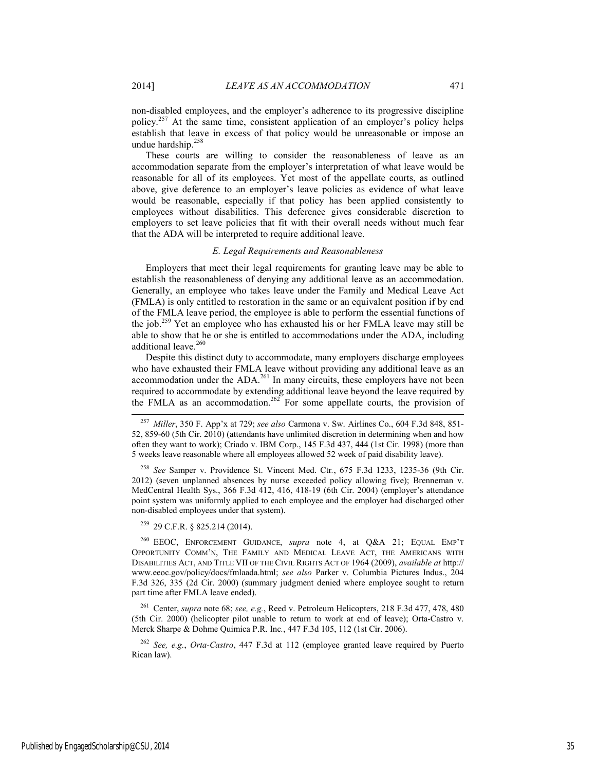non-disabled employees, and the employer's adherence to its progressive discipline policy.[257] At the same time, consistent application of an employer's policy helps establish that leave in excess of that policy would be unreasonable or impose an undue hardship.[258]

These courts are willing to consider the reasonableness of leave as an accommodation separate from the employer's interpretation of what leave would be reasonable for all of its employees. Yet most of the appellate courts, as outlined above, give deference to an employer's leave policies as evidence of what leave would be reasonable, especially if that policy has been applied consistently to employees without disabilities. This deference gives considerable discretion to employers to set leave policies that fit with their overall needs without much fear that the ADA will be interpreted to require additional leave.

### *E. Legal Requirements and Reasonableness*

Employers that meet their legal requirements for granting leave may be able to establish the reasonableness of denying any additional leave as an accommodation. Generally, an employee who takes leave under the Family and Medical Leave Act (FMLA) is only entitled to restoration in the same or an equivalent position if by end of the FMLA leave period, the employee is able to perform the essential functions of the job.[259] Yet an employee who has exhausted his or her FMLA leave may still be able to show that he or she is entitled to accommodations under the ADA, including additional leave.[260]

Despite this distinct duty to accommodate, many employers discharge employees who have exhausted their FMLA leave without providing any additional leave as an accommodation under the ADA.[261] In many circuits, these employers have not been required to accommodate by extending additional leave beyond the leave required by the FMLA as an accommodation.[262] For some appellate courts, the provision of

---

[257] *Miller*, 350 F. App'x at 729; *see also* Carmona v. Sw. Airlines Co., 604 F.3d 848, 851-52, 859-60 (5th Cir. 2010) (attendants have unlimited discretion in determining when and how often they want to work); Criado v. IBM Corp., 145 F.3d 437, 444 (1st Cir. 1998) (more than 5 weeks leave reasonable where all employees allowed 52 week of paid disability leave).

[258] *See* Samper v. Providence St. Vincent Med. Ctr., 675 F.3d 1233, 1235-36 (9th Cir. 2012) (seven unplanned absences by nurse exceeded policy allowing five); Brenneman v. MedCentral Health Sys., 366 F.3d 412, 416, 418-19 (6th Cir. 2004) (employer's attendance point system was uniformly applied to each employee and the employer had discharged other non-disabled employees under that system).

[259] 29 C.F.R. § 825.214 (2014).

[260] EEOC, ENFORCEMENT GUIDANCE, *supra* note 4, at Q&A 21; EQUAL EMP'T OPPORTUNITY COMM'N, THE FAMILY AND MEDICAL LEAVE ACT, THE AMERICANS WITH DISABILITIES ACT, AND TITLE VII OF THE CIVIL RIGHTS ACT OF 1964 (2009), *available at* http:// www.eeoc.gov/policy/docs/fmlaada.html; *see also* Parker v. Columbia Pictures Indus., 204 F.3d 326, 335 (2d Cir. 2000) (summary judgment denied where employee sought to return part time after FMLA leave ended).

[261] Center, *supra* note 68; *see, e.g.*, Reed v. Petroleum Helicopters, 218 F.3d 477, 478, 480 (5th Cir. 2000) (helicopter pilot unable to return to work at end of leave); Orta-Castro v. Merck Sharpe & Dohme Quimica P.R. Inc., 447 F.3d 105, 112 (1st Cir. 2006).

[262] *See, e.g.*, *Orta-Castro*, 447 F.3d at 112 (employee granted leave required by Puerto Rican law).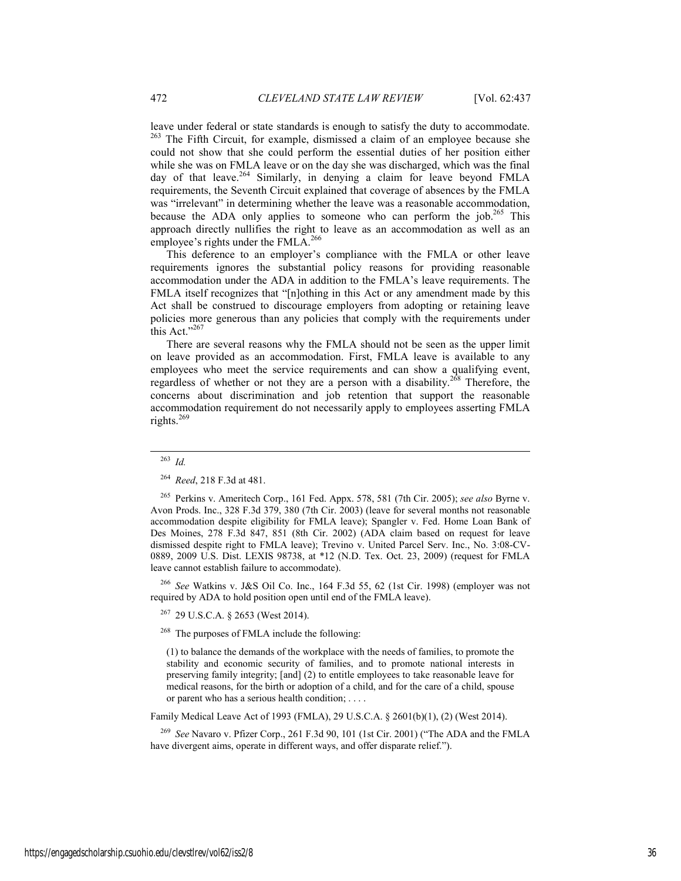leave under federal or state standards is enough to satisfy the duty to accommodate.[263] The Fifth Circuit, for example, dismissed a claim of an employee because she could not show that she could perform the essential duties of her position either while she was on FMLA leave or on the day she was discharged, which was the final day of that leave.[264] Similarly, in denying a claim for leave beyond FMLA requirements, the Seventh Circuit explained that coverage of absences by the FMLA was "irrelevant" in determining whether the leave was a reasonable accommodation, because the ADA only applies to someone who can perform the job.[265] This approach directly nullifies the right to leave as an accommodation as well as an employee's rights under the FMLA.[266]

This deference to an employer's compliance with the FMLA or other leave requirements ignores the substantial policy reasons for providing reasonable accommodation under the ADA in addition to the FMLA's leave requirements. The FMLA itself recognizes that "[n]othing in this Act or any amendment made by this Act shall be construed to discourage employers from adopting or retaining leave policies more generous than any policies that comply with the requirements under this Act."[267]

There are several reasons why the FMLA should not be seen as the upper limit on leave provided as an accommodation. First, FMLA leave is available to any employees who meet the service requirements and can show a qualifying event, regardless of whether or not they are a person with a disability.[268] Therefore, the concerns about discrimination and job retention that support the reasonable accommodation requirement do not necessarily apply to employees asserting FMLA rights.[269]

---

[263] *Id.*

[264] *Reed*, 218 F.3d at 481.

[265] Perkins v. Ameritech Corp., 161 Fed. Appx. 578, 581 (7th Cir. 2005); *see also* Byrne v. Avon Prods. Inc., 328 F.3d 379, 380 (7th Cir. 2003) (leave for several months not reasonable accommodation despite eligibility for FMLA leave); Spangler v. Fed. Home Loan Bank of Des Moines, 278 F.3d 847, 851 (8th Cir. 2002) (ADA claim based on request for leave dismissed despite right to FMLA leave); Trevino v. United Parcel Serv. Inc., No. 3:08-CV-0889, 2009 U.S. Dist. LEXIS 98738, at *12 (N.D. Tex. Oct. 23, 2009) (request for FMLA leave cannot establish failure to accommodate).

[266] *See* Watkins v. J&S Oil Co. Inc., 164 F.3d 55, 62 (1st Cir. 1998) (employer was not required by ADA to hold position open until end of the FMLA leave).

[267] 29 U.S.C.A. § 2653 (West 2014).

[268] The purposes of FMLA include the following:

> (1) to balance the demands of the workplace with the needs of families, to promote the stability and economic security of families, and to promote national interests in preserving family integrity; [and] (2) to entitle employees to take reasonable leave for medical reasons, for the birth or adoption of a child, and for the care of a child, spouse or parent who has a serious health condition; . . . .

Family Medical Leave Act of 1993 (FMLA), 29 U.S.C.A. § 2601(b)(1), (2) (West 2014).

[269] *See* Navaro v. Pfizer Corp., 261 F.3d 90, 101 (1st Cir. 2001) ("The ADA and the FMLA have divergent aims, operate in different ways, and offer disparate relief.").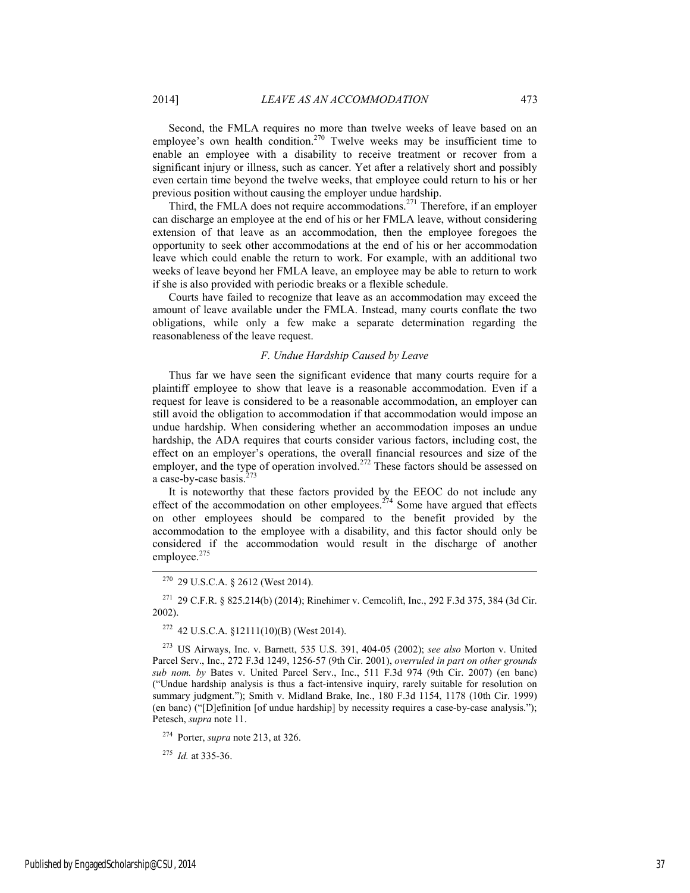Second, the FMLA requires no more than twelve weeks of leave based on an employee's own health condition.[270] Twelve weeks may be insufficient time to enable an employee with a disability to receive treatment or recover from a significant injury or illness, such as cancer. Yet after a relatively short and possibly even certain time beyond the twelve weeks, that employee could return to his or her previous position without causing the employer undue hardship.

Third, the FMLA does not require accommodations.[271] Therefore, if an employer can discharge an employee at the end of his or her FMLA leave, without considering extension of that leave as an accommodation, then the employee foregoes the opportunity to seek other accommodations at the end of his or her accommodation leave which could enable the return to work. For example, with an additional two weeks of leave beyond her FMLA leave, an employee may be able to return to work if she is also provided with periodic breaks or a flexible schedule.

Courts have failed to recognize that leave as an accommodation may exceed the amount of leave available under the FMLA. Instead, many courts conflate the two obligations, while only a few make a separate determination regarding the reasonableness of the leave request.

### *F. Undue Hardship Caused by Leave*

Thus far we have seen the significant evidence that many courts require for a plaintiff employee to show that leave is a reasonable accommodation. Even if a request for leave is considered to be a reasonable accommodation, an employer can still avoid the obligation to accommodation if that accommodation would impose an undue hardship. When considering whether an accommodation imposes an undue hardship, the ADA requires that courts consider various factors, including cost, the effect on an employer's operations, the overall financial resources and size of the employer, and the type of operation involved.[272] These factors should be assessed on a case-by-case basis.[273]

It is noteworthy that these factors provided by the EEOC do not include any effect of the accommodation on other employees.[274] Some have argued that effects on other employees should be compared to the benefit provided by the accommodation to the employee with a disability, and this factor should only be considered if the accommodation would result in the discharge of another employee.[275]

---

[270] 29 U.S.C.A. § 2612 (West 2014).

[271] 29 C.F.R. § 825.214(b) (2014); Rinehimer v. Cemcolift, Inc., 292 F.3d 375, 384 (3d Cir. 2002).

[272] 42 U.S.C.A. §12111(10)(B) (West 2014).

[273] US Airways, Inc. v. Barnett, 535 U.S. 391, 404-05 (2002); *see also* Morton v. United Parcel Serv., Inc., 272 F.3d 1249, 1256-57 (9th Cir. 2001), *overruled in part on other grounds sub nom. by* Bates v. United Parcel Serv., Inc., 511 F.3d 974 (9th Cir. 2007) (en banc) ("Undue hardship analysis is thus a fact-intensive inquiry, rarely suitable for resolution on summary judgment."); Smith v. Midland Brake, Inc., 180 F.3d 1154, 1178 (10th Cir. 1999) (en banc) ("[D]efinition [of undue hardship] by necessity requires a case-by-case analysis."); Petesch, *supra* note 11.

[274] Porter, *supra* note 213, at 326.

[275] *Id.* at 335-36.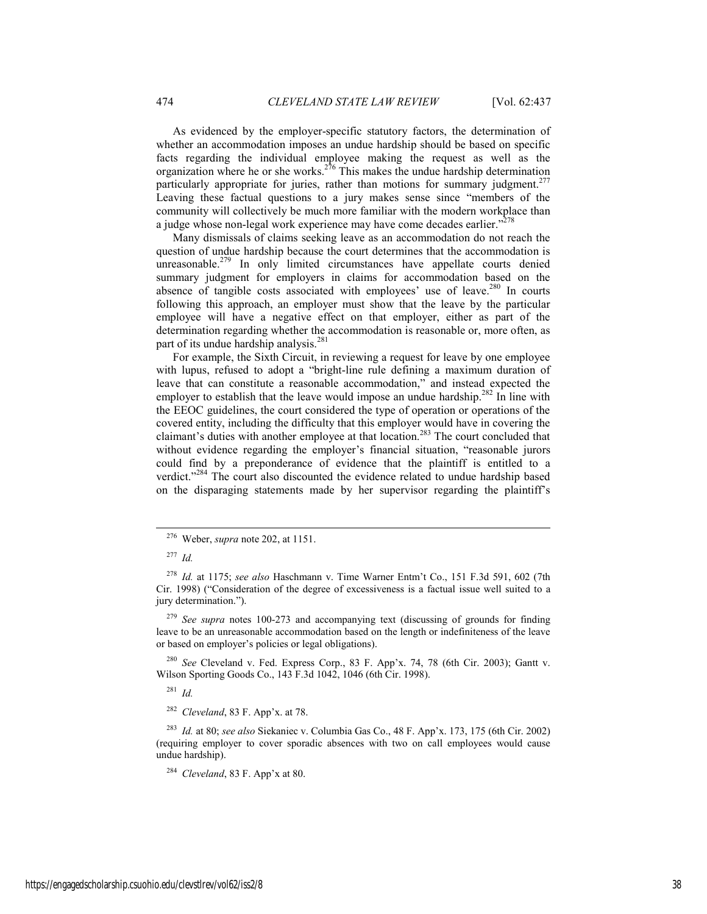As evidenced by the employer-specific statutory factors, the determination of whether an accommodation imposes an undue hardship should be based on specific facts regarding the individual employee making the request as well as the organization where he or she works.[276] This makes the undue hardship determination particularly appropriate for juries, rather than motions for summary judgment.[277] Leaving these factual questions to a jury makes sense since "members of the community will collectively be much more familiar with the modern workplace than a judge whose non-legal work experience may have come decades earlier."[278]

Many dismissals of claims seeking leave as an accommodation do not reach the question of undue hardship because the court determines that the accommodation is unreasonable.[279] In only limited circumstances have appellate courts denied summary judgment for employers in claims for accommodation based on the absence of tangible costs associated with employees' use of leave.[280] In courts following this approach, an employer must show that the leave by the particular employee will have a negative effect on that employer, either as part of the determination regarding whether the accommodation is reasonable or, more often, as part of its undue hardship analysis.[281]

For example, the Sixth Circuit, in reviewing a request for leave by one employee with lupus, refused to adopt a "bright-line rule defining a maximum duration of leave that can constitute a reasonable accommodation," and instead expected the employer to establish that the leave would impose an undue hardship.[282] In line with the EEOC guidelines, the court considered the type of operation or operations of the covered entity, including the difficulty that this employer would have in covering the claimant's duties with another employee at that location.[283] The court concluded that without evidence regarding the employer's financial situation, "reasonable jurors could find by a preponderance of evidence that the plaintiff is entitled to a verdict."[284] The court also discounted the evidence related to undue hardship based on the disparaging statements made by her supervisor regarding the plaintiff's

---

[276] Weber, *supra* note 202, at 1151.

[277] *Id.*

[278] *Id.* at 1175; *see also* Haschmann v. Time Warner Entm't Co., 151 F.3d 591, 602 (7th Cir. 1998) ("Consideration of the degree of excessiveness is a factual issue well suited to a jury determination.").

[279] *See supra* notes 100-273 and accompanying text (discussing of grounds for finding leave to be an unreasonable accommodation based on the length or indefiniteness of the leave or based on employer's policies or legal obligations).

[280] *See* Cleveland v. Fed. Express Corp., 83 F. App'x. 74, 78 (6th Cir. 2003); Gantt v. Wilson Sporting Goods Co., 143 F.3d 1042, 1046 (6th Cir. 1998).

[281] *Id.*

[282] *Cleveland*, 83 F. App'x. at 78.

[283] *Id.* at 80; *see also* Siekaniec v. Columbia Gas Co., 48 F. App'x. 173, 175 (6th Cir. 2002) (requiring employer to cover sporadic absences with two on call employees would cause undue hardship).

[284] *Cleveland*, 83 F. App'x at 80.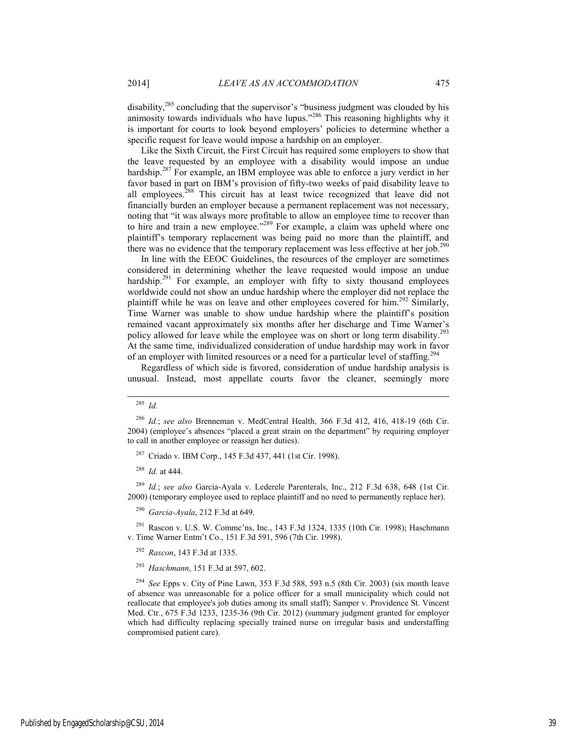disability,[285] concluding that the supervisor's "business judgment was clouded by his animosity towards individuals who have lupus."[286] This reasoning highlights why it is important for courts to look beyond employers' policies to determine whether a specific request for leave would impose a hardship on an employer.

Like the Sixth Circuit, the First Circuit has required some employers to show that the leave requested by an employee with a disability would impose an undue hardship.[287] For example, an IBM employee was able to enforce a jury verdict in her favor based in part on IBM's provision of fifty-two weeks of paid disability leave to all employees.[288] This circuit has at least twice recognized that leave did not financially burden an employer because a permanent replacement was not necessary, noting that "it was always more profitable to allow an employee time to recover than to hire and train a new employee."[289] For example, a claim was upheld where one plaintiff's temporary replacement was being paid no more than the plaintiff, and there was no evidence that the temporary replacement was less effective at her job.[290]

In line with the EEOC Guidelines, the resources of the employer are sometimes considered in determining whether the leave requested would impose an undue hardship.[291] For example, an employer with fifty to sixty thousand employees worldwide could not show an undue hardship where the employer did not replace the plaintiff while he was on leave and other employees covered for him.[292] Similarly, Time Warner was unable to show undue hardship where the plaintiff's position remained vacant approximately six months after her discharge and Time Warner's policy allowed for leave while the employee was on short or long term disability.[293] At the same time, individualized consideration of undue hardship may work in favor of an employer with limited resources or a need for a particular level of staffing.[294]

Regardless of which side is favored, consideration of undue hardship analysis is unusual. Instead, most appellate courts favor the cleaner, seemingly more

---

[285] *Id.*

[286] *Id.*; *see also* Brenneman v. MedCentral Health, 366 F.3d 412, 416, 418-19 (6th Cir. 2004) (employee's absences "placed a great strain on the department" by requiring employer to call in another employee or reassign her duties).

[287] Criado v. IBM Corp., 145 F.3d 437, 441 (1st Cir. 1998).

[288] *Id.* at 444.

[289] *Id.*; *see also* Garcia-Ayala v. Lederele Parenterals, Inc., 212 F.3d 638, 648 (1st Cir. 2000) (temporary employee used to replace plaintiff and no need to permanently replace her).

[290] *Garcia-Ayala*, 212 F.3d at 649.

[291] Rascon v. U.S. W. Commc'ns, Inc., 143 F.3d 1324, 1335 (10th Cir. 1998); Haschmann v. Time Warner Entm't Co., 151 F.3d 591, 596 (7th Cir. 1998).

[292] *Rascon*, 143 F.3d at 1335.

[293] *Haschmann*, 151 F.3d at 597, 602.

[294] *See* Epps v. City of Pine Lawn, 353 F.3d 588, 593 n.5 (8th Cir. 2003) (six month leave of absence was unreasonable for a police officer for a small municipality which could not reallocate that employee's job duties among its small staff); Samper v. Providence St. Vincent Med. Ctr., 675 F.3d 1233, 1235-36 (9th Cir. 2012) (summary judgment granted for employer which had difficulty replacing specially trained nurse on irregular basis and understaffing compromised patient care).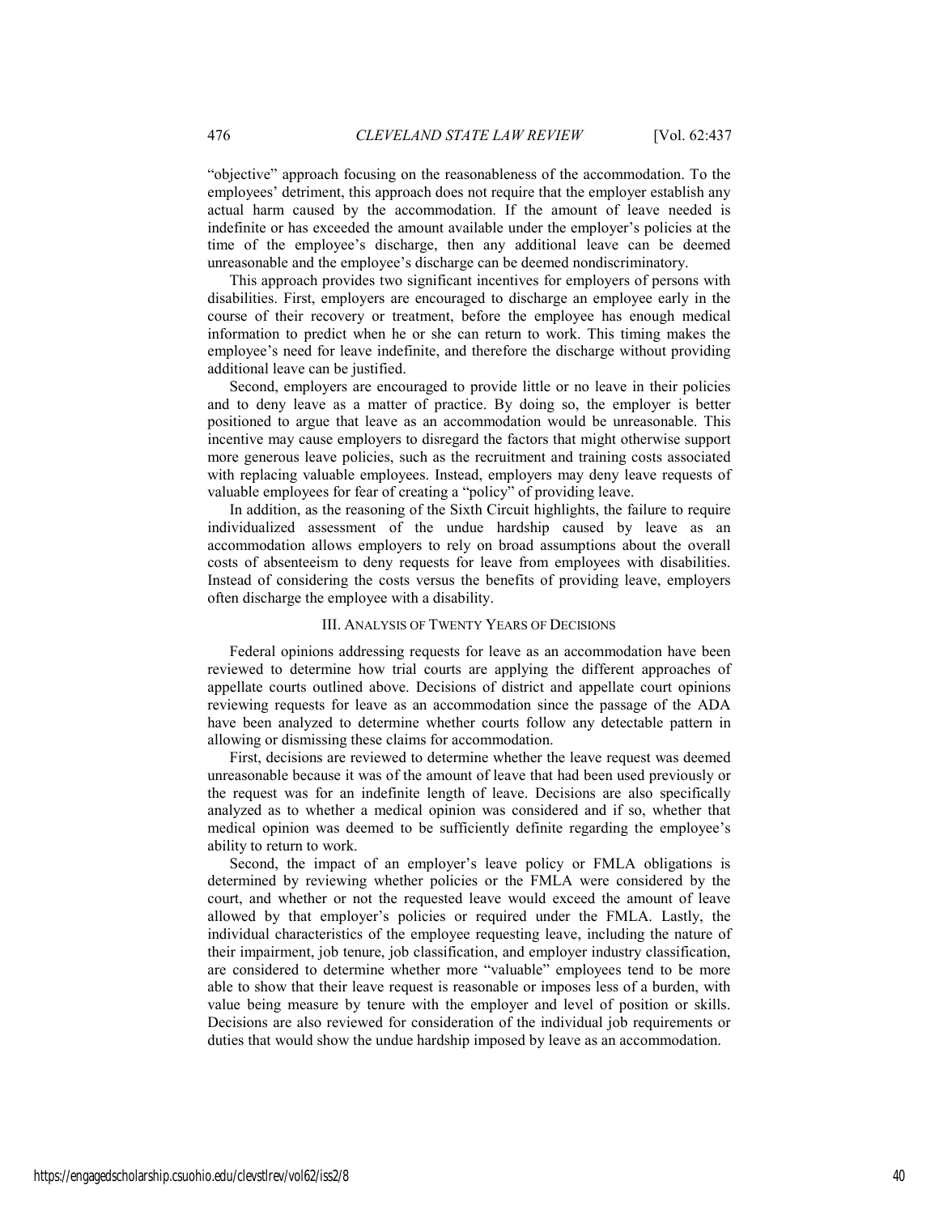"objective" approach focusing on the reasonableness of the accommodation. To the employees' detriment, this approach does not require that the employer establish any actual harm caused by the accommodation. If the amount of leave needed is indefinite or has exceeded the amount available under the employer's policies at the time of the employee's discharge, then any additional leave can be deemed unreasonable and the employee's discharge can be deemed nondiscriminatory.

This approach provides two significant incentives for employers of persons with disabilities. First, employers are encouraged to discharge an employee early in the course of their recovery or treatment, before the employee has enough medical information to predict when he or she can return to work. This timing makes the employee's need for leave indefinite, and therefore the discharge without providing additional leave can be justified.

Second, employers are encouraged to provide little or no leave in their policies and to deny leave as a matter of practice. By doing so, the employer is better positioned to argue that leave as an accommodation would be unreasonable. This incentive may cause employers to disregard the factors that might otherwise support more generous leave policies, such as the recruitment and training costs associated with replacing valuable employees. Instead, employers may deny leave requests of valuable employees for fear of creating a "policy" of providing leave.

In addition, as the reasoning of the Sixth Circuit highlights, the failure to require individualized assessment of the undue hardship caused by leave as an accommodation allows employers to rely on broad assumptions about the overall costs of absenteeism to deny requests for leave from employees with disabilities. Instead of considering the costs versus the benefits of providing leave, employers often discharge the employee with a disability.

## III. Analysis of Twenty Years of Decisions

Federal opinions addressing requests for leave as an accommodation have been reviewed to determine how trial courts are applying the different approaches of appellate courts outlined above. Decisions of district and appellate court opinions reviewing requests for leave as an accommodation since the passage of the ADA have been analyzed to determine whether courts follow any detectable pattern in allowing or dismissing these claims for accommodation.

First, decisions are reviewed to determine whether the leave request was deemed unreasonable because it was of the amount of leave that had been used previously or the request was for an indefinite length of leave. Decisions are also specifically analyzed as to whether a medical opinion was considered and if so, whether that medical opinion was deemed to be sufficiently definite regarding the employee's ability to return to work.

Second, the impact of an employer's leave policy or FMLA obligations is determined by reviewing whether policies or the FMLA were considered by the court, and whether or not the requested leave would exceed the amount of leave allowed by that employer's policies or required under the FMLA. Lastly, the individual characteristics of the employee requesting leave, including the nature of their impairment, job tenure, job classification, and employer industry classification, are considered to determine whether more "valuable" employees tend to be more able to show that their leave request is reasonable or imposes less of a burden, with value being measure by tenure with the employer and level of position or skills. Decisions are also reviewed for consideration of the individual job requirements or duties that would show the undue hardship imposed by leave as an accommodation.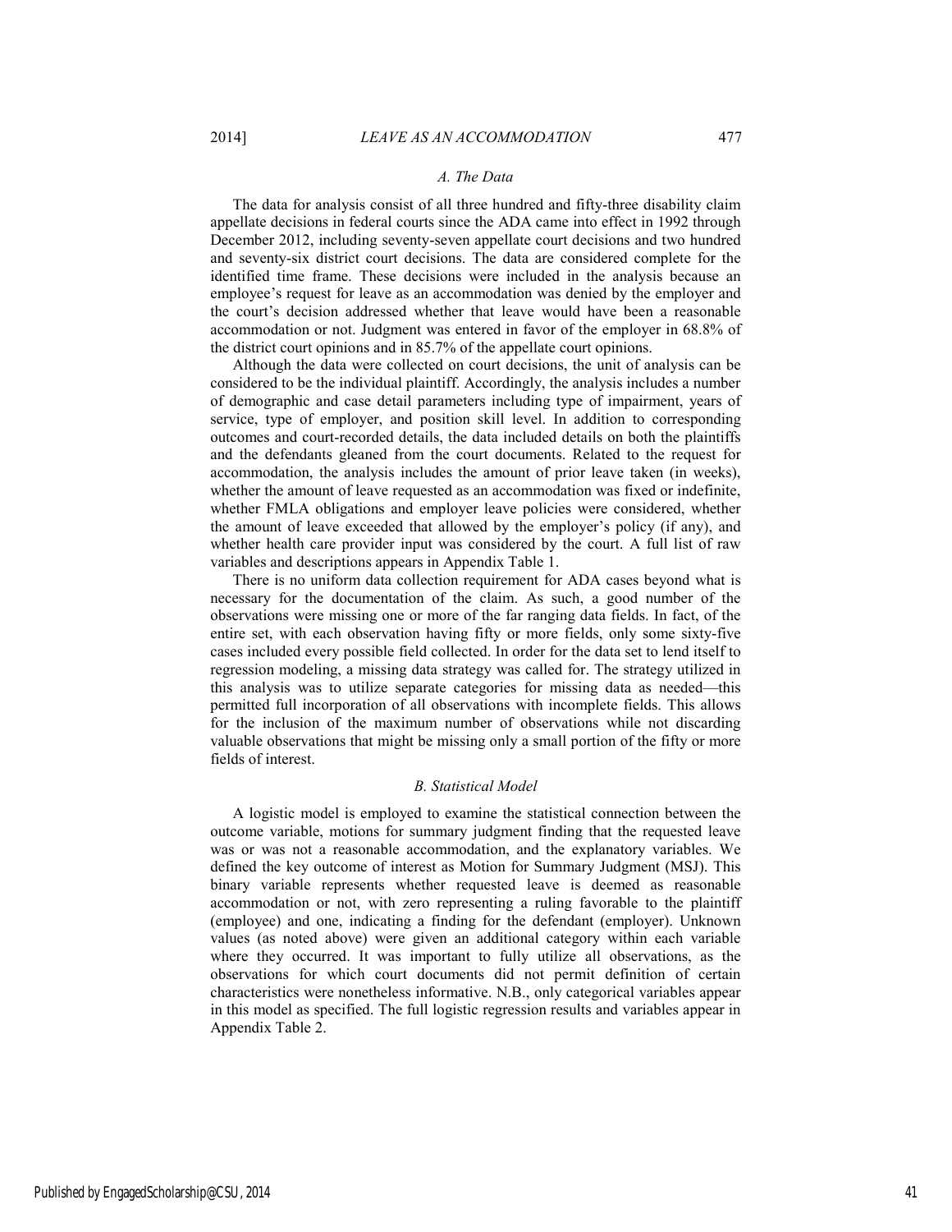### *A. The Data*

The data for analysis consist of all three hundred and fifty-three disability claim appellate decisions in federal courts since the ADA came into effect in 1992 through December 2012, including seventy-seven appellate court decisions and two hundred and seventy-six district court decisions. The data are considered complete for the identified time frame. These decisions were included in the analysis because an employee's request for leave as an accommodation was denied by the employer and the court's decision addressed whether that leave would have been a reasonable accommodation or not. Judgment was entered in favor of the employer in 68.8% of the district court opinions and in 85.7% of the appellate court opinions.

Although the data were collected on court decisions, the unit of analysis can be considered to be the individual plaintiff. Accordingly, the analysis includes a number of demographic and case detail parameters including type of impairment, years of service, type of employer, and position skill level. In addition to corresponding outcomes and court-recorded details, the data included details on both the plaintiffs and the defendants gleaned from the court documents. Related to the request for accommodation, the analysis includes the amount of prior leave taken (in weeks), whether the amount of leave requested as an accommodation was fixed or indefinite, whether FMLA obligations and employer leave policies were considered, whether the amount of leave exceeded that allowed by the employer's policy (if any), and whether health care provider input was considered by the court. A full list of raw variables and descriptions appears in Appendix Table 1.

There is no uniform data collection requirement for ADA cases beyond what is necessary for the documentation of the claim. As such, a good number of the observations were missing one or more of the far ranging data fields. In fact, of the entire set, with each observation having fifty or more fields, only some sixty-five cases included every possible field collected. In order for the data set to lend itself to regression modeling, a missing data strategy was called for. The strategy utilized in this analysis was to utilize separate categories for missing data as needed—this permitted full incorporation of all observations with incomplete fields. This allows for the inclusion of the maximum number of observations while not discarding valuable observations that might be missing only a small portion of the fifty or more fields of interest.

### *B. Statistical Model*

A logistic model is employed to examine the statistical connection between the outcome variable, motions for summary judgment finding that the requested leave was or was not a reasonable accommodation, and the explanatory variables. We defined the key outcome of interest as Motion for Summary Judgment (MSJ). This binary variable represents whether requested leave is deemed as reasonable accommodation or not, with zero representing a ruling favorable to the plaintiff (employee) and one, indicating a finding for the defendant (employer). Unknown values (as noted above) were given an additional category within each variable where they occurred. It was important to fully utilize all observations, as the observations for which court documents did not permit definition of certain characteristics were nonetheless informative. N.B., only categorical variables appear in this model as specified. The full logistic regression results and variables appear in Appendix Table 2.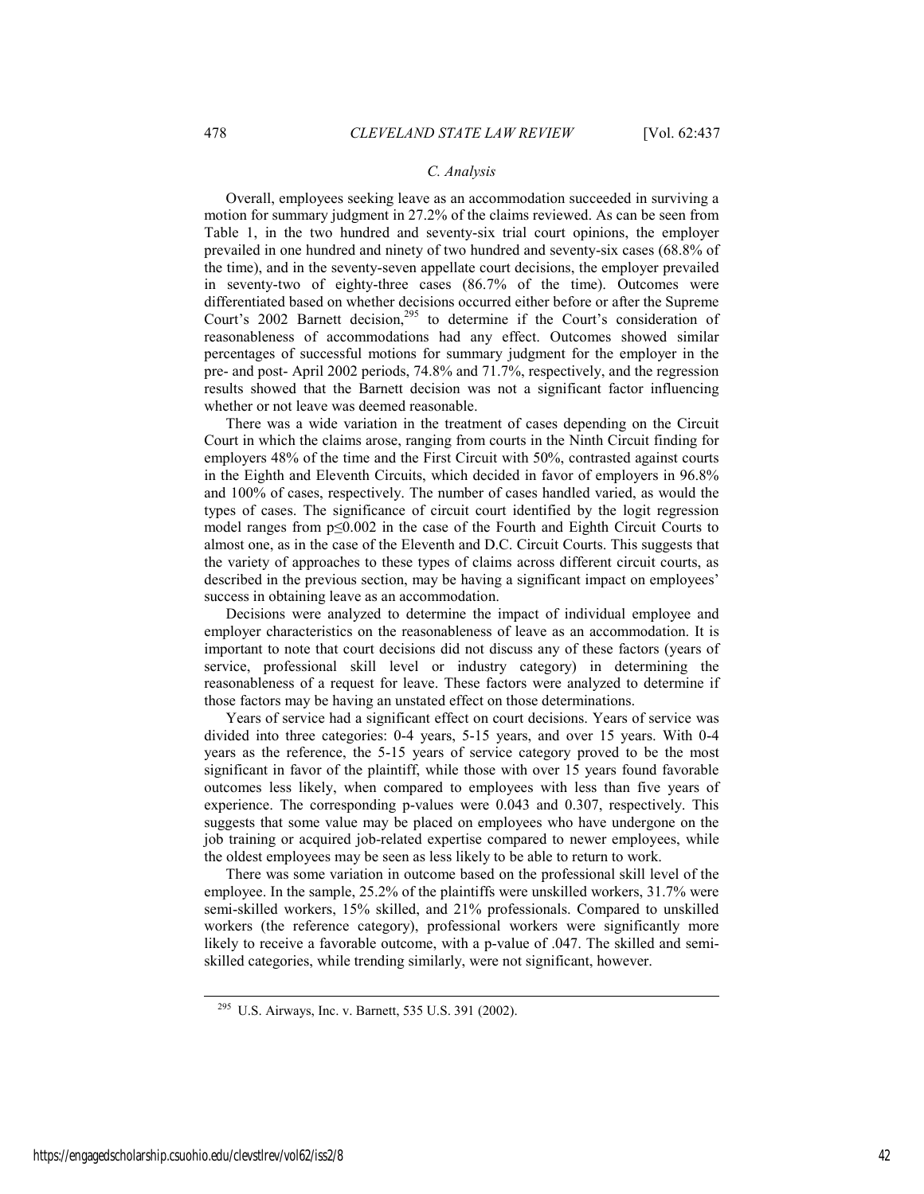### *C. Analysis*

Overall, employees seeking leave as an accommodation succeeded in surviving a motion for summary judgment in 27.2% of the claims reviewed. As can be seen from Table 1, in the two hundred and seventy-six trial court opinions, the employer prevailed in one hundred and ninety of two hundred and seventy-six cases (68.8% of the time), and in the seventy-seven appellate court decisions, the employer prevailed in seventy-two of eighty-three cases (86.7% of the time). Outcomes were differentiated based on whether decisions occurred either before or after the Supreme Court's 2002 Barnett decision,[295] to determine if the Court's consideration of reasonableness of accommodations had any effect. Outcomes showed similar percentages of successful motions for summary judgment for the employer in the pre- and post- April 2002 periods, 74.8% and 71.7%, respectively, and the regression results showed that the Barnett decision was not a significant factor influencing whether or not leave was deemed reasonable.

There was a wide variation in the treatment of cases depending on the Circuit Court in which the claims arose, ranging from courts in the Ninth Circuit finding for employers 48% of the time and the First Circuit with 50%, contrasted against courts in the Eighth and Eleventh Circuits, which decided in favor of employers in 96.8% and 100% of cases, respectively. The number of cases handled varied, as would the types of cases. The significance of circuit court identified by the logit regression model ranges from $p \leq 0.002$ in the case of the Fourth and Eighth Circuit Courts to almost one, as in the case of the Eleventh and D.C. Circuit Courts. This suggests that the variety of approaches to these types of claims across different circuit courts, as described in the previous section, may be having a significant impact on employees' success in obtaining leave as an accommodation.

Decisions were analyzed to determine the impact of individual employee and employer characteristics on the reasonableness of leave as an accommodation. It is important to note that court decisions did not discuss any of these factors (years of service, professional skill level or industry category) in determining the reasonableness of a request for leave. These factors were analyzed to determine if those factors may be having an unstated effect on those determinations.

Years of service had a significant effect on court decisions. Years of service was divided into three categories: 0-4 years, 5-15 years, and over 15 years. With 0-4 years as the reference, the 5-15 years of service category proved to be the most significant in favor of the plaintiff, while those with over 15 years found favorable outcomes less likely, when compared to employees with less than five years of experience. The corresponding p-values were 0.043 and 0.307, respectively. This suggests that some value may be placed on employees who have undergone on the job training or acquired job-related expertise compared to newer employees, while the oldest employees may be seen as less likely to be able to return to work.

There was some variation in outcome based on the professional skill level of the employee. In the sample, 25.2% of the plaintiffs were unskilled workers, 31.7% were semi-skilled workers, 15% skilled, and 21% professionals. Compared to unskilled workers (the reference category), professional workers were significantly more likely to receive a favorable outcome, with a p-value of .047. The skilled and semi-skilled categories, while trending similarly, were not significant, however.

---

[295] U.S. Airways, Inc. v. Barnett, 535 U.S. 391 (2002).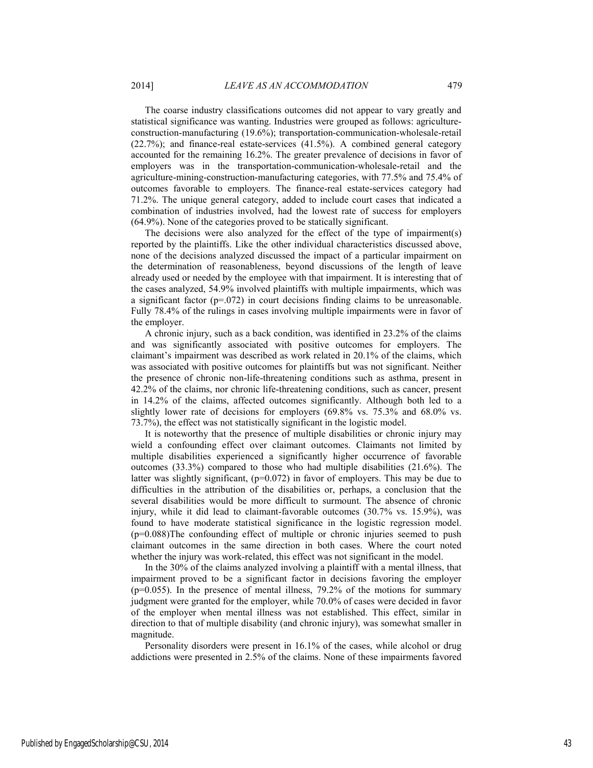The coarse industry classifications outcomes did not appear to vary greatly and statistical significance was wanting. Industries were grouped as follows: agriculture-construction-manufacturing (19.6%); transportation-communication-wholesale-retail (22.7%); and finance-real estate-services (41.5%). A combined general category accounted for the remaining 16.2%. The greater prevalence of decisions in favor of employers was in the transportation-communication-wholesale-retail and the agriculture-mining-construction-manufacturing categories, with 77.5% and 75.4% of outcomes favorable to employers. The finance-real estate-services category had 71.2%. The unique general category, added to include court cases that indicated a combination of industries involved, had the lowest rate of success for employers (64.9%). None of the categories proved to be statically significant.

The decisions were also analyzed for the effect of the type of impairment(s) reported by the plaintiffs. Like the other individual characteristics discussed above, none of the decisions analyzed discussed the impact of a particular impairment on the determination of reasonableness, beyond discussions of the length of leave already used or needed by the employee with that impairment. It is interesting that of the cases analyzed, 54.9% involved plaintiffs with multiple impairments, which was a significant factor ($p=.072$) in court decisions finding claims to be unreasonable. Fully 78.4% of the rulings in cases involving multiple impairments were in favor of the employer.

A chronic injury, such as a back condition, was identified in 23.2% of the claims and was significantly associated with positive outcomes for employers. The claimant's impairment was described as work related in 20.1% of the claims, which was associated with positive outcomes for plaintiffs but was not significant. Neither the presence of chronic non-life-threatening conditions such as asthma, present in 42.2% of the claims, nor chronic life-threatening conditions, such as cancer, present in 14.2% of the claims, affected outcomes significantly. Although both led to a slightly lower rate of decisions for employers (69.8% vs. 75.3% and 68.0% vs. 73.7%), the effect was not statistically significant in the logistic model.

It is noteworthy that the presence of multiple disabilities or chronic injury may wield a confounding effect over claimant outcomes. Claimants not limited by multiple disabilities experienced a significantly higher occurrence of favorable outcomes (33.3%) compared to those who had multiple disabilities (21.6%). The latter was slightly significant, ($p=0.072$) in favor of employers. This may be due to difficulties in the attribution of the disabilities or, perhaps, a conclusion that the several disabilities would be more difficult to surmount. The absence of chronic injury, while it did lead to claimant-favorable outcomes (30.7% vs. 15.9%), was found to have moderate statistical significance in the logistic regression model. ($p=0.088$)The confounding effect of multiple or chronic injuries seemed to push claimant outcomes in the same direction in both cases. Where the court noted whether the injury was work-related, this effect was not significant in the model.

In the 30% of the claims analyzed involving a plaintiff with a mental illness, that impairment proved to be a significant factor in decisions favoring the employer ($p=0.055$). In the presence of mental illness, 79.2% of the motions for summary judgment were granted for the employer, while 70.0% of cases were decided in favor of the employer when mental illness was not established. This effect, similar in direction to that of multiple disability (and chronic injury), was somewhat smaller in magnitude.

Personality disorders were present in 16.1% of the cases, while alcohol or drug addictions were presented in 2.5% of the claims. None of these impairments favored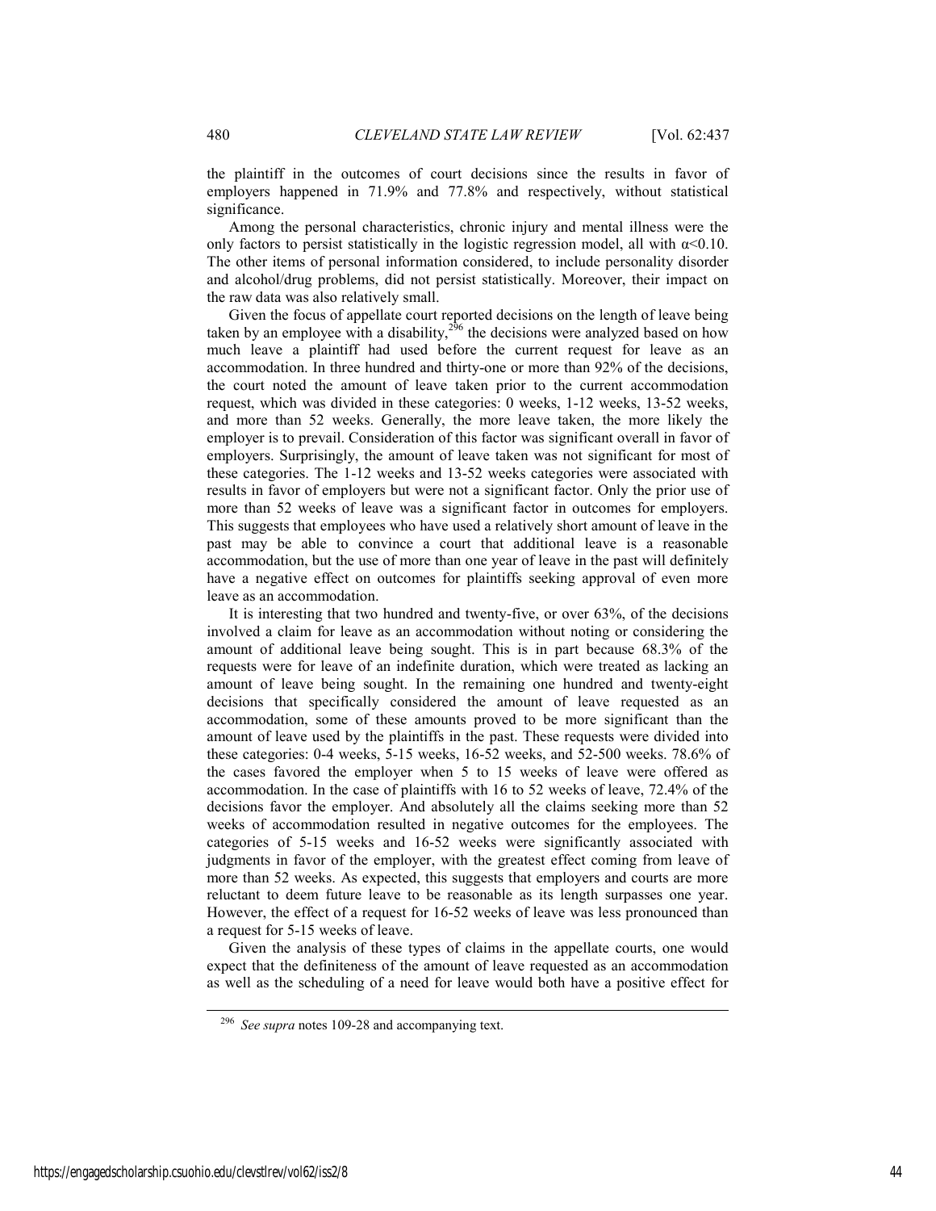the plaintiff in the outcomes of court decisions since the results in favor of employers happened in 71.9% and 77.8% and respectively, without statistical significance.

Among the personal characteristics, chronic injury and mental illness were the only factors to persist statistically in the logistic regression model, all with $\alpha<0.10$. The other items of personal information considered, to include personality disorder and alcohol/drug problems, did not persist statistically. Moreover, their impact on the raw data was also relatively small.

Given the focus of appellate court reported decisions on the length of leave being taken by an employee with a disability,[296] the decisions were analyzed based on how much leave a plaintiff had used before the current request for leave as an accommodation. In three hundred and thirty-one or more than 92% of the decisions, the court noted the amount of leave taken prior to the current accommodation request, which was divided in these categories: 0 weeks, 1-12 weeks, 13-52 weeks, and more than 52 weeks. Generally, the more leave taken, the more likely the employer is to prevail. Consideration of this factor was significant overall in favor of employers. Surprisingly, the amount of leave taken was not significant for most of these categories. The 1-12 weeks and 13-52 weeks categories were associated with results in favor of employers but were not a significant factor. Only the prior use of more than 52 weeks of leave was a significant factor in outcomes for employers. This suggests that employees who have used a relatively short amount of leave in the past may be able to convince a court that additional leave is a reasonable accommodation, but the use of more than one year of leave in the past will definitely have a negative effect on outcomes for plaintiffs seeking approval of even more leave as an accommodation.

It is interesting that two hundred and twenty-five, or over 63%, of the decisions involved a claim for leave as an accommodation without noting or considering the amount of additional leave being sought. This is in part because 68.3% of the requests were for leave of an indefinite duration, which were treated as lacking an amount of leave being sought. In the remaining one hundred and twenty-eight decisions that specifically considered the amount of leave requested as an accommodation, some of these amounts proved to be more significant than the amount of leave used by the plaintiffs in the past. These requests were divided into these categories: 0-4 weeks, 5-15 weeks, 16-52 weeks, and 52-500 weeks. 78.6% of the cases favored the employer when 5 to 15 weeks of leave were offered as accommodation. In the case of plaintiffs with 16 to 52 weeks of leave, 72.4% of the decisions favor the employer. And absolutely all the claims seeking more than 52 weeks of accommodation resulted in negative outcomes for the employees. The categories of 5-15 weeks and 16-52 weeks were significantly associated with judgments in favor of the employer, with the greatest effect coming from leave of more than 52 weeks. As expected, this suggests that employers and courts are more reluctant to deem future leave to be reasonable as its length surpasses one year. However, the effect of a request for 16-52 weeks of leave was less pronounced than a request for 5-15 weeks of leave.

Given the analysis of these types of claims in the appellate courts, one would expect that the definiteness of the amount of leave requested as an accommodation as well as the scheduling of a need for leave would both have a positive effect for

---

[296] *See supra* notes 109-28 and accompanying text.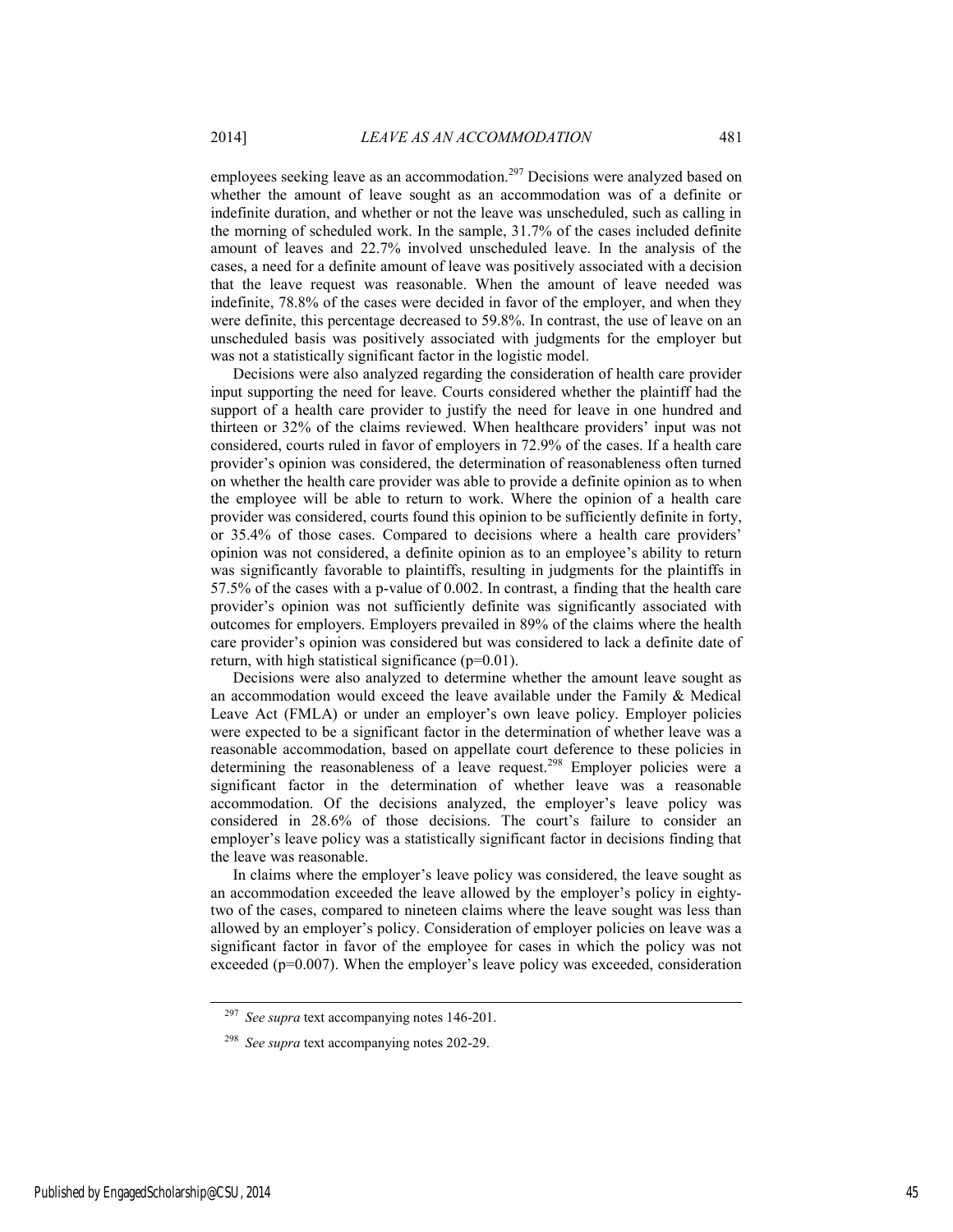employees seeking leave as an accommodation.[297] Decisions were analyzed based on whether the amount of leave sought as an accommodation was of a definite or indefinite duration, and whether or not the leave was unscheduled, such as calling in the morning of scheduled work. In the sample, 31.7% of the cases included definite amount of leaves and 22.7% involved unscheduled leave. In the analysis of the cases, a need for a definite amount of leave was positively associated with a decision that the leave request was reasonable. When the amount of leave needed was indefinite, 78.8% of the cases were decided in favor of the employer, and when they were definite, this percentage decreased to 59.8%. In contrast, the use of leave on an unscheduled basis was positively associated with judgments for the employer but was not a statistically significant factor in the logistic model.

Decisions were also analyzed regarding the consideration of health care provider input supporting the need for leave. Courts considered whether the plaintiff had the support of a health care provider to justify the need for leave in one hundred and thirteen or 32% of the claims reviewed. When healthcare providers' input was not considered, courts ruled in favor of employers in 72.9% of the cases. If a health care provider's opinion was considered, the determination of reasonableness often turned on whether the health care provider was able to provide a definite opinion as to when the employee will be able to return to work. Where the opinion of a health care provider was considered, courts found this opinion to be sufficiently definite in forty, or 35.4% of those cases. Compared to decisions where a health care providers' opinion was not considered, a definite opinion as to an employee's ability to return was significantly favorable to plaintiffs, resulting in judgments for the plaintiffs in 57.5% of the cases with a p-value of 0.002. In contrast, a finding that the health care provider's opinion was not sufficiently definite was significantly associated with outcomes for employers. Employers prevailed in 89% of the claims where the health care provider's opinion was considered but was considered to lack a definite date of return, with high statistical significance ($p=0.01$).

Decisions were also analyzed to determine whether the amount leave sought as an accommodation would exceed the leave available under the Family & Medical Leave Act (FMLA) or under an employer's own leave policy. Employer policies were expected to be a significant factor in the determination of whether leave was a reasonable accommodation, based on appellate court deference to these policies in determining the reasonableness of a leave request.[298] Employer policies were a significant factor in the determination of whether leave was a reasonable accommodation. Of the decisions analyzed, the employer's leave policy was considered in 28.6% of those decisions. The court's failure to consider an employer's leave policy was a statistically significant factor in decisions finding that the leave was reasonable.

In claims where the employer's leave policy was considered, the leave sought as an accommodation exceeded the leave allowed by the employer's policy in eighty-two of the cases, compared to nineteen claims where the leave sought was less than allowed by an employer's policy. Consideration of employer policies on leave was a significant factor in favor of the employee for cases in which the policy was not exceeded ($p=0.007$). When the employer's leave policy was exceeded, consideration

---

[297] *See supra* text accompanying notes 146-201.

[298] *See supra* text accompanying notes 202-29.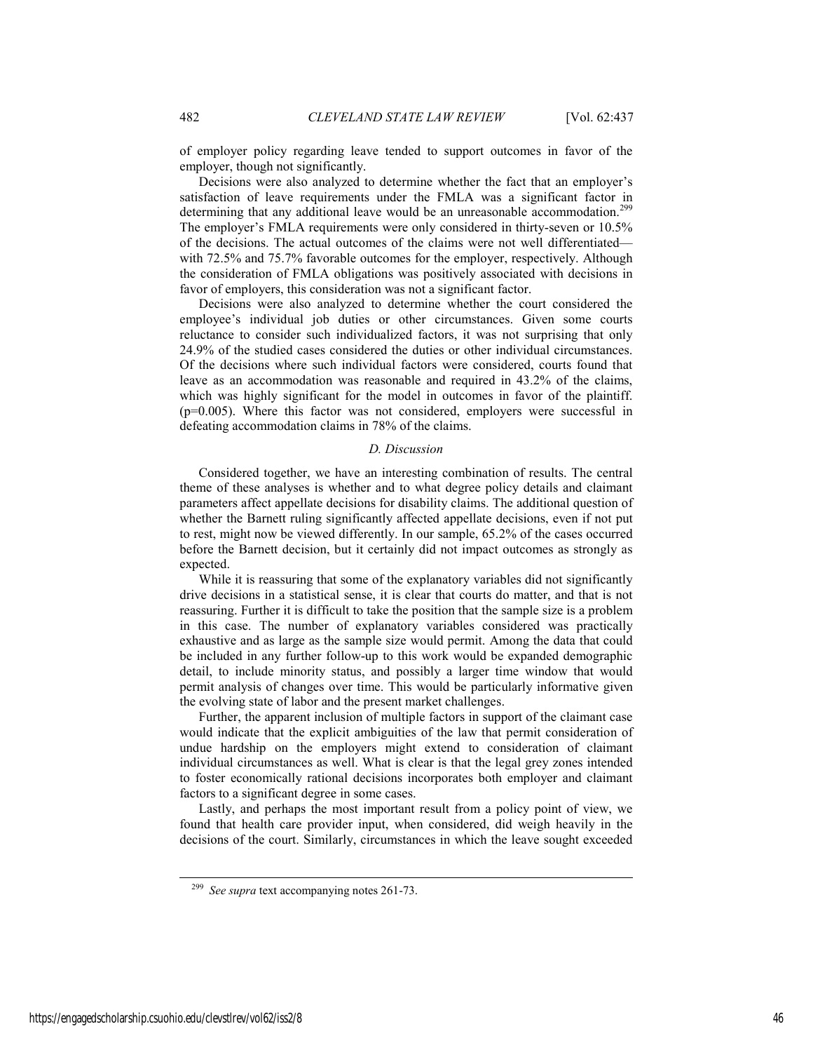of employer policy regarding leave tended to support outcomes in favor of the employer, though not significantly.

Decisions were also analyzed to determine whether the fact that an employer's satisfaction of leave requirements under the FMLA was a significant factor in determining that any additional leave would be an unreasonable accommodation.[299] The employer's FMLA requirements were only considered in thirty-seven or 10.5% of the decisions. The actual outcomes of the claims were not well differentiated—with 72.5% and 75.7% favorable outcomes for the employer, respectively. Although the consideration of FMLA obligations was positively associated with decisions in favor of employers, this consideration was not a significant factor.

Decisions were also analyzed to determine whether the court considered the employee's individual job duties or other circumstances. Given some courts reluctance to consider such individualized factors, it was not surprising that only 24.9% of the studied cases considered the duties or other individual circumstances. Of the decisions where such individual factors were considered, courts found that leave as an accommodation was reasonable and required in 43.2% of the claims, which was highly significant for the model in outcomes in favor of the plaintiff. (p=0.005). Where this factor was not considered, employers were successful in defeating accommodation claims in 78% of the claims.

### *D. Discussion*

Considered together, we have an interesting combination of results. The central theme of these analyses is whether and to what degree policy details and claimant parameters affect appellate decisions for disability claims. The additional question of whether the Barnett ruling significantly affected appellate decisions, even if not put to rest, might now be viewed differently. In our sample, 65.2% of the cases occurred before the Barnett decision, but it certainly did not impact outcomes as strongly as expected.

While it is reassuring that some of the explanatory variables did not significantly drive decisions in a statistical sense, it is clear that courts do matter, and that is not reassuring. Further it is difficult to take the position that the sample size is a problem in this case. The number of explanatory variables considered was practically exhaustive and as large as the sample size would permit. Among the data that could be included in any further follow-up to this work would be expanded demographic detail, to include minority status, and possibly a larger time window that would permit analysis of changes over time. This would be particularly informative given the evolving state of labor and the present market challenges.

Further, the apparent inclusion of multiple factors in support of the claimant case would indicate that the explicit ambiguities of the law that permit consideration of undue hardship on the employers might extend to consideration of claimant individual circumstances as well. What is clear is that the legal grey zones intended to foster economically rational decisions incorporates both employer and claimant factors to a significant degree in some cases.

Lastly, and perhaps the most important result from a policy point of view, we found that health care provider input, when considered, did weigh heavily in the decisions of the court. Similarly, circumstances in which the leave sought exceeded

---

[299] *See supra* text accompanying notes 261-73.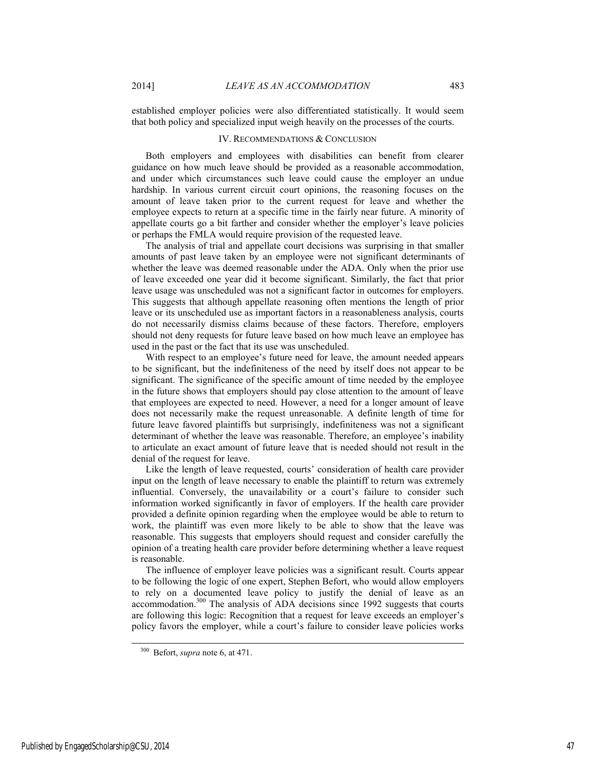established employer policies were also differentiated statistically. It would seem that both policy and specialized input weigh heavily on the processes of the courts.

## IV. RECOMMENDATIONS & CONCLUSION

Both employers and employees with disabilities can benefit from clearer guidance on how much leave should be provided as a reasonable accommodation, and under which circumstances such leave could cause the employer an undue hardship. In various current circuit court opinions, the reasoning focuses on the amount of leave taken prior to the current request for leave and whether the employee expects to return at a specific time in the fairly near future. A minority of appellate courts go a bit farther and consider whether the employer's leave policies or perhaps the FMLA would require provision of the requested leave.

The analysis of trial and appellate court decisions was surprising in that smaller amounts of past leave taken by an employee were not significant determinants of whether the leave was deemed reasonable under the ADA. Only when the prior use of leave exceeded one year did it become significant. Similarly, the fact that prior leave usage was unscheduled was not a significant factor in outcomes for employers. This suggests that although appellate reasoning often mentions the length of prior leave or its unscheduled use as important factors in a reasonableness analysis, courts do not necessarily dismiss claims because of these factors. Therefore, employers should not deny requests for future leave based on how much leave an employee has used in the past or the fact that its use was unscheduled.

With respect to an employee's future need for leave, the amount needed appears to be significant, but the indefiniteness of the need by itself does not appear to be significant. The significance of the specific amount of time needed by the employee in the future shows that employers should pay close attention to the amount of leave that employees are expected to need. However, a need for a longer amount of leave does not necessarily make the request unreasonable. A definite length of time for future leave favored plaintiffs but surprisingly, indefiniteness was not a significant determinant of whether the leave was reasonable. Therefore, an employee's inability to articulate an exact amount of future leave that is needed should not result in the denial of the request for leave.

Like the length of leave requested, courts' consideration of health care provider input on the length of leave necessary to enable the plaintiff to return was extremely influential. Conversely, the unavailability or a court's failure to consider such information worked significantly in favor of employers. If the health care provider provided a definite opinion regarding when the employee would be able to return to work, the plaintiff was even more likely to be able to show that the leave was reasonable. This suggests that employers should request and consider carefully the opinion of a treating health care provider before determining whether a leave request is reasonable.

The influence of employer leave policies was a significant result. Courts appear to be following the logic of one expert, Stephen Befort, who would allow employers to rely on a documented leave policy to justify the denial of leave as an accommodation.[300] The analysis of ADA decisions since 1992 suggests that courts are following this logic: Recognition that a request for leave exceeds an employer's policy favors the employer, while a court's failure to consider leave policies works

---

[300] Befort, *supra* note 6, at 471.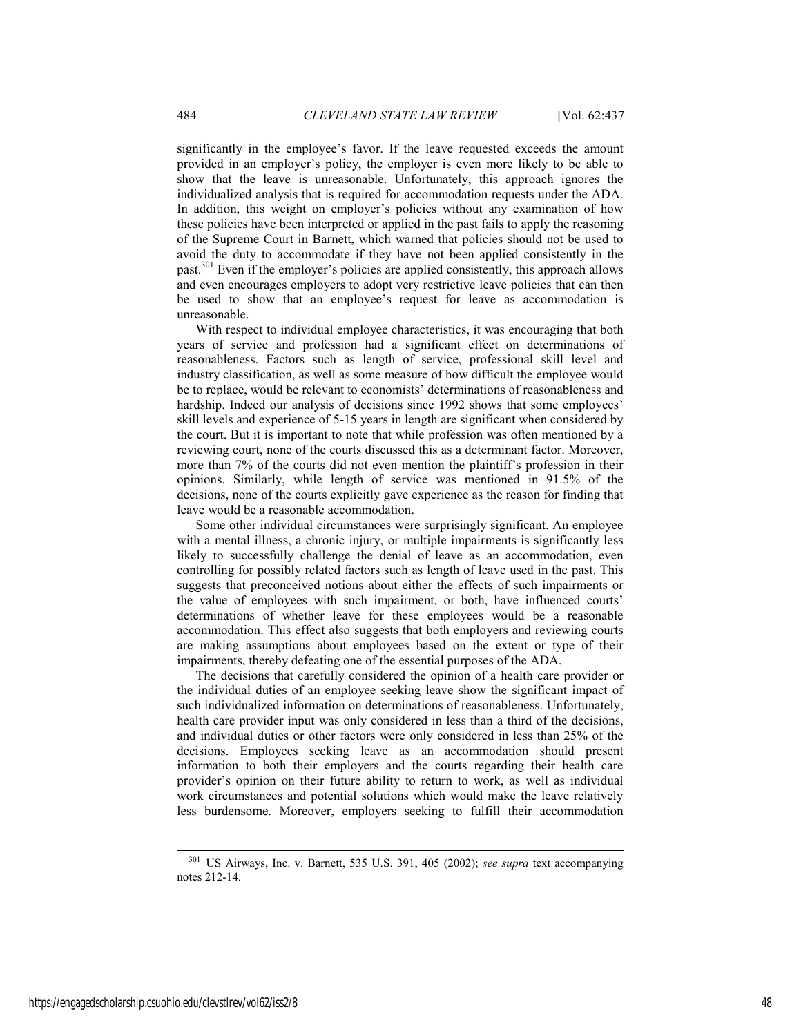significantly in the employee's favor. If the leave requested exceeds the amount provided in an employer's policy, the employer is even more likely to be able to show that the leave is unreasonable. Unfortunately, this approach ignores the individualized analysis that is required for accommodation requests under the ADA. In addition, this weight on employer's policies without any examination of how these policies have been interpreted or applied in the past fails to apply the reasoning of the Supreme Court in Barnett, which warned that policies should not be used to avoid the duty to accommodate if they have not been applied consistently in the past.[301] Even if the employer's policies are applied consistently, this approach allows and even encourages employers to adopt very restrictive leave policies that can then be used to show that an employee's request for leave as accommodation is unreasonable.

With respect to individual employee characteristics, it was encouraging that both years of service and profession had a significant effect on determinations of reasonableness. Factors such as length of service, professional skill level and industry classification, as well as some measure of how difficult the employee would be to replace, would be relevant to economists' determinations of reasonableness and hardship. Indeed our analysis of decisions since 1992 shows that some employees' skill levels and experience of 5-15 years in length are significant when considered by the court. But it is important to note that while profession was often mentioned by a reviewing court, none of the courts discussed this as a determinant factor. Moreover, more than 7% of the courts did not even mention the plaintiff's profession in their opinions. Similarly, while length of service was mentioned in 91.5% of the decisions, none of the courts explicitly gave experience as the reason for finding that leave would be a reasonable accommodation.

Some other individual circumstances were surprisingly significant. An employee with a mental illness, a chronic injury, or multiple impairments is significantly less likely to successfully challenge the denial of leave as an accommodation, even controlling for possibly related factors such as length of leave used in the past. This suggests that preconceived notions about either the effects of such impairments or the value of employees with such impairment, or both, have influenced courts' determinations of whether leave for these employees would be a reasonable accommodation. This effect also suggests that both employers and reviewing courts are making assumptions about employees based on the extent or type of their impairments, thereby defeating one of the essential purposes of the ADA.

The decisions that carefully considered the opinion of a health care provider or the individual duties of an employee seeking leave show the significant impact of such individualized information on determinations of reasonableness. Unfortunately, health care provider input was only considered in less than a third of the decisions, and individual duties or other factors were only considered in less than 25% of the decisions. Employees seeking leave as an accommodation should present information to both their employers and the courts regarding their health care provider's opinion on their future ability to return to work, as well as individual work circumstances and potential solutions which would make the leave relatively less burdensome. Moreover, employers seeking to fulfill their accommodation

---

[301] US Airways, Inc. v. Barnett, 535 U.S. 391, 405 (2002); *see supra* text accompanying notes 212-14.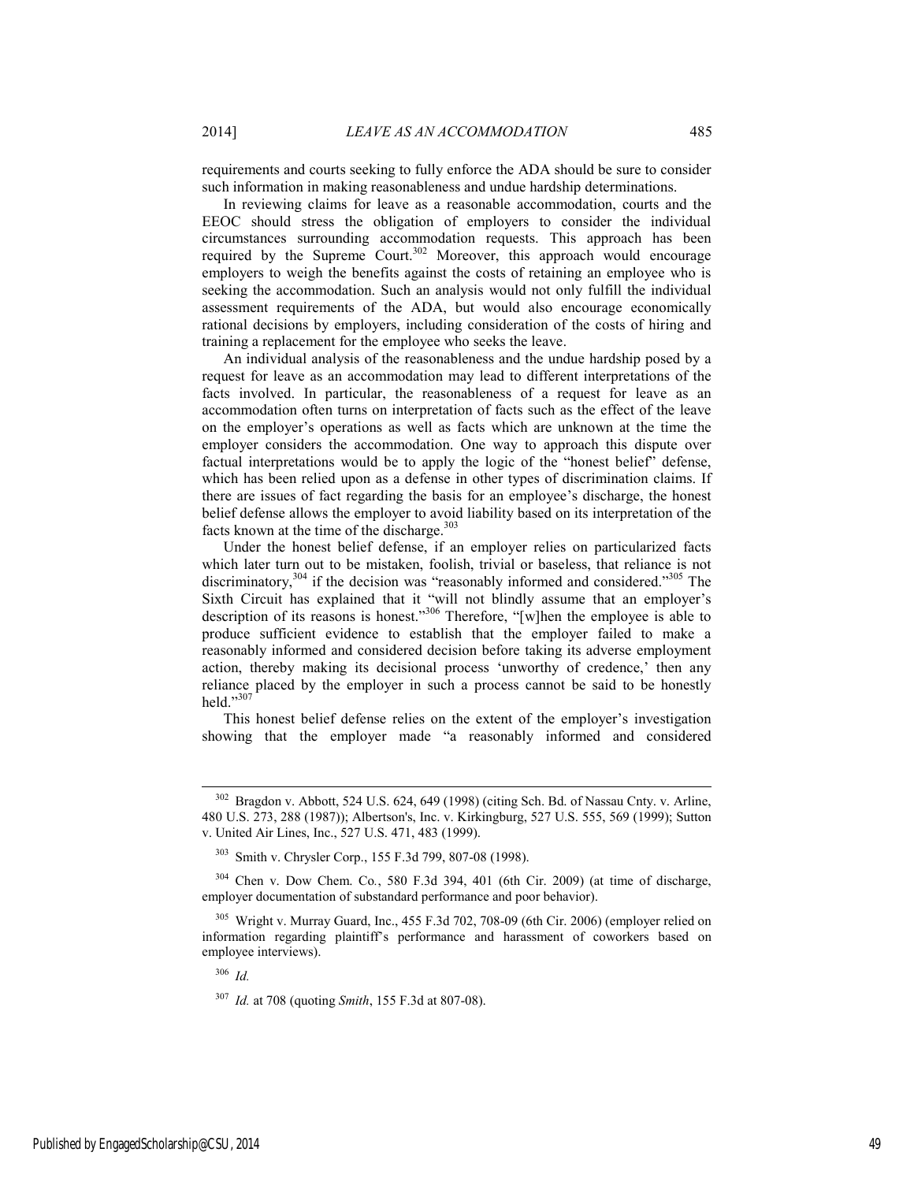requirements and courts seeking to fully enforce the ADA should be sure to consider such information in making reasonableness and undue hardship determinations.

In reviewing claims for leave as a reasonable accommodation, courts and the EEOC should stress the obligation of employers to consider the individual circumstances surrounding accommodation requests. This approach has been required by the Supreme Court.[302] Moreover, this approach would encourage employers to weigh the benefits against the costs of retaining an employee who is seeking the accommodation. Such an analysis would not only fulfill the individual assessment requirements of the ADA, but would also encourage economically rational decisions by employers, including consideration of the costs of hiring and training a replacement for the employee who seeks the leave.

An individual analysis of the reasonableness and the undue hardship posed by a request for leave as an accommodation may lead to different interpretations of the facts involved. In particular, the reasonableness of a request for leave as an accommodation often turns on interpretation of facts such as the effect of the leave on the employer's operations as well as facts which are unknown at the time the employer considers the accommodation. One way to approach this dispute over factual interpretations would be to apply the logic of the "honest belief" defense, which has been relied upon as a defense in other types of discrimination claims. If there are issues of fact regarding the basis for an employee's discharge, the honest belief defense allows the employer to avoid liability based on its interpretation of the facts known at the time of the discharge.[303]

Under the honest belief defense, if an employer relies on particularized facts which later turn out to be mistaken, foolish, trivial or baseless, that reliance is not discriminatory,[304] if the decision was "reasonably informed and considered."[305] The Sixth Circuit has explained that it "will not blindly assume that an employer's description of its reasons is honest."[306] Therefore, "[w]hen the employee is able to produce sufficient evidence to establish that the employer failed to make a reasonably informed and considered decision before taking its adverse employment action, thereby making its decisional process 'unworthy of credence,' then any reliance placed by the employer in such a process cannot be said to be honestly held."[307]

This honest belief defense relies on the extent of the employer's investigation showing that the employer made "a reasonably informed and considered

---

[302] Bragdon v. Abbott, 524 U.S. 624, 649 (1998) (citing Sch. Bd. of Nassau Cnty. v. Arline, 480 U.S. 273, 288 (1987)); Albertson's, Inc. v. Kirkingburg, 527 U.S. 555, 569 (1999); Sutton v. United Air Lines, Inc., 527 U.S. 471, 483 (1999).

[303] Smith v. Chrysler Corp., 155 F.3d 799, 807-08 (1998).

[304] Chen v. Dow Chem. Co., 580 F.3d 394, 401 (6th Cir. 2009) (at time of discharge, employer documentation of substandard performance and poor behavior).

[305] Wright v. Murray Guard, Inc., 455 F.3d 702, 708-09 (6th Cir. 2006) (employer relied on information regarding plaintiff's performance and harassment of coworkers based on employee interviews).

[306] *Id.*

[307] *Id.* at 708 (quoting *Smith*, 155 F.3d at 807-08).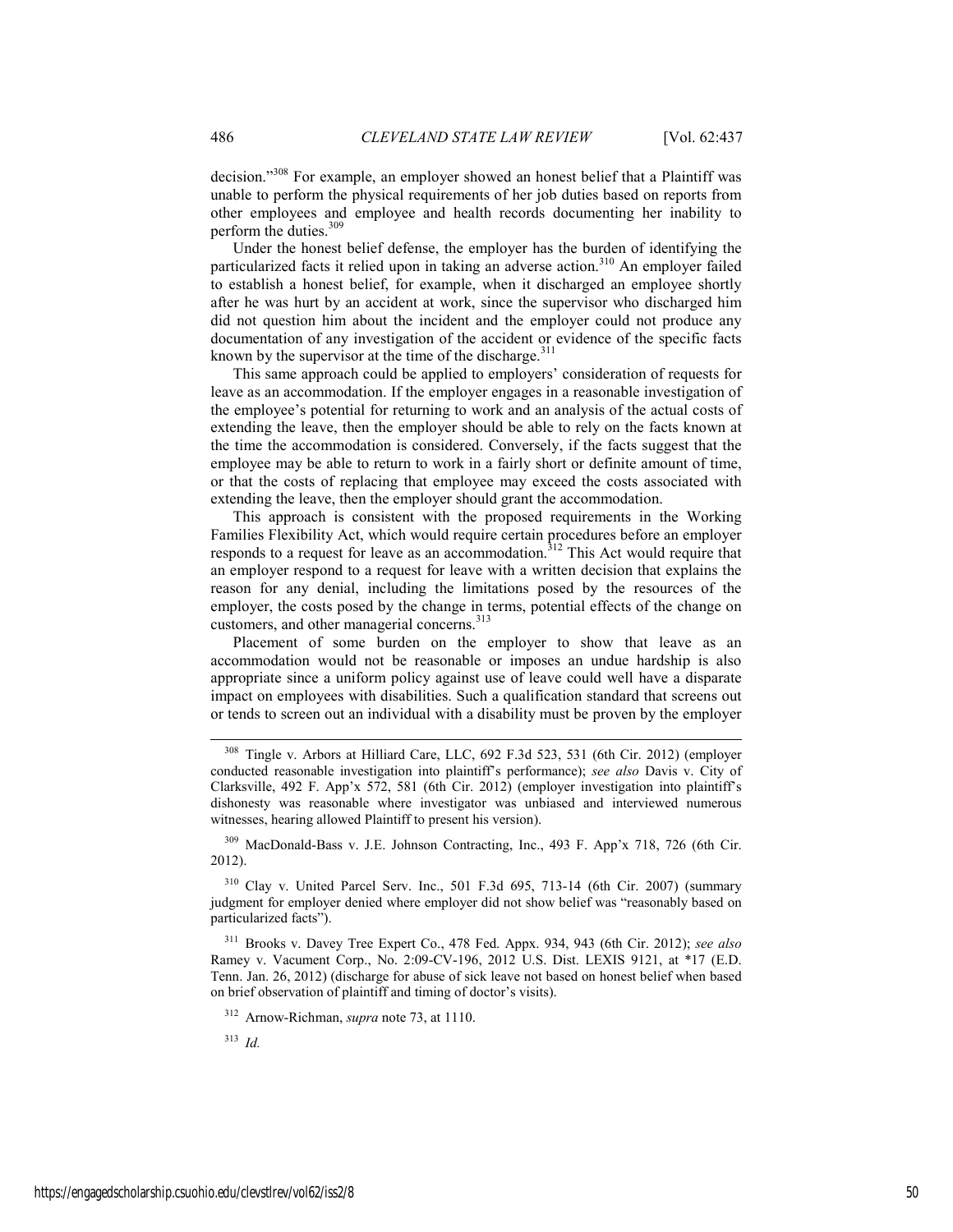decision."[308] For example, an employer showed an honest belief that a Plaintiff was unable to perform the physical requirements of her job duties based on reports from other employees and employee and health records documenting her inability to perform the duties.[309]

Under the honest belief defense, the employer has the burden of identifying the particularized facts it relied upon in taking an adverse action.[310] An employer failed to establish a honest belief, for example, when it discharged an employee shortly after he was hurt by an accident at work, since the supervisor who discharged him did not question him about the incident and the employer could not produce any documentation of any investigation of the accident or evidence of the specific facts known by the supervisor at the time of the discharge.[311]

This same approach could be applied to employers' consideration of requests for leave as an accommodation. If the employer engages in a reasonable investigation of the employee's potential for returning to work and an analysis of the actual costs of extending the leave, then the employer should be able to rely on the facts known at the time the accommodation is considered. Conversely, if the facts suggest that the employee may be able to return to work in a fairly short or definite amount of time, or that the costs of replacing that employee may exceed the costs associated with extending the leave, then the employer should grant the accommodation.

This approach is consistent with the proposed requirements in the Working Families Flexibility Act, which would require certain procedures before an employer responds to a request for leave as an accommodation.[312] This Act would require that an employer respond to a request for leave with a written decision that explains the reason for any denial, including the limitations posed by the resources of the employer, the costs posed by the change in terms, potential effects of the change on customers, and other managerial concerns.[313]

Placement of some burden on the employer to show that leave as an accommodation would not be reasonable or imposes an undue hardship is also appropriate since a uniform policy against use of leave could well have a disparate impact on employees with disabilities. Such a qualification standard that screens out or tends to screen out an individual with a disability must be proven by the employer

---

[308] Tingle v. Arbors at Hilliard Care, LLC, 692 F.3d 523, 531 (6th Cir. 2012) (employer conducted reasonable investigation into plaintiff's performance); *see also* Davis v. City of Clarksville, 492 F. App'x 572, 581 (6th Cir. 2012) (employer investigation into plaintiff's dishonesty was reasonable where investigator was unbiased and interviewed numerous witnesses, hearing allowed Plaintiff to present his version).

[309] MacDonald-Bass v. J.E. Johnson Contracting, Inc., 493 F. App'x 718, 726 (6th Cir. 2012).

[310] Clay v. United Parcel Serv. Inc., 501 F.3d 695, 713-14 (6th Cir. 2007) (summary judgment for employer denied where employer did not show belief was "reasonably based on particularized facts").

[311] Brooks v. Davey Tree Expert Co., 478 Fed. Appx. 934, 943 (6th Cir. 2012); *see also* Ramey v. Vacument Corp., No. 2:09-CV-196, 2012 U.S. Dist. LEXIS 9121, at *17 (E.D. Tenn. Jan. 26, 2012) (discharge for abuse of sick leave not based on honest belief when based on brief observation of plaintiff and timing of doctor's visits).

[312] Arnow-Richman, *supra* note 73, at 1110.

[313] *Id.*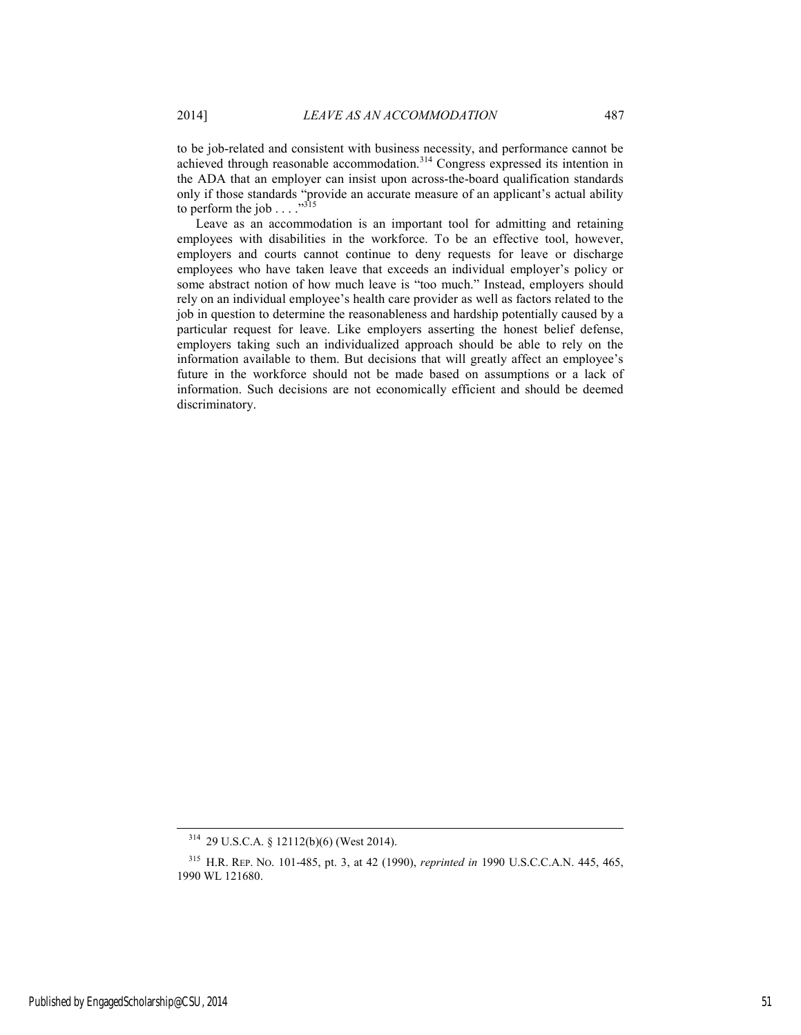to be job-related and consistent with business necessity, and performance cannot be achieved through reasonable accommodation.[314] Congress expressed its intention in the ADA that an employer can insist upon across-the-board qualification standards only if those standards "provide an accurate measure of an applicant's actual ability to perform the job . . . ."[315]

Leave as an accommodation is an important tool for admitting and retaining employees with disabilities in the workforce. To be an effective tool, however, employers and courts cannot continue to deny requests for leave or discharge employees who have taken leave that exceeds an individual employer's policy or some abstract notion of how much leave is "too much." Instead, employers should rely on an individual employee's health care provider as well as factors related to the job in question to determine the reasonableness and hardship potentially caused by a particular request for leave. Like employers asserting the honest belief defense, employers taking such an individualized approach should be able to rely on the information available to them. But decisions that will greatly affect an employee's future in the workforce should not be made based on assumptions or a lack of information. Such decisions are not economically efficient and should be deemed discriminatory.

---

[314] 29 U.S.C.A. § 12112(b)(6) (West 2014).

[315] H.R. REP. NO. 101-485, pt. 3, at 42 (1990), *reprinted in* 1990 U.S.C.C.A.N. 445, 465, 1990 WL 121680.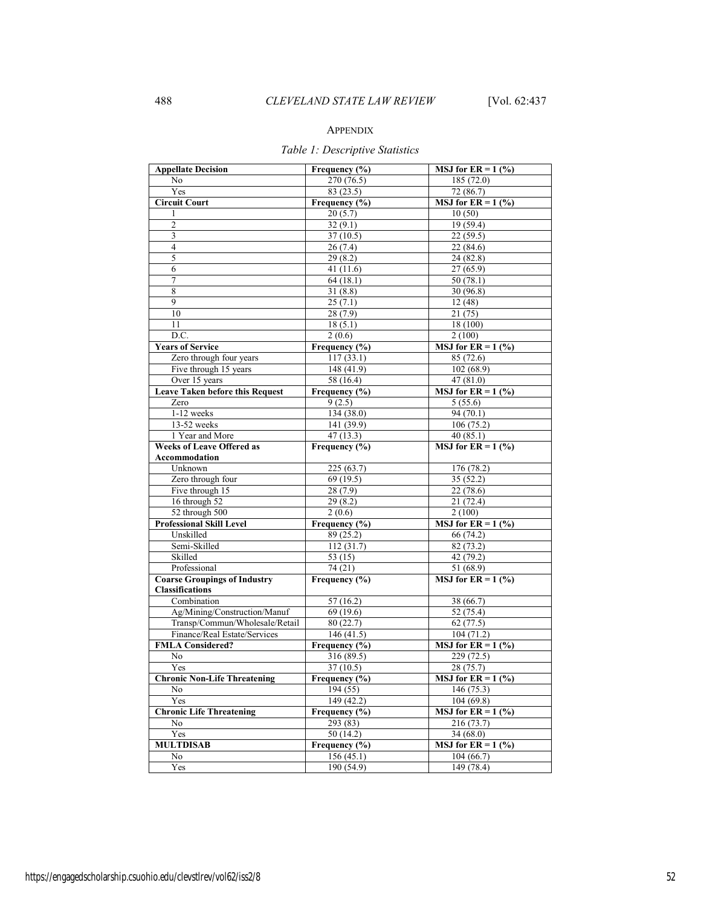## APPENDIX

*Table 1: Descriptive Statistics*

| **Appellate Decision** | **Frequency (%)** | **MSJ for ER = 1 (%)** |
|---|---|---|
| No | 270 (76.5) | 185 (72.0) |
| Yes | 83 (23.5) | 72 (86.7) |
| **Circuit Court** | **Frequency (%)** | **MSJ for ER = 1 (%)** |
| 1 | 20 (5.7) | 10 (50) |
| 2 | 32 (9.1) | 19 (59.4) |
| 3 | 37 (10.5) | 22 (59.5) |
| 4 | 26 (7.4) | 22 (84.6) |
| 5 | 29 (8.2) | 24 (82.8) |
| 6 | 41 (11.6) | 27 (65.9) |
| 7 | 64 (18.1) | 50 (78.1) |
| 8 | 31 (8.8) | 30 (96.8) |
| 9 | 25 (7.1) | 12 (48) |
| 10 | 28 (7.9) | 21 (75) |
| 11 | 18 (5.1) | 18 (100) |
| D.C. | 2 (0.6) | 2 (100) |
| **Years of Service** | **Frequency (%)** | **MSJ for ER = 1 (%)** |
| Zero through four years | 117 (33.1) | 85 (72.6) |
| Five through 15 years | 148 (41.9) | 102 (68.9) |
| Over 15 years | 58 (16.4) | 47 (81.0) |
| **Leave Taken before this Request** | **Frequency (%)** | **MSJ for ER = 1 (%)** |
| Zero | 9 (2.5) | 5 (55.6) |
| 1-12 weeks | 134 (38.0) | 94 (70.1) |
| 13-52 weeks | 141 (39.9) | 106 (75.2) |
| 1 Year and More | 47 (13.3) | 40 (85.1) |
| **Weeks of Leave Offered as Accommodation** | **Frequency (%)** | **MSJ for ER = 1 (%)** |
| Unknown | 225 (63.7) | 176 (78.2) |
| Zero through four | 69 (19.5) | 35 (52.2) |
| Five through 15 | 28 (7.9) | 22 (78.6) |
| 16 through 52 | 29 (8.2) | 21 (72.4) |
| 52 through 500 | 2 (0.6) | 2 (100) |
| **Professional Skill Level** | **Frequency (%)** | **MSJ for ER = 1 (%)** |
| Unskilled | 89 (25.2) | 66 (74.2) |
| Semi-Skilled | 112 (31.7) | 82 (73.2) |
| Skilled | 53 (15) | 42 (79.2) |
| Professional | 74 (21) | 51 (68.9) |
| **Coarse Groupings of Industry Classifications** | **Frequency (%)** | **MSJ for ER = 1 (%)** |
| Combination | 57 (16.2) | 38 (66.7) |
| Ag/Mining/Construction/Manuf | 69 (19.6) | 52 (75.4) |
| Transp/Commun/Wholesale/Retail | 80 (22.7) | 62 (77.5) |
| Finance/Real Estate/Services | 146 (41.5) | 104 (71.2) |
| **FMLA Considered?** | **Frequency (%)** | **MSJ for ER = 1 (%)** |
| No | 316 (89.5) | 229 (72.5) |
| Yes | 37 (10.5) | 28 (75.7) |
| **Chronic Non-Life Threatening** | **Frequency (%)** | **MSJ for ER = 1 (%)** |
| No | 194 (55) | 146 (75.3) |
| Yes | 149 (42.2) | 104 (69.8) |
| **Chronic Life Threatening** | **Frequency (%)** | **MSJ for ER = 1 (%)** |
| No | 293 (83) | 216 (73.7) |
| Yes | 50 (14.2) | 34 (68.0) |
| **MULTDISAB** | **Frequency (%)** | **MSJ for ER = 1 (%)** |
| No | 156 (45.1) | 104 (66.7) |
| Yes | 190 (54.9) | 149 (78.4) |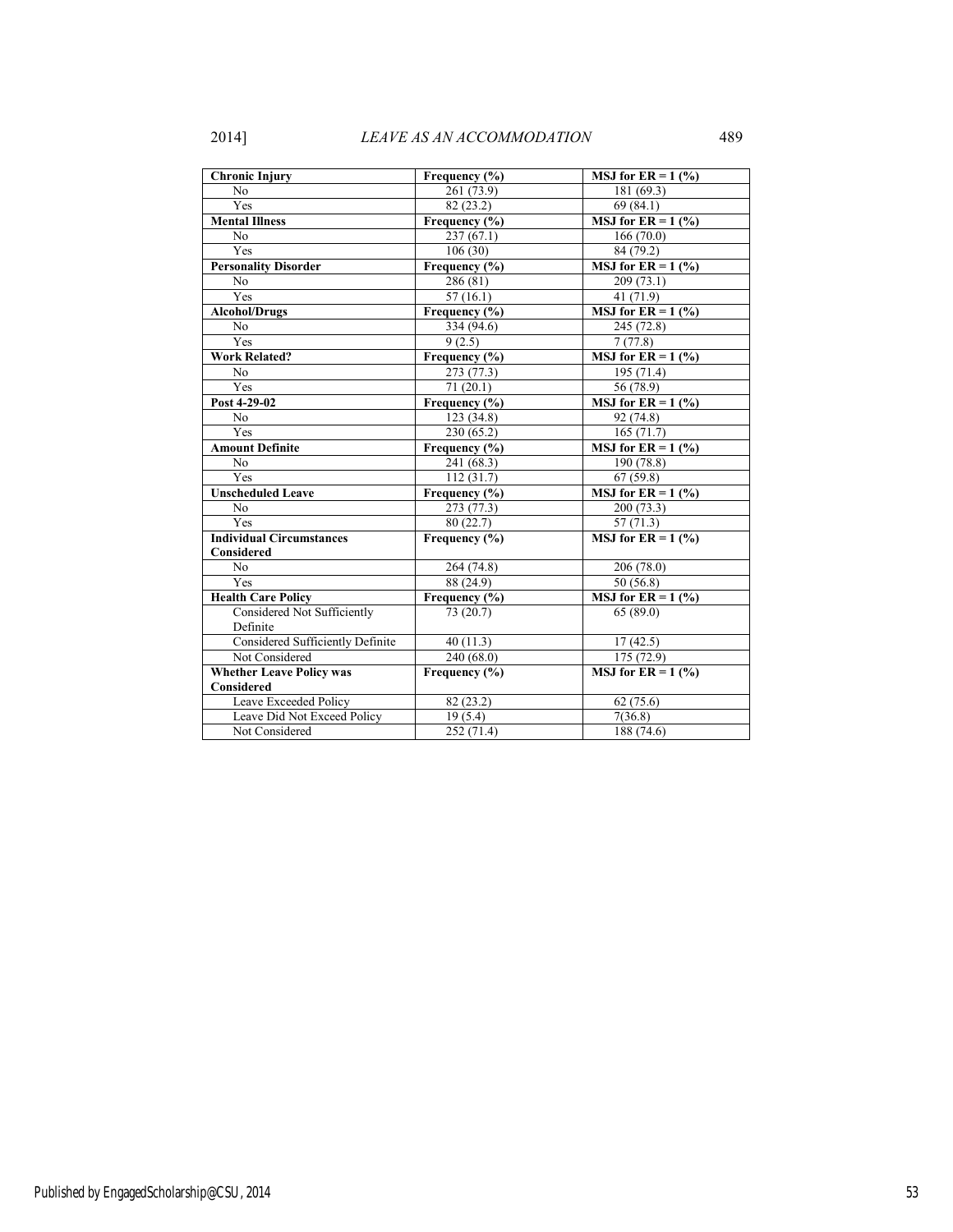| **Chronic Injury** | **Frequency (%)** | **MSJ for ER = 1 (%)** |
|---|---|---|
| No | 261 (73.9) | 181 (69.3) |
| Yes | 82 (23.2) | 69 (84.1) |
| **Mental Illness** | **Frequency (%)** | **MSJ for ER = 1 (%)** |
| No | 237 (67.1) | 166 (70.0) |
| Yes | 106 (30) | 84 (79.2) |
| **Personality Disorder** | **Frequency (%)** | **MSJ for ER = 1 (%)** |
| No | 286 (81) | 209 (73.1) |
| Yes | 57 (16.1) | 41 (71.9) |
| **Alcohol/Drugs** | **Frequency (%)** | **MSJ for ER = 1 (%)** |
| No | 334 (94.6) | 245 (72.8) |
| Yes | 9 (2.5) | 7 (77.8) |
| **Work Related?** | **Frequency (%)** | **MSJ for ER = 1 (%)** |
| No | 273 (77.3) | 195 (71.4) |
| Yes | 71 (20.1) | 56 (78.9) |
| **Post 4-29-02** | **Frequency (%)** | **MSJ for ER = 1 (%)** |
| No | 123 (34.8) | 92 (74.8) |
| Yes | 230 (65.2) | 165 (71.7) |
| **Amount Definite** | **Frequency (%)** | **MSJ for ER = 1 (%)** |
| No | 241 (68.3) | 190 (78.8) |
| Yes | 112 (31.7) | 67 (59.8) |
| **Unscheduled Leave** | **Frequency (%)** | **MSJ for ER = 1 (%)** |
| No | 273 (77.3) | 200 (73.3) |
| Yes | 80 (22.7) | 57 (71.3) |
| **Individual Circumstances Considered** | **Frequency (%)** | **MSJ for ER = 1 (%)** |
| No | 264 (74.8) | 206 (78.0) |
| Yes | 88 (24.9) | 50 (56.8) |
| **Health Care Policy** | **Frequency (%)** | **MSJ for ER = 1 (%)** |
| Considered Not Sufficiently Definite | 73 (20.7) | 65 (89.0) |
| Considered Sufficiently Definite | 40 (11.3) | 17 (42.5) |
| Not Considered | 240 (68.0) | 175 (72.9) |
| **Whether Leave Policy was Considered** | **Frequency (%)** | **MSJ for ER = 1 (%)** |
| Leave Exceeded Policy | 82 (23.2) | 62 (75.6) |
| Leave Did Not Exceed Policy | 19 (5.4) | 7(36.8) |
| Not Considered | 252 (71.4) | 188 (74.6) |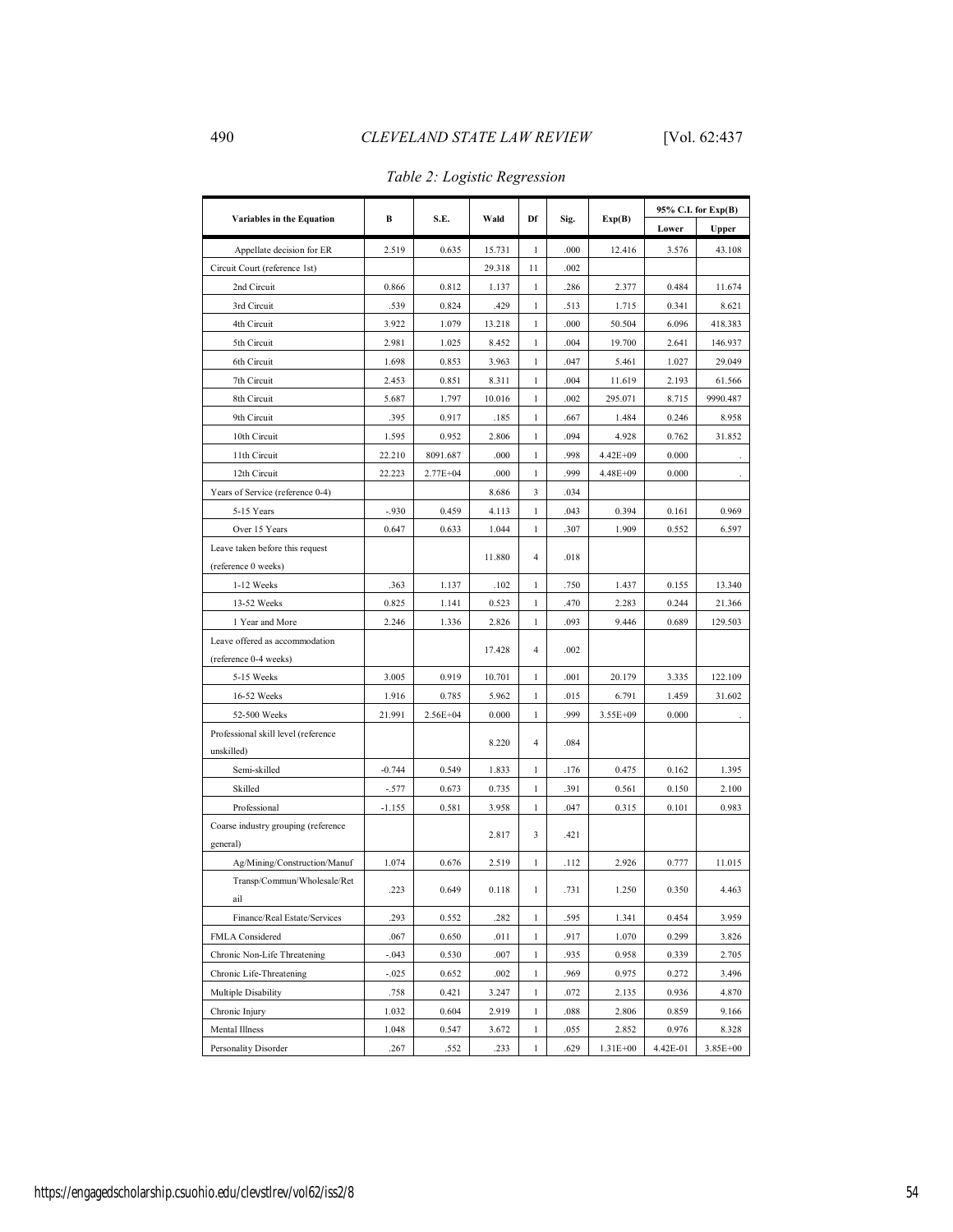*Table 2: Logistic Regression*

| Variables in the Equation | B | S.E. | Wald | Df | Sig. | Exp(B) | 95% C.I. for Exp(B) | |
|---|---|---|---|---|---|---|---|---|
| | | | | | | | Lower | Upper |
| Appellate decision for ER | 2.519 | 0.635 | 15.731 | 1 | .000 | 12.416 | 3.576 | 43.108 |
| Circuit Court (reference 1st) | | | 29.318 | 11 | .002 | | | |
| 2nd Circuit | 0.866 | 0.812 | 1.137 | 1 | .286 | 2.377 | 0.484 | 11.674 |
| 3rd Circuit | .539 | 0.824 | .429 | 1 | .513 | 1.715 | 0.341 | 8.621 |
| 4th Circuit | 3.922 | 1.079 | 13.218 | 1 | .000 | 50.504 | 6.096 | 418.383 |
| 5th Circuit | 2.981 | 1.025 | 8.452 | 1 | .004 | 19.700 | 2.641 | 146.937 |
| 6th Circuit | 1.698 | 0.853 | 3.963 | 1 | .047 | 5.461 | 1.027 | 29.049 |
| 7th Circuit | 2.453 | 0.851 | 8.311 | 1 | .004 | 11.619 | 2.193 | 61.566 |
| 8th Circuit | 5.687 | 1.797 | 10.016 | 1 | .002 | 295.071 | 8.715 | 9990.487 |
| 9th Circuit | .395 | 0.917 | .185 | 1 | .667 | 1.484 | 0.246 | 8.958 |
| 10th Circuit | 1.595 | 0.952 | 2.806 | 1 | .094 | 4.928 | 0.762 | 31.852 |
| 11th Circuit | 22.210 | 8091.687 | .000 | 1 | .998 | 4.42E+09 | 0.000 | . |
| 12th Circuit | 22.223 | 2.77E+04 | .000 | 1 | .999 | 4.48E+09 | 0.000 | . |
| Years of Service (reference 0-4) | | | 8.686 | 3 | .034 | | | |
| 5-15 Years | -.930 | 0.459 | 4.113 | 1 | .043 | 0.394 | 0.161 | 0.969 |
| Over 15 Years | 0.647 | 0.633 | 1.044 | 1 | .307 | 1.909 | 0.552 | 6.597 |
| Leave taken before this request (reference 0 weeks) | | | 11.880 | 4 | .018 | | | |
| 1-12 Weeks | .363 | 1.137 | .102 | 1 | .750 | 1.437 | 0.155 | 13.340 |
| 13-52 Weeks | 0.825 | 1.141 | 0.523 | 1 | .470 | 2.283 | 0.244 | 21.366 |
| 1 Year and More | 2.246 | 1.336 | 2.826 | 1 | .093 | 9.446 | 0.689 | 129.503 |
| Leave offered as accommodation (reference 0-4 weeks) | | | 17.428 | 4 | .002 | | | |
| 5-15 Weeks | 3.005 | 0.919 | 10.701 | 1 | .001 | 20.179 | 3.335 | 122.109 |
| 16-52 Weeks | 1.916 | 0.785 | 5.962 | 1 | .015 | 6.791 | 1.459 | 31.602 |
| 52-500 Weeks | 21.991 | 2.56E+04 | 0.000 | 1 | .999 | 3.55E+09 | 0.000 | . |
| Professional skill level (reference unskilled) | | | 8.220 | 4 | .084 | | | |
| Semi-skilled | -0.744 | 0.549 | 1.833 | 1 | .176 | 0.475 | 0.162 | 1.395 |
| Skilled | -.577 | 0.673 | 0.735 | 1 | .391 | 0.561 | 0.150 | 2.100 |
| Professional | -1.155 | 0.581 | 3.958 | 1 | .047 | 0.315 | 0.101 | 0.983 |
| Coarse industry grouping (reference general) | | | 2.817 | 3 | .421 | | | |
| Ag/Mining/Construction/Manuf | 1.074 | 0.676 | 2.519 | 1 | .112 | 2.926 | 0.777 | 11.015 |
| Transp/Commun/Wholesale/Retail | .223 | 0.649 | 0.118 | 1 | .731 | 1.250 | 0.350 | 4.463 |
| Finance/Real Estate/Services | .293 | 0.552 | .282 | 1 | .595 | 1.341 | 0.454 | 3.959 |
| FMLA Considered | .067 | 0.650 | .011 | 1 | .917 | 1.070 | 0.299 | 3.826 |
| Chronic Non-Life Threatening | -.043 | 0.530 | .007 | 1 | .935 | 0.958 | 0.339 | 2.705 |
| Chronic Life-Threatening | -.025 | 0.652 | .002 | 1 | .969 | 0.975 | 0.272 | 3.496 |
| Multiple Disability | .758 | 0.421 | 3.247 | 1 | .072 | 2.135 | 0.936 | 4.870 |
| Chronic Injury | 1.032 | 0.604 | 2.919 | 1 | .088 | 2.806 | 0.859 | 9.166 |
| Mental Illness | 1.048 | 0.547 | 3.672 | 1 | .055 | 2.852 | 0.976 | 8.328 |
| Personality Disorder | .267 | .552 | .233 | 1 | .629 | 1.31E+00 | 4.42E-01 | 3.85E+00 |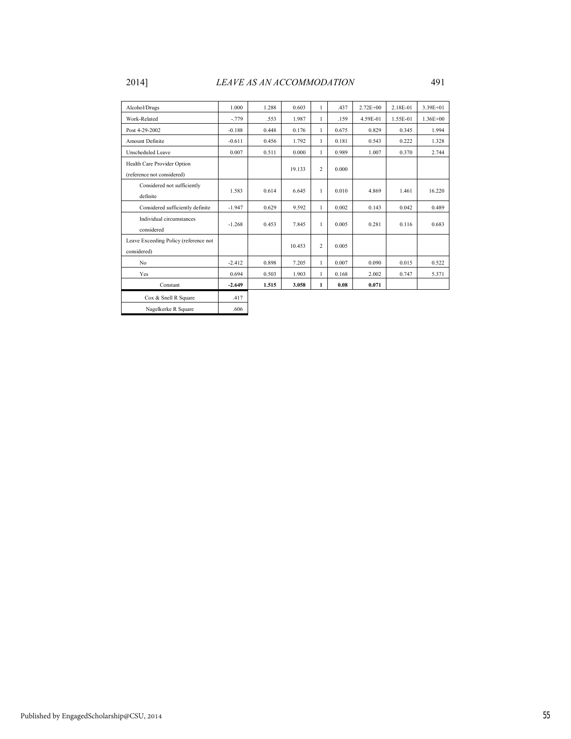| | | | | | | | | |
|---|---|---|---|---|---|---|---|---|
| Alcohol/Drugs | 1.000 | 1.288 | 0.603 | 1 | .437 | 2.72E+00 | 2.18E-01 | 3.39E+01 |
| Work-Related | -.779 | .553 | 1.987 | 1 | .159 | 4.59E-01 | 1.55E-01 | 1.36E+00 |
| Post 4-29-2002 | -0.188 | 0.448 | 0.176 | 1 | 0.675 | 0.829 | 0.345 | 1.994 |
| Amount Definite | -0.611 | 0.456 | 1.792 | 1 | 0.181 | 0.543 | 0.222 | 1.328 |
| Unscheduled Leave | 0.007 | 0.511 | 0.000 | 1 | 0.989 | 1.007 | 0.370 | 2.744 |
| Health Care Provider Option (reference not considered) | | | 19.133 | 2 | 0.000 | | | |
| Considered not sufficiently definite | 1.583 | 0.614 | 6.645 | 1 | 0.010 | 4.869 | 1.461 | 16.220 |
| Considered sufficiently definite | -1.947 | 0.629 | 9.592 | 1 | 0.002 | 0.143 | 0.042 | 0.489 |
| Individual circumstances considered | -1.268 | 0.453 | 7.845 | 1 | 0.005 | 0.281 | 0.116 | 0.683 |
| Leave Exceeding Policy (reference not considered) | | | 10.453 | 2 | 0.005 | | | |
| No | -2.412 | 0.898 | 7.205 | 1 | 0.007 | 0.090 | 0.015 | 0.522 |
| Yes | 0.694 | 0.503 | 1.903 | 1 | 0.168 | 2.002 | 0.747 | 5.371 |
| **Constant** | **-2.649** | **1.515** | **3.058** | **1** | **0.08** | **0.071** | | |

| | |
|---|---|
| Cox & Snell R Square | .417 |
| Nagelkerke R Square | .606 |